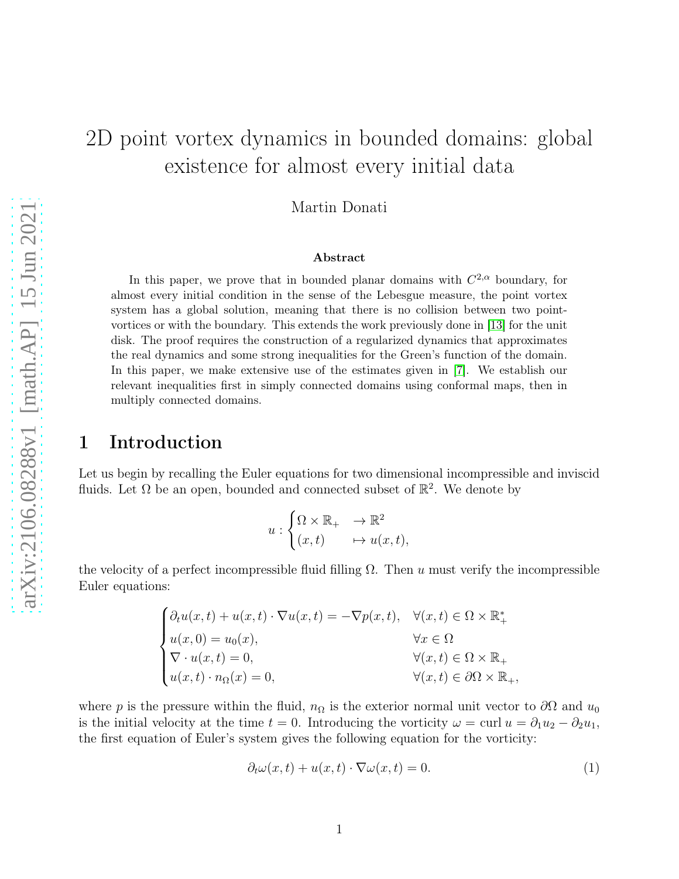# 2D point vortex dynamics in bounded domains: global existence for almost every initial data

Martin Donati

**Abstract**

In this paper, we prove that in bounded planar domains with $C^{2,\alpha}$ boundary, for almost every initial condition in the sense of the Lebesgue measure, the point vortex system has a global solution, meaning that there is no collision between two point-vortices or with the boundary. This extends the work previously done in [13] for the unit disk. The proof requires the construction of a regularized dynamics that approximates the real dynamics and some strong inequalities for the Green's function of the domain. In this paper, we make extensive use of the estimates given in [7]. We establish our relevant inequalities first in simply connected domains using conformal maps, then in multiply connected domains.

## 1 Introduction

Let us begin by recalling the Euler equations for two dimensional incompressible and inviscid fluids. Let $\Omega$ be an open, bounded and connected subset of $\mathbb{R}^2$. We denote by

$$u : \begin{cases} \Omega \times \mathbb{R}_+ & \to \mathbb{R}^2 \\ (x,t) & \mapsto u(x,t), \end{cases}$$

the velocity of a perfect incompressible fluid filling $\Omega$. Then $u$ must verify the incompressible Euler equations:

$$\begin{cases} \partial_t u(x,t) + u(x,t) \cdot \nabla u(x,t) = -\nabla p(x,t), & \forall (x,t) \in \Omega \times \mathbb{R}_+^* \\ u(x,0) = u_0(x), & \forall x \in \Omega \\ \nabla \cdot u(x,t) = 0, & \forall (x,t) \in \Omega \times \mathbb{R}_+ \\ u(x,t) \cdot n_\Omega(x) = 0, & \forall (x,t) \in \partial\Omega \times \mathbb{R}_+, \end{cases}$$

where $p$ is the pressure within the fluid, $n_\Omega$ is the exterior normal unit vector to $\partial\Omega$ and $u_0$ is the initial velocity at the time $t = 0$. Introducing the vorticity $\omega = \operatorname{curl} u = \partial_1 u_2 - \partial_2 u_1$, the first equation of Euler's system gives the following equation for the vorticity:

$$\partial_t \omega(x,t) + u(x,t) \cdot \nabla \omega(x,t) = 0. \tag{1}$$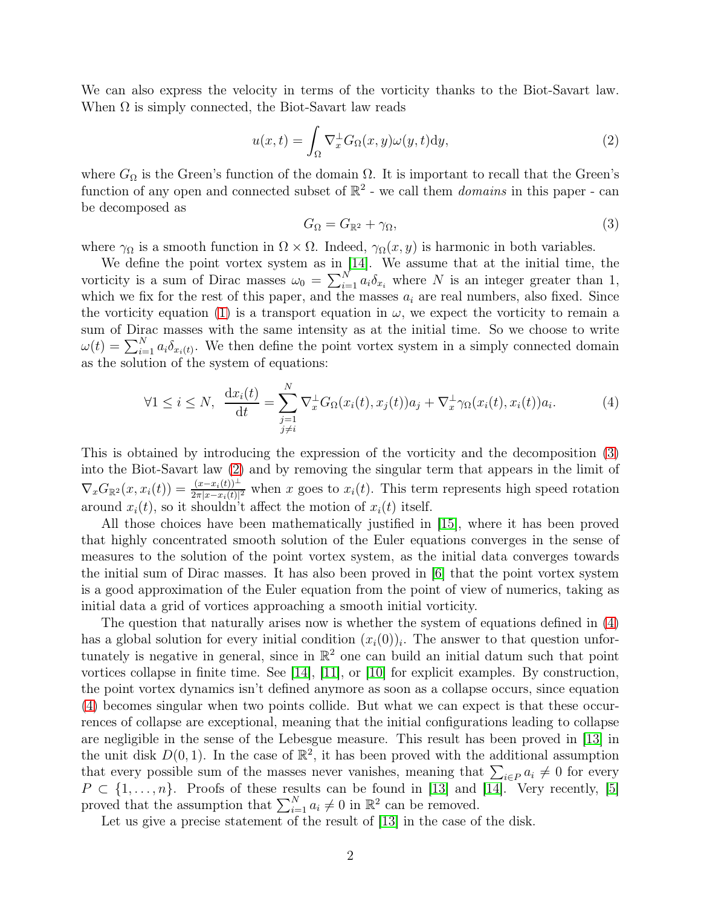We can also express the velocity in terms of the vorticity thanks to the Biot-Savart law. When $\Omega$ is simply connected, the Biot-Savart law reads

$$u(x,t) = \int_\Omega \nabla_x^\perp G_\Omega(x,y)\omega(y,t)\mathrm{d}y, \tag{2}$$

where $G_\Omega$ is the Green's function of the domain $\Omega$. It is important to recall that the Green's function of any open and connected subset of $\mathbb{R}^2$ - we call them *domains* in this paper - can be decomposed as

$$G_\Omega = G_{\mathbb{R}^2} + \gamma_\Omega, \tag{3}$$

where $\gamma_\Omega$ is a smooth function in $\Omega \times \Omega$. Indeed, $\gamma_\Omega(x,y)$ is harmonic in both variables.

We define the point vortex system as in [14]. We assume that at the initial time, the vorticity is a sum of Dirac masses $\omega_0 = \sum_{i=1}^N a_i \delta_{x_i}$ where $N$ is an integer greater than 1, which we fix for the rest of this paper, and the masses $a_i$ are real numbers, also fixed. Since the vorticity equation (1) is a transport equation in $\omega$, we expect the vorticity to remain a sum of Dirac masses with the same intensity as at the initial time. So we choose to write $\omega(t) = \sum_{i=1}^N a_i \delta_{x_i(t)}$. We then define the point vortex system in a simply connected domain as the solution of the system of equations:

$$\forall 1 \leq i \leq N, \ \frac{\mathrm{d}x_i(t)}{\mathrm{d}t} = \sum_{\substack{j=1 \\ j\neq i}}^N \nabla_x^\perp G_\Omega(x_i(t), x_j(t))a_j + \nabla_x^\perp \gamma_\Omega(x_i(t), x_i(t))a_i. \tag{4}$$

This is obtained by introducing the expression of the vorticity and the decomposition (3) into the Biot-Savart law (2) and by removing the singular term that appears in the limit of $\nabla_x G_{\mathbb{R}^2}(x, x_i(t)) = \frac{(x-x_i(t))^\perp}{2\pi|x-x_i(t)|^2}$ when $x$ goes to $x_i(t)$. This term represents high speed rotation around $x_i(t)$, so it shouldn't affect the motion of $x_i(t)$ itself.

All those choices have been mathematically justified in [15], where it has been proved that highly concentrated smooth solution of the Euler equations converges in the sense of measures to the solution of the point vortex system, as the initial data converges towards the initial sum of Dirac masses. It has also been proved in [6] that the point vortex system is a good approximation of the Euler equation from the point of view of numerics, taking as initial data a grid of vortices approaching a smooth initial vorticity.

The question that naturally arises now is whether the system of equations defined in (4) has a global solution for every initial condition $(x_i(0))_i$. The answer to that question unfortunately is negative in general, since in $\mathbb{R}^2$ one can build an initial datum such that point vortices collapse in finite time. See [14], [11], or [10] for explicit examples. By construction, the point vortex dynamics isn't defined anymore as soon as a collapse occurs, since equation (4) becomes singular when two points collide. But what we can expect is that these occurrences of collapse are exceptional, meaning that the initial configurations leading to collapse are negligible in the sense of the Lebesgue measure. This result has been proved in [13] in the unit disk $D(0,1)$. In the case of $\mathbb{R}^2$, it has been proved with the additional assumption that every possible sum of the masses never vanishes, meaning that $\sum_{i\in P} a_i \neq 0$ for every $P \subset \{1,\ldots,n\}$. Proofs of these results can be found in [13] and [14]. Very recently, [5] proved that the assumption that $\sum_{i=1}^N a_i \neq 0$ in $\mathbb{R}^2$ can be removed.

Let us give a precise statement of the result of [13] in the case of the disk.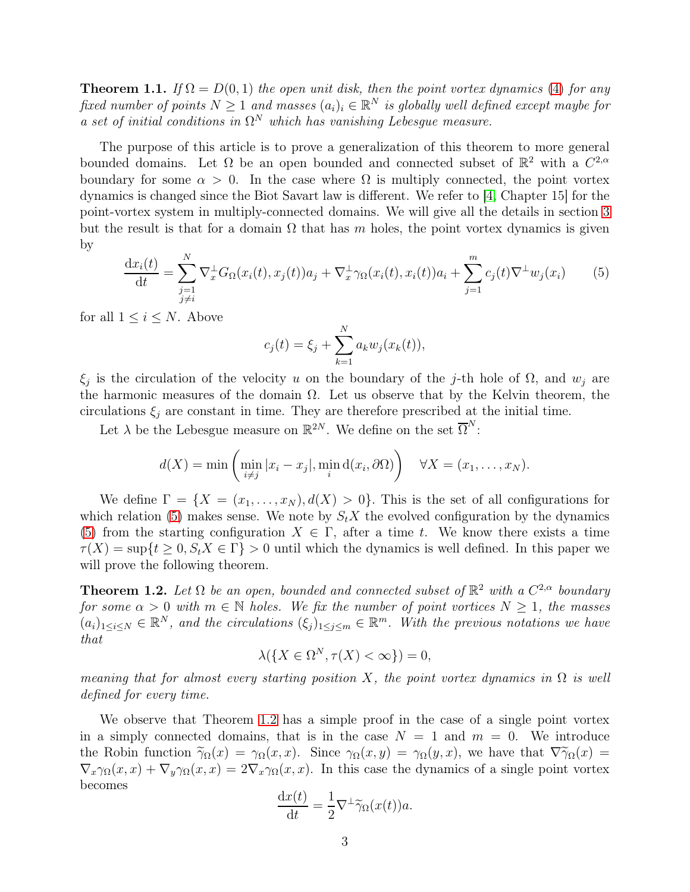**Theorem 1.1.** *If $\Omega = D(0,1)$ the open unit disk, then the point vortex dynamics (4) for any fixed number of points $N \geq 1$ and masses $(a_i)_i \in \mathbb{R}^N$ is globally well defined except maybe for a set of initial conditions in $\Omega^N$ which has vanishing Lebesgue measure.*

The purpose of this article is to prove a generalization of this theorem to more general bounded domains. Let $\Omega$ be an open bounded and connected subset of $\mathbb{R}^2$ with a $C^{2,\alpha}$ boundary for some $\alpha > 0$. In the case where $\Omega$ is multiply connected, the point vortex dynamics is changed since the Biot Savart law is different. We refer to [4, Chapter 15] for the point-vortex system in multiply-connected domains. We will give all the details in section 3 but the result is that for a domain $\Omega$ that has $m$ holes, the point vortex dynamics is given by

$$\frac{\mathrm{d}x_i(t)}{\mathrm{d}t} = \sum_{\substack{j=1 \\ j \neq i}}^{N} \nabla_x^\perp G_\Omega(x_i(t), x_j(t)) a_j + \nabla_x^\perp \gamma_\Omega(x_i(t), x_i(t)) a_i + \sum_{j=1}^{m} c_j(t) \nabla^\perp w_j(x_i) \tag{5}$$

for all $1 \leq i \leq N$. Above

$$c_j(t) = \xi_j + \sum_{k=1}^{N} a_k w_j(x_k(t)),$$

$\xi_j$ is the circulation of the velocity $u$ on the boundary of the $j$-th hole of $\Omega$, and $w_j$ are the harmonic measures of the domain $\Omega$. Let us observe that by the Kelvin theorem, the circulations $\xi_j$ are constant in time. They are therefore prescribed at the initial time.

Let $\lambda$ be the Lebesgue measure on $\mathbb{R}^{2N}$. We define on the set $\overline{\Omega}^N$:

$$d(X) = \min\left(\min_{i \neq j} |x_i - x_j|, \min_i \mathrm{d}(x_i, \partial\Omega)\right) \quad \forall X = (x_1, \ldots, x_N).$$

We define $\Gamma = \{X = (x_1, \ldots, x_N), d(X) > 0\}$. This is the set of all configurations for which relation (5) makes sense. We note by $S_t X$ the evolved configuration by the dynamics (5) from the starting configuration $X \in \Gamma$, after a time $t$. We know there exists a time $\tau(X) = \sup\{t \geq 0, S_t X \in \Gamma\} > 0$ until which the dynamics is well defined. In this paper we will prove the following theorem.

**Theorem 1.2.** *Let $\Omega$ be an open, bounded and connected subset of $\mathbb{R}^2$ with a $C^{2,\alpha}$ boundary for some $\alpha > 0$ with $m \in \mathbb{N}$ holes. We fix the number of point vortices $N \geq 1$, the masses $(a_i)_{1 \leq i \leq N} \in \mathbb{R}^N$, and the circulations $(\xi_j)_{1 \leq j \leq m} \in \mathbb{R}^m$. With the previous notations we have that*

$$\lambda(\{X \in \Omega^N, \tau(X) < \infty\}) = 0,$$

*meaning that for almost every starting position $X$, the point vortex dynamics in $\Omega$ is well defined for every time.*

We observe that Theorem 1.2 has a simple proof in the case of a single point vortex in a simply connected domains, that is in the case $N = 1$ and $m = 0$. We introduce the Robin function $\widetilde{\gamma}_\Omega(x) = \gamma_\Omega(x, x)$. Since $\gamma_\Omega(x, y) = \gamma_\Omega(y, x)$, we have that $\nabla \widetilde{\gamma}_\Omega(x) = \nabla_x \gamma_\Omega(x, x) + \nabla_y \gamma_\Omega(x, x) = 2\nabla_x \gamma_\Omega(x, x)$. In this case the dynamics of a single point vortex becomes

$$\frac{\mathrm{d}x(t)}{\mathrm{d}t} = \frac{1}{2} \nabla^\perp \widetilde{\gamma}_\Omega(x(t)) a.$$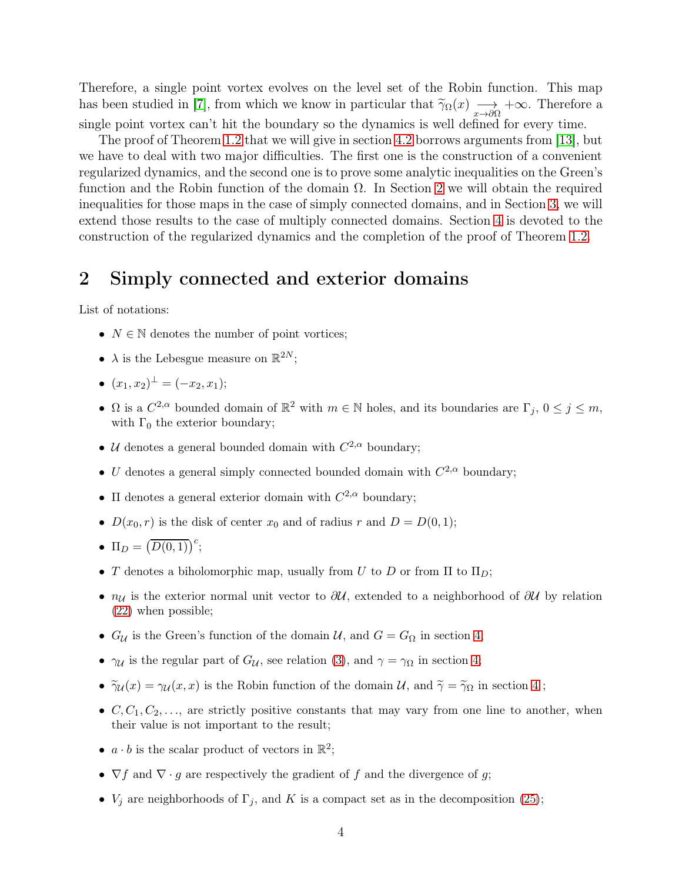Therefore, a single point vortex evolves on the level set of the Robin function. This map has been studied in [7], from which we know in particular that $\widetilde{\gamma}_\Omega(x) \underset{x\to\partial\Omega}{\longrightarrow} +\infty$. Therefore a single point vortex can't hit the boundary so the dynamics is well defined for every time.

The proof of Theorem 1.2 that we will give in section 4.2 borrows arguments from [13], but we have to deal with two major difficulties. The first one is the construction of a convenient regularized dynamics, and the second one is to prove some analytic inequalities on the Green's function and the Robin function of the domain $\Omega$. In Section 2 we will obtain the required inequalities for those maps in the case of simply connected domains, and in Section 3, we will extend those results to the case of multiply connected domains. Section 4 is devoted to the construction of the regularized dynamics and the completion of the proof of Theorem 1.2.

## 2 Simply connected and exterior domains

List of notations:

- $N \in \mathbb{N}$ denotes the number of point vortices;
- $\lambda$ is the Lebesgue measure on $\mathbb{R}^{2N}$;
- $(x_1, x_2)^\perp = (-x_2, x_1)$;
- $\Omega$ is a $C^{2,\alpha}$ bounded domain of $\mathbb{R}^2$ with $m \in \mathbb{N}$ holes, and its boundaries are $\Gamma_j$, $0 \le j \le m$, with $\Gamma_0$ the exterior boundary;
- $\mathcal{U}$ denotes a general bounded domain with $C^{2,\alpha}$ boundary;
- $U$ denotes a general simply connected bounded domain with $C^{2,\alpha}$ boundary;
- $\Pi$ denotes a general exterior domain with $C^{2,\alpha}$ boundary;
- $D(x_0, r)$ is the disk of center $x_0$ and of radius $r$ and $D = D(0,1)$;
- $\Pi_D = \left(\overline{D(0,1)}\right)^c$;
- $T$ denotes a biholomorphic map, usually from $U$ to $D$ or from $\Pi$ to $\Pi_D$;
- $n_{\mathcal{U}}$ is the exterior normal unit vector to $\partial\mathcal{U}$, extended to a neighborhood of $\partial\mathcal{U}$ by relation (22) when possible;
- $G_{\mathcal{U}}$ is the Green's function of the domain $\mathcal{U}$, and $G = G_\Omega$ in section 4;
- $\gamma_{\mathcal{U}}$ is the regular part of $G_{\mathcal{U}}$, see relation (3), and $\gamma = \gamma_\Omega$ in section 4;
- $\widetilde{\gamma}_{\mathcal{U}}(x) = \gamma_{\mathcal{U}}(x,x)$ is the Robin function of the domain $\mathcal{U}$, and $\widetilde{\gamma} = \widetilde{\gamma}_\Omega$ in section 4 ;
- $C, C_1, C_2, \ldots$, are strictly positive constants that may vary from one line to another, when their value is not important to the result;
- $a \cdot b$ is the scalar product of vectors in $\mathbb{R}^2$;
- $\nabla f$ and $\nabla \cdot g$ are respectively the gradient of $f$ and the divergence of $g$;
- $V_j$ are neighborhoods of $\Gamma_j$, and $K$ is a compact set as in the decomposition (25);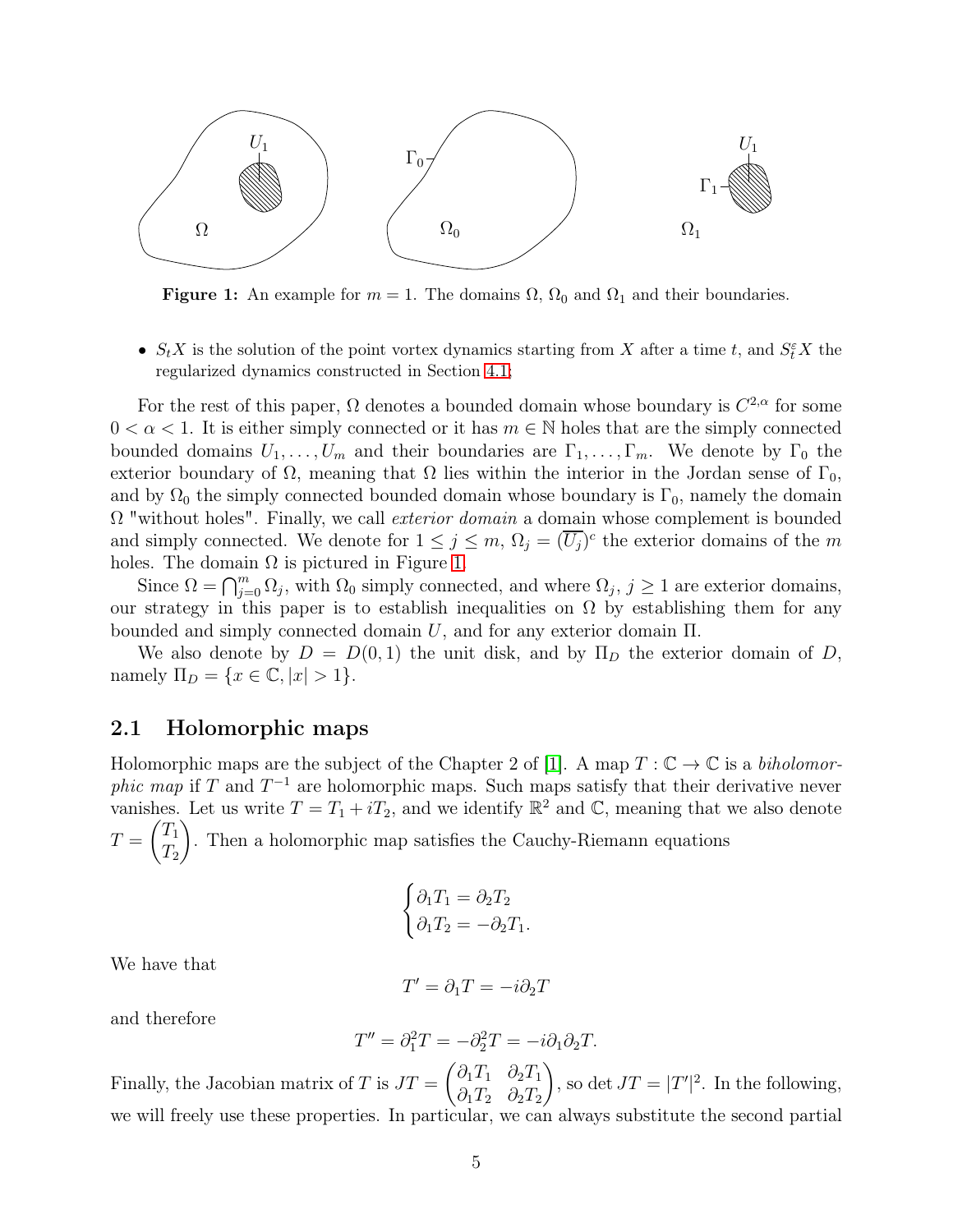**Figure 1:** An example for $m = 1$. The domains $\Omega$, $\Omega_0$ and $\Omega_1$ and their boundaries.

- $S_t X$ is the solution of the point vortex dynamics starting from $X$ after a time $t$, and $S_t^\varepsilon X$ the regularized dynamics constructed in Section 4.1;

For the rest of this paper, $\Omega$ denotes a bounded domain whose boundary is $C^{2,\alpha}$ for some $0 < \alpha < 1$. It is either simply connected or it has $m \in \mathbb{N}$ holes that are the simply connected bounded domains $U_1, \dots, U_m$ and their boundaries are $\Gamma_1, \dots, \Gamma_m$. We denote by $\Gamma_0$ the exterior boundary of $\Omega$, meaning that $\Omega$ lies within the interior in the Jordan sense of $\Gamma_0$, and by $\Omega_0$ the simply connected bounded domain whose boundary is $\Gamma_0$, namely the domain $\Omega$ "without holes". Finally, we call *exterior domain* a domain whose complement is bounded and simply connected. We denote for $1 \leq j \leq m$, $\Omega_j = (\overline{U_j})^c$ the exterior domains of the $m$ holes. The domain $\Omega$ is pictured in Figure 1.

Since $\Omega = \bigcap_{j=0}^{m} \Omega_j$, with $\Omega_0$ simply connected, and where $\Omega_j$, $j \geq 1$ are exterior domains, our strategy in this paper is to establish inequalities on $\Omega$ by establishing them for any bounded and simply connected domain $U$, and for any exterior domain $\Pi$.

We also denote by $D = D(0,1)$ the unit disk, and by $\Pi_D$ the exterior domain of $D$, namely $\Pi_D = \{x \in \mathbb{C}, |x| > 1\}$.

## 2.1 Holomorphic maps

Holomorphic maps are the subject of the Chapter 2 of [1]. A map $T : \mathbb{C} \to \mathbb{C}$ is a *biholomorphic map* if $T$ and $T^{-1}$ are holomorphic maps. Such maps satisfy that their derivative never vanishes. Let us write $T = T_1 + iT_2$, and we identify $\mathbb{R}^2$ and $\mathbb{C}$, meaning that we also denote $T = \begin{pmatrix} T_1 \\ T_2 \end{pmatrix}$. Then a holomorphic map satisfies the Cauchy-Riemann equations

$$\begin{cases} \partial_1 T_1 = \partial_2 T_2 \\ \partial_1 T_2 = -\partial_2 T_1. \end{cases}$$

We have that

$$T' = \partial_1 T = -i\partial_2 T$$

and therefore

$$T'' = \partial_1^2 T = -\partial_2^2 T = -i\partial_1\partial_2 T.$$

Finally, the Jacobian matrix of $T$ is $JT = \begin{pmatrix} \partial_1 T_1 & \partial_2 T_1 \\ \partial_1 T_2 & \partial_2 T_2 \end{pmatrix}$, so $\det JT = |T'|^2$. In the following, we will freely use these properties. In particular, we can always substitute the second partial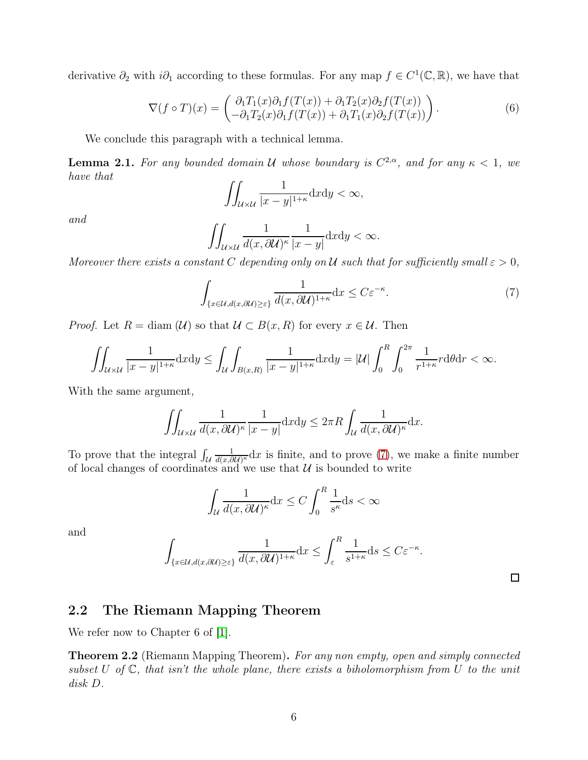derivative $\partial_2$ with $i\partial_1$ according to these formulas. For any map $f \in C^1(\mathbb{C}, \mathbb{R})$, we have that

$$\nabla(f \circ T)(x) = \begin{pmatrix} \partial_1 T_1(x)\partial_1 f(T(x)) + \partial_1 T_2(x)\partial_2 f(T(x)) \\ -\partial_1 T_2(x)\partial_1 f(T(x)) + \partial_1 T_1(x)\partial_2 f(T(x)) \end{pmatrix}. \tag{6}$$

We conclude this paragraph with a technical lemma.

**Lemma 2.1.** *For any bounded domain $\mathcal{U}$ whose boundary is $C^{2,\alpha}$, and for any $\kappa < 1$, we have that*

$$\iint_{\mathcal{U}\times\mathcal{U}} \frac{1}{|x-y|^{1+\kappa}} \mathrm{d}x\mathrm{d}y < \infty,$$

*and*

$$\iint_{\mathcal{U}\times\mathcal{U}} \frac{1}{d(x,\partial\mathcal{U})^{\kappa}} \frac{1}{|x-y|} \mathrm{d}x\mathrm{d}y < \infty.$$

*Moreover there exists a constant $C$ depending only on $\mathcal{U}$ such that for sufficiently small $\varepsilon > 0$,*

$$\int_{\{x\in\mathcal{U}, d(x,\partial\mathcal{U})\geq\varepsilon\}} \frac{1}{d(x,\partial\mathcal{U})^{1+\kappa}} \mathrm{d}x \leq C\varepsilon^{-\kappa}. \tag{7}$$

*Proof.* Let $R = \operatorname{diam}(\mathcal{U})$ so that $\mathcal{U} \subset B(x,R)$ for every $x \in \mathcal{U}$. Then

$$\iint_{\mathcal{U}\times\mathcal{U}} \frac{1}{|x-y|^{1+\kappa}} \mathrm{d}x\mathrm{d}y \leq \int_{\mathcal{U}} \int_{B(x,R)} \frac{1}{|x-y|^{1+\kappa}} \mathrm{d}x\mathrm{d}y = |\mathcal{U}| \int_0^R \int_0^{2\pi} \frac{1}{r^{1+\kappa}} r\mathrm{d}\theta\mathrm{d}r < \infty.$$

With the same argument,

$$\iint_{\mathcal{U}\times\mathcal{U}} \frac{1}{d(x,\partial\mathcal{U})^{\kappa}} \frac{1}{|x-y|} \mathrm{d}x\mathrm{d}y \leq 2\pi R \int_{\mathcal{U}} \frac{1}{d(x,\partial\mathcal{U})^{\kappa}} \mathrm{d}x.$$

To prove that the integral $\int_{\mathcal{U}} \frac{1}{d(x,\partial\mathcal{U})^{\kappa}} \mathrm{d}x$ is finite, and to prove (7), we make a finite number of local changes of coordinates and we use that $\mathcal{U}$ is bounded to write

$$\int_{\mathcal{U}} \frac{1}{d(x,\partial\mathcal{U})^{\kappa}} \mathrm{d}x \leq C \int_0^R \frac{1}{s^{\kappa}} \mathrm{d}s < \infty$$

and

$$\int_{\{x\in\mathcal{U}, d(x,\partial\mathcal{U})\geq\varepsilon\}} \frac{1}{d(x,\partial\mathcal{U})^{1+\kappa}} \mathrm{d}x \leq \int_{\varepsilon}^R \frac{1}{s^{1+\kappa}} \mathrm{d}s \leq C\varepsilon^{-\kappa}.$$

□

## 2.2 The Riemann Mapping Theorem

We refer now to Chapter 6 of [1].

**Theorem 2.2** (Riemann Mapping Theorem). *For any non empty, open and simply connected subset $U$ of $\mathbb{C}$, that isn't the whole plane, there exists a biholomorphism from $U$ to the unit disk $D$.*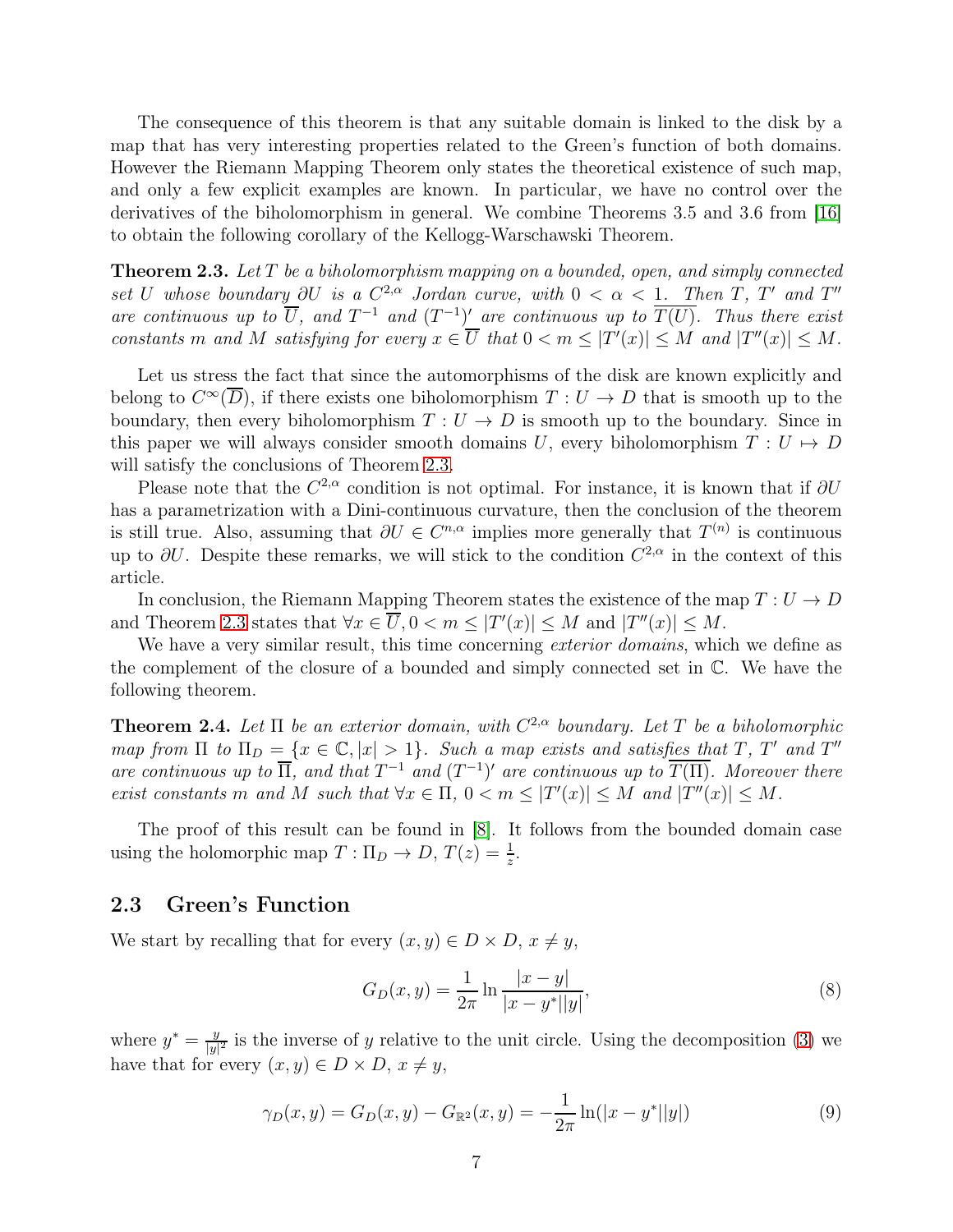The consequence of this theorem is that any suitable domain is linked to the disk by a map that has very interesting properties related to the Green's function of both domains. However the Riemann Mapping Theorem only states the theoretical existence of such map, and only a few explicit examples are known. In particular, we have no control over the derivatives of the biholomorphism in general. We combine Theorems 3.5 and 3.6 from [16] to obtain the following corollary of the Kellogg-Warschawski Theorem.

**Theorem 2.3.** *Let $T$ be a biholomorphism mapping on a bounded, open, and simply connected set $U$ whose boundary $\partial U$ is a $C^{2,\alpha}$ Jordan curve, with $0 < \alpha < 1$. Then $T$, $T'$ and $T''$ are continuous up to $\overline{U}$, and $T^{-1}$ and $(T^{-1})'$ are continuous up to $\overline{T(U)}$. Thus there exist constants $m$ and $M$ satisfying for every $x \in \overline{U}$ that $0 < m \leq |T'(x)| \leq M$ and $|T''(x)| \leq M$.*

Let us stress the fact that since the automorphisms of the disk are known explicitly and belong to $C^\infty(\overline{D})$, if there exists one biholomorphism $T : U \to D$ that is smooth up to the boundary, then every biholomorphism $T : U \to D$ is smooth up to the boundary. Since in this paper we will always consider smooth domains $U$, every biholomorphism $T : U \mapsto D$ will satisfy the conclusions of Theorem 2.3.

Please note that the $C^{2,\alpha}$ condition is not optimal. For instance, it is known that if $\partial U$ has a parametrization with a Dini-continuous curvature, then the conclusion of the theorem is still true. Also, assuming that $\partial U \in C^{n,\alpha}$ implies more generally that $T^{(n)}$ is continuous up to $\partial U$. Despite these remarks, we will stick to the condition $C^{2,\alpha}$ in the context of this article.

In conclusion, the Riemann Mapping Theorem states the existence of the map $T : U \to D$ and Theorem 2.3 states that $\forall x \in \overline{U}, 0 < m \leq |T'(x)| \leq M$ and $|T''(x)| \leq M$.

We have a very similar result, this time concerning *exterior domains*, which we define as the complement of the closure of a bounded and simply connected set in $\mathbb{C}$. We have the following theorem.

**Theorem 2.4.** *Let $\Pi$ be an exterior domain, with $C^{2,\alpha}$ boundary. Let $T$ be a biholomorphic map from $\Pi$ to $\Pi_D = \{x \in \mathbb{C}, |x| > 1\}$. Such a map exists and satisfies that $T$, $T'$ and $T''$ are continuous up to $\overline{\Pi}$, and that $T^{-1}$ and $(T^{-1})'$ are continuous up to $\overline{T(\Pi)}$. Moreover there exist constants $m$ and $M$ such that $\forall x \in \Pi$, $0 < m \leq |T'(x)| \leq M$ and $|T''(x)| \leq M$.*

The proof of this result can be found in [8]. It follows from the bounded domain case using the holomorphic map $T : \Pi_D \to D$, $T(z) = \frac{1}{z}$.

### 2.3 Green's Function

We start by recalling that for every $(x, y) \in D \times D$, $x \neq y$,

$$G_D(x, y) = \frac{1}{2\pi} \ln \frac{|x - y|}{|x - y^*||y|}, \tag{8}$$

where $y^* = \frac{y}{|y|^2}$ is the inverse of $y$ relative to the unit circle. Using the decomposition (3) we have that for every $(x, y) \in D \times D$, $x \neq y$,

$$\gamma_D(x, y) = G_D(x, y) - G_{\mathbb{R}^2}(x, y) = -\frac{1}{2\pi} \ln(|x - y^*||y|) \tag{9}$$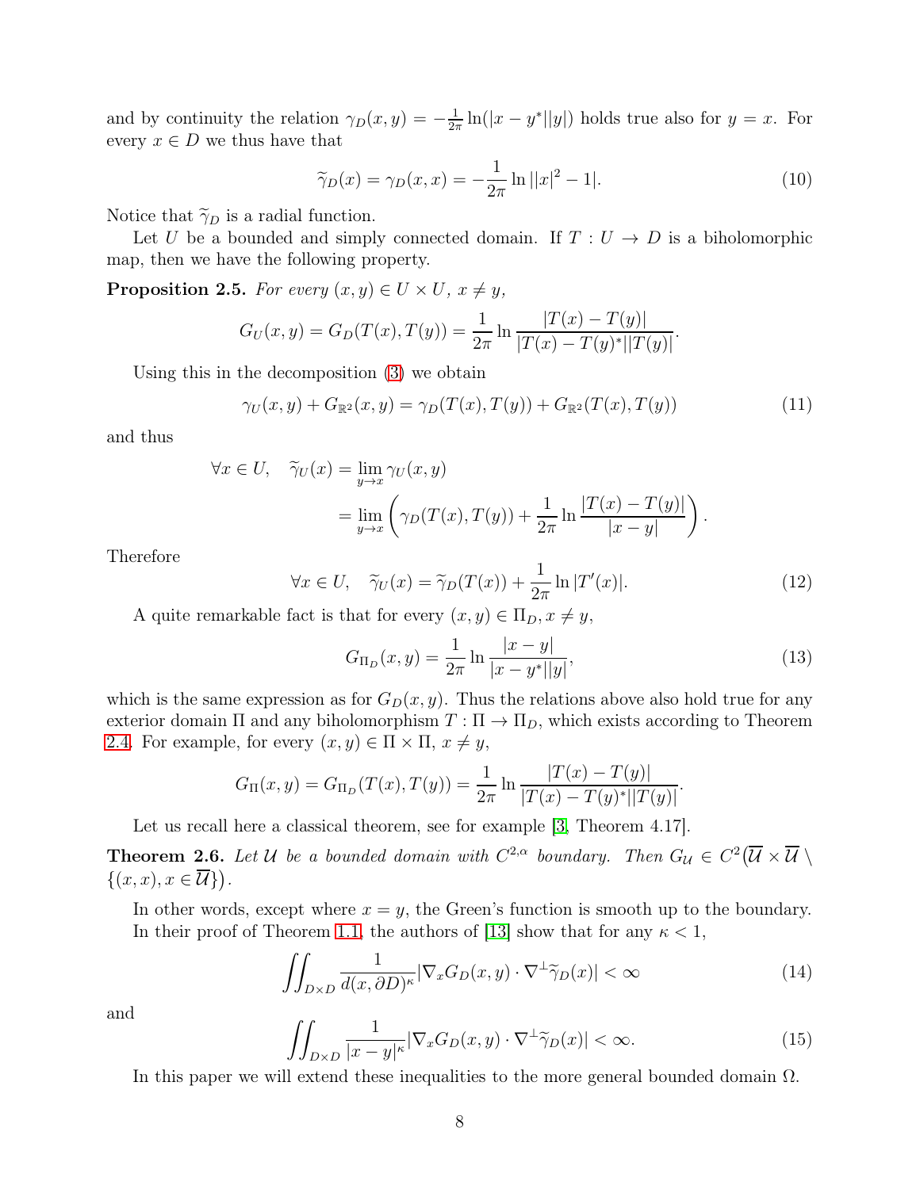and by continuity the relation $\gamma_D(x,y) = -\frac{1}{2\pi}\ln(|x-y^*||y|)$ holds true also for $y = x$. For every $x \in D$ we thus have that

$$\widetilde{\gamma}_D(x) = \gamma_D(x,x) = -\frac{1}{2\pi}\ln\big||x|^2 - 1\big|. \tag{10}$$

Notice that $\widetilde{\gamma}_D$ is a radial function.

Let $U$ be a bounded and simply connected domain. If $T : U \to D$ is a biholomorphic map, then we have the following property.

**Proposition 2.5.** *For every $(x,y) \in U \times U$, $x \neq y$,*

$$G_U(x,y) = G_D(T(x),T(y)) = \frac{1}{2\pi}\ln\frac{|T(x)-T(y)|}{|T(x)-T(y)^*||T(y)|}.$$

Using this in the decomposition (3) we obtain

$$\gamma_U(x,y) + G_{\mathbb{R}^2}(x,y) = \gamma_D(T(x),T(y)) + G_{\mathbb{R}^2}(T(x),T(y)) \tag{11}$$

and thus

$$\begin{aligned}
\forall x \in U, \quad \widetilde{\gamma}_U(x) &= \lim_{y\to x}\gamma_U(x,y) \\
&= \lim_{y\to x}\left(\gamma_D(T(x),T(y)) + \frac{1}{2\pi}\ln\frac{|T(x)-T(y)|}{|x-y|}\right).
\end{aligned}$$

Therefore

$$\forall x \in U, \quad \widetilde{\gamma}_U(x) = \widetilde{\gamma}_D(T(x)) + \frac{1}{2\pi}\ln|T'(x)|. \tag{12}$$

A quite remarkable fact is that for every $(x,y) \in \Pi_D, x \neq y$,

$$G_{\Pi_D}(x,y) = \frac{1}{2\pi}\ln\frac{|x-y|}{|x-y^*||y|}, \tag{13}$$

which is the same expression as for $G_D(x,y)$. Thus the relations above also hold true for any exterior domain $\Pi$ and any biholomorphism $T : \Pi \to \Pi_D$, which exists according to Theorem 2.4. For example, for every $(x,y) \in \Pi \times \Pi$, $x \neq y$,

$$G_\Pi(x,y) = G_{\Pi_D}(T(x),T(y)) = \frac{1}{2\pi}\ln\frac{|T(x)-T(y)|}{|T(x)-T(y)^*||T(y)|}.$$

Let us recall here a classical theorem, see for example [3, Theorem 4.17].

**Theorem 2.6.** *Let $\mathcal{U}$ be a bounded domain with $C^{2,\alpha}$ boundary. Then $G_\mathcal{U} \in C^2\big(\overline{\mathcal{U}} \times \overline{\mathcal{U}} \setminus \{(x,x), x \in \overline{\mathcal{U}}\}\big)$.*

In other words, except where $x = y$, the Green's function is smooth up to the boundary.

In their proof of Theorem 1.1, the authors of [13] show that for any $\kappa < 1$,

$$\iint_{D\times D}\frac{1}{d(x,\partial D)^\kappa}|\nabla_x G_D(x,y)\cdot\nabla^\perp\widetilde{\gamma}_D(x)| < \infty \tag{14}$$

and

$$\iint_{D\times D}\frac{1}{|x-y|^\kappa}|\nabla_x G_D(x,y)\cdot\nabla^\perp\widetilde{\gamma}_D(x)| < \infty. \tag{15}$$

In this paper we will extend these inequalities to the more general bounded domain $\Omega$.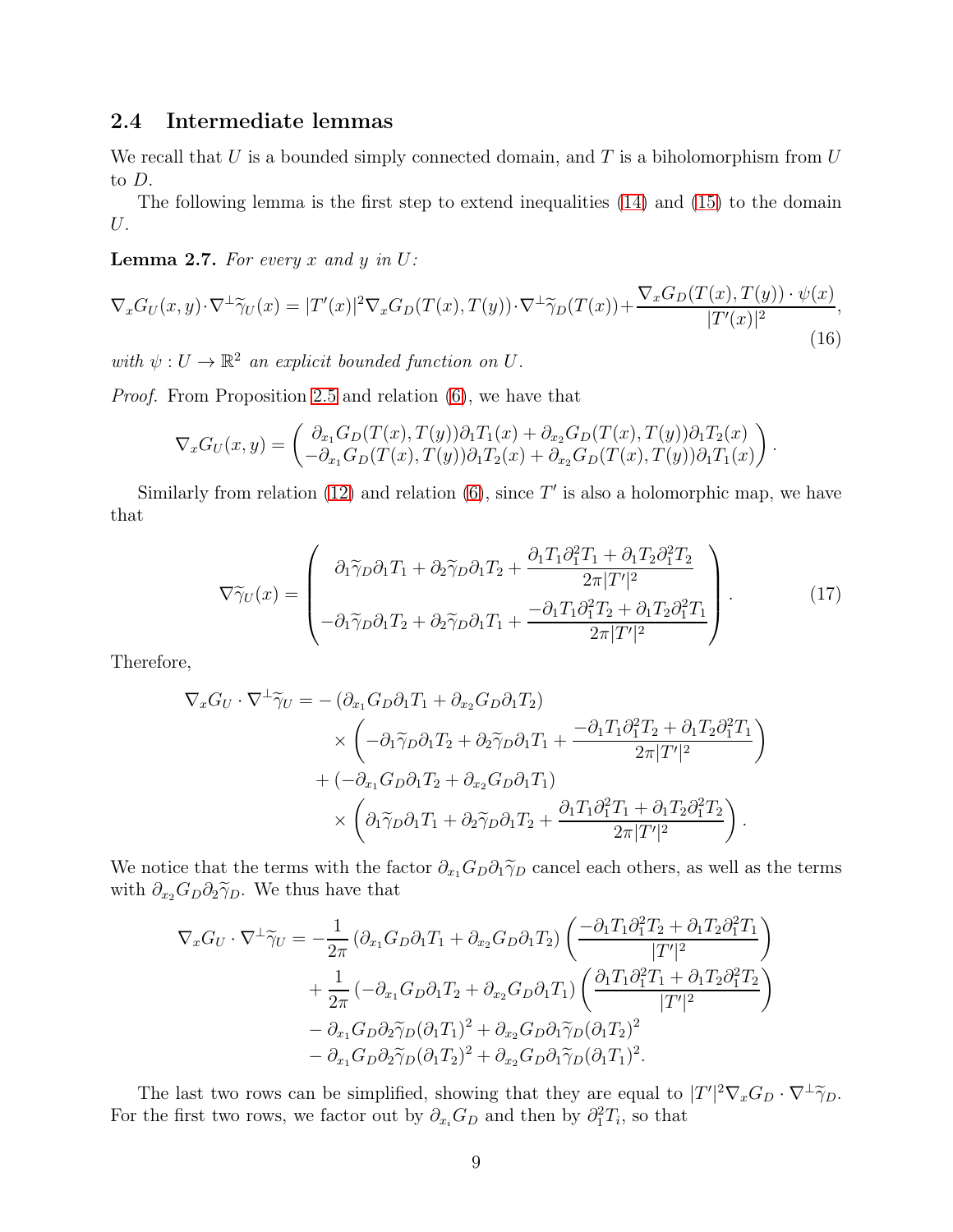### 2.4 Intermediate lemmas

We recall that $U$ is a bounded simply connected domain, and $T$ is a biholomorphism from $U$ to $D$.

The following lemma is the first step to extend inequalities (14) and (15) to the domain $U$.

**Lemma 2.7.** *For every $x$ and $y$ in $U$:*

$$\nabla_x G_U(x,y)\cdot\nabla^\perp\widetilde{\gamma}_U(x) = |T'(x)|^2\nabla_x G_D(T(x),T(y))\cdot\nabla^\perp\widetilde{\gamma}_D(T(x)) + \frac{\nabla_x G_D(T(x),T(y))\cdot\psi(x)}{|T'(x)|^2}, \tag{16}$$

*with $\psi : U \to \mathbb{R}^2$ an explicit bounded function on $U$.*

*Proof.* From Proposition 2.5 and relation (6), we have that

$$\nabla_x G_U(x,y) = \begin{pmatrix} \partial_{x_1}G_D(T(x),T(y))\partial_1 T_1(x) + \partial_{x_2}G_D(T(x),T(y))\partial_1 T_2(x) \\ -\partial_{x_1}G_D(T(x),T(y))\partial_1 T_2(x) + \partial_{x_2}G_D(T(x),T(y))\partial_1 T_1(x)\end{pmatrix}.$$

Similarly from relation (12) and relation (6), since $T'$ is also a holomorphic map, we have that

$$\nabla\widetilde{\gamma}_U(x) = \begin{pmatrix} \partial_1\widetilde{\gamma}_D\partial_1 T_1 + \partial_2\widetilde{\gamma}_D\partial_1 T_2 + \dfrac{\partial_1 T_1\partial_1^2 T_1 + \partial_1 T_2\partial_1^2 T_2}{2\pi|T'|^2} \\ \\ -\partial_1\widetilde{\gamma}_D\partial_1 T_2 + \partial_2\widetilde{\gamma}_D\partial_1 T_1 + \dfrac{-\partial_1 T_1\partial_1^2 T_2 + \partial_1 T_2\partial_1^2 T_1}{2\pi|T'|^2}\end{pmatrix}. \tag{17}$$

Therefore,

$$\begin{aligned}\nabla_x G_U\cdot\nabla^\perp\widetilde{\gamma}_U = &-(\partial_{x_1}G_D\partial_1 T_1 + \partial_{x_2}G_D\partial_1 T_2) \\ &\quad\times\left(-\partial_1\widetilde{\gamma}_D\partial_1 T_2 + \partial_2\widetilde{\gamma}_D\partial_1 T_1 + \frac{-\partial_1 T_1\partial_1^2 T_2 + \partial_1 T_2\partial_1^2 T_1}{2\pi|T'|^2}\right) \\ &+(-\partial_{x_1}G_D\partial_1 T_2 + \partial_{x_2}G_D\partial_1 T_1) \\ &\quad\times\left(\partial_1\widetilde{\gamma}_D\partial_1 T_1 + \partial_2\widetilde{\gamma}_D\partial_1 T_2 + \frac{\partial_1 T_1\partial_1^2 T_1 + \partial_1 T_2\partial_1^2 T_2}{2\pi|T'|^2}\right).\end{aligned}$$

We notice that the terms with the factor $\partial_{x_1}G_D\partial_1\widetilde{\gamma}_D$ cancel each others, as well as the terms with $\partial_{x_2}G_D\partial_2\widetilde{\gamma}_D$. We thus have that

$$\begin{aligned}\nabla_x G_U\cdot\nabla^\perp\widetilde{\gamma}_U = &-\frac{1}{2\pi}(\partial_{x_1}G_D\partial_1 T_1 + \partial_{x_2}G_D\partial_1 T_2)\left(\frac{-\partial_1 T_1\partial_1^2 T_2 + \partial_1 T_2\partial_1^2 T_1}{|T'|^2}\right) \\ &+\frac{1}{2\pi}(-\partial_{x_1}G_D\partial_1 T_2 + \partial_{x_2}G_D\partial_1 T_1)\left(\frac{\partial_1 T_1\partial_1^2 T_1 + \partial_1 T_2\partial_1^2 T_2}{|T'|^2}\right) \\ &-\partial_{x_1}G_D\partial_2\widetilde{\gamma}_D(\partial_1 T_1)^2 + \partial_{x_2}G_D\partial_1\widetilde{\gamma}_D(\partial_1 T_2)^2 \\ &-\partial_{x_1}G_D\partial_2\widetilde{\gamma}_D(\partial_1 T_2)^2 + \partial_{x_2}G_D\partial_1\widetilde{\gamma}_D(\partial_1 T_1)^2.\end{aligned}$$

The last two rows can be simplified, showing that they are equal to $|T'|^2\nabla_x G_D\cdot\nabla^\perp\widetilde{\gamma}_D$. For the first two rows, we factor out by $\partial_{x_i}G_D$ and then by $\partial_1^2 T_i$, so that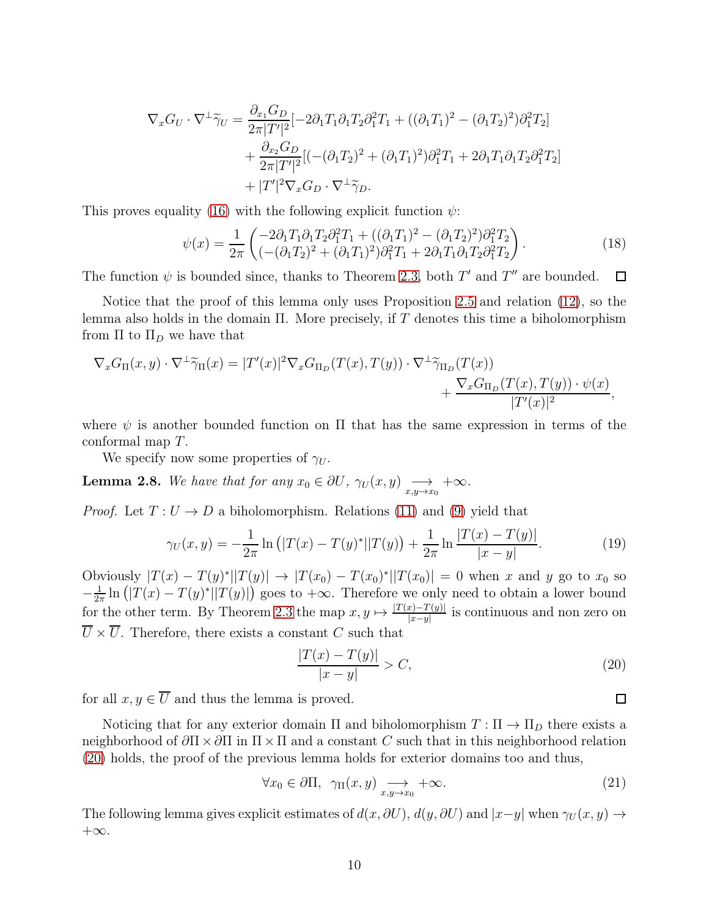$$
\begin{aligned}
\nabla_x G_U \cdot \nabla^\perp \widetilde{\gamma}_U = &\frac{\partial_{x_1} G_D}{2\pi |T'|^2}[-2\partial_1 T_1 \partial_1 T_2 \partial_1^2 T_1 + ((\partial_1 T_1)^2 - (\partial_1 T_2)^2)\partial_1^2 T_2] \\
&+ \frac{\partial_{x_2} G_D}{2\pi |T'|^2}[(-(\partial_1 T_2)^2 + (\partial_1 T_1)^2)\partial_1^2 T_1 + 2\partial_1 T_1 \partial_1 T_2 \partial_1^2 T_2] \\
&+ |T'|^2 \nabla_x G_D \cdot \nabla^\perp \widetilde{\gamma}_D.
\end{aligned}
$$

This proves equality (16) with the following explicit function $\psi$:

$$
\psi(x) = \frac{1}{2\pi}\begin{pmatrix} -2\partial_1 T_1 \partial_1 T_2 \partial_1^2 T_1 + ((\partial_1 T_1)^2 - (\partial_1 T_2)^2)\partial_1^2 T_2 \\ (-(\partial_1 T_2)^2 + (\partial_1 T_1)^2)\partial_1^2 T_1 + 2\partial_1 T_1 \partial_1 T_2 \partial_1^2 T_2 \end{pmatrix}. \tag{18}
$$

The function $\psi$ is bounded since, thanks to Theorem 2.3, both $T'$ and $T''$ are bounded. $\square$

Notice that the proof of this lemma only uses Proposition 2.5 and relation (12), so the lemma also holds in the domain $\Pi$. More precisely, if $T$ denotes this time a biholomorphism from $\Pi$ to $\Pi_D$ we have that

$$
\nabla_x G_\Pi(x,y) \cdot \nabla^\perp \widetilde{\gamma}_\Pi(x) = |T'(x)|^2 \nabla_x G_{\Pi_D}(T(x),T(y)) \cdot \nabla^\perp \widetilde{\gamma}_{\Pi_D}(T(x)) + \frac{\nabla_x G_{\Pi_D}(T(x),T(y)) \cdot \psi(x)}{|T'(x)|^2},
$$

where $\psi$ is another bounded function on $\Pi$ that has the same expression in terms of the conformal map $T$.

We specify now some properties of $\gamma_U$.

**Lemma 2.8.** *We have that for any $x_0 \in \partial U$, $\gamma_U(x,y) \underset{x,y\to x_0}{\longrightarrow} +\infty$.*

*Proof.* Let $T : U \to D$ a biholomorphism. Relations (11) and (9) yield that

$$
\gamma_U(x,y) = -\frac{1}{2\pi}\ln\big(|T(x) - T(y)^*||T(y)|\big) + \frac{1}{2\pi}\ln\frac{|T(x)-T(y)|}{|x-y|}. \tag{19}
$$

Obviously $|T(x) - T(y)^*||T(y)| \to |T(x_0) - T(x_0)^*||T(x_0)| = 0$ when $x$ and $y$ go to $x_0$ so $-\frac{1}{2\pi}\ln\big(|T(x) - T(y)^*||T(y)|\big)$ goes to $+\infty$. Therefore we only need to obtain a lower bound for the other term. By Theorem 2.3 the map $x, y \mapsto \frac{|T(x)-T(y)|}{|x-y|}$ is continuous and non zero on $\overline{U} \times \overline{U}$. Therefore, there exists a constant $C$ such that

$$
\frac{|T(x)-T(y)|}{|x-y|} > C, \tag{20}
$$

for all $x, y \in \overline{U}$ and thus the lemma is proved. $\square$

Noticing that for any exterior domain $\Pi$ and biholomorphism $T : \Pi \to \Pi_D$ there exists a neighborhood of $\partial\Pi \times \partial\Pi$ in $\Pi \times \Pi$ and a constant $C$ such that in this neighborhood relation (20) holds, the proof of the previous lemma holds for exterior domains too and thus,

$$
\forall x_0 \in \partial\Pi, \ \ \gamma_\Pi(x,y) \underset{x,y\to x_0}{\longrightarrow} +\infty. \tag{21}
$$

The following lemma gives explicit estimates of $d(x,\partial U)$, $d(y,\partial U)$ and $|x-y|$ when $\gamma_U(x,y) \to +\infty$.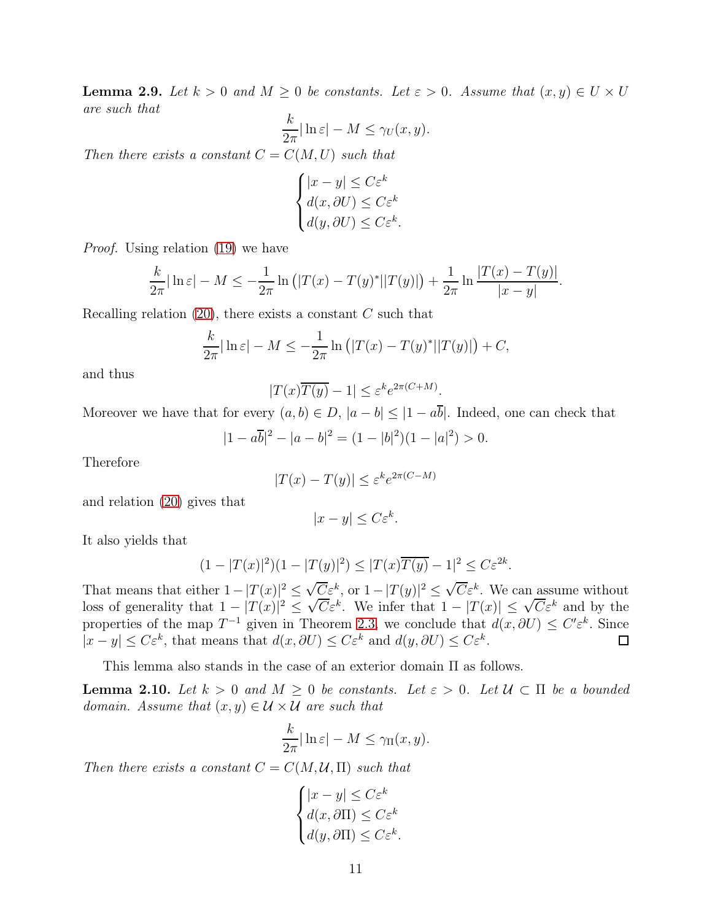**Lemma 2.9.** *Let $k > 0$ and $M \geq 0$ be constants. Let $\varepsilon > 0$. Assume that $(x, y) \in U \times U$ are such that*

$$\frac{k}{2\pi}|\ln \varepsilon| - M \leq \gamma_U(x, y).$$

*Then there exists a constant $C = C(M, U)$ such that*

$$\begin{cases} |x - y| \leq C\varepsilon^k \\ d(x, \partial U) \leq C\varepsilon^k \\ d(y, \partial U) \leq C\varepsilon^k. \end{cases}$$

*Proof.* Using relation (19) we have

$$\frac{k}{2\pi}|\ln \varepsilon| - M \leq -\frac{1}{2\pi}\ln\left(|T(x) - T(y)^*||T(y)|\right) + \frac{1}{2\pi}\ln\frac{|T(x) - T(y)|}{|x - y|}.$$

Recalling relation (20), there exists a constant $C$ such that

$$\frac{k}{2\pi}|\ln \varepsilon| - M \leq -\frac{1}{2\pi}\ln\left(|T(x) - T(y)^*||T(y)|\right) + C,$$

and thus

$$|T(x)\overline{T(y)} - 1| \leq \varepsilon^k e^{2\pi(C+M)}.$$

Moreover we have that for every $(a, b) \in D$, $|a - b| \leq |1 - a\overline{b}|$. Indeed, one can check that

$$|1 - a\overline{b}|^2 - |a - b|^2 = (1 - |b|^2)(1 - |a|^2) > 0.$$

Therefore

$$|T(x) - T(y)| \leq \varepsilon^k e^{2\pi(C-M)}$$

and relation (20) gives that

$$|x - y| \leq C\varepsilon^k.$$

It also yields that

$$(1 - |T(x)|^2)(1 - |T(y)|^2) \leq |T(x)\overline{T(y)} - 1|^2 \leq C\varepsilon^{2k}.$$

That means that either $1 - |T(x)|^2 \leq \sqrt{C}\varepsilon^k$, or $1 - |T(y)|^2 \leq \sqrt{C}\varepsilon^k$. We can assume without loss of generality that $1 - |T(x)|^2 \leq \sqrt{C}\varepsilon^k$. We infer that $1 - |T(x)| \leq \sqrt{C}\varepsilon^k$ and by the properties of the map $T^{-1}$ given in Theorem 2.3, we conclude that $d(x, \partial U) \leq C'\varepsilon^k$. Since $|x - y| \leq C\varepsilon^k$, that means that $d(x, \partial U) \leq C\varepsilon^k$ and $d(y, \partial U) \leq C\varepsilon^k$. $\square$

This lemma also stands in the case of an exterior domain $\Pi$ as follows.

**Lemma 2.10.** *Let $k > 0$ and $M \geq 0$ be constants. Let $\varepsilon > 0$. Let $\mathcal{U} \subset \Pi$ be a bounded domain. Assume that $(x, y) \in \mathcal{U} \times \mathcal{U}$ are such that*

$$\frac{k}{2\pi}|\ln \varepsilon| - M \leq \gamma_\Pi(x, y).$$

*Then there exists a constant $C = C(M, \mathcal{U}, \Pi)$ such that*

$$\begin{cases} |x - y| \leq C\varepsilon^k \\ d(x, \partial \Pi) \leq C\varepsilon^k \\ d(y, \partial \Pi) \leq C\varepsilon^k. \end{cases}$$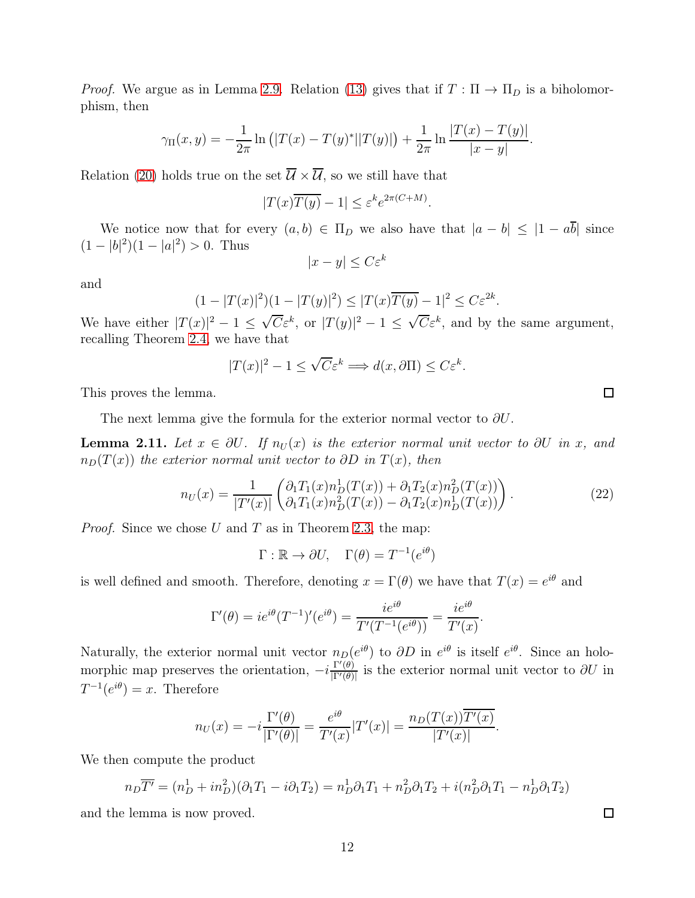*Proof.* We argue as in Lemma 2.9. Relation (13) gives that if $T : \Pi \to \Pi_D$ is a biholomorphism, then

$$\gamma_\Pi(x, y) = -\frac{1}{2\pi} \ln \left(|T(x) - T(y)^*||T(y)|\right) + \frac{1}{2\pi} \ln \frac{|T(x) - T(y)|}{|x - y|}.$$

Relation (20) holds true on the set $\overline{\mathcal{U}} \times \overline{\mathcal{U}}$, so we still have that

$$|T(x)\overline{T(y)} - 1| \leq \varepsilon^k e^{2\pi(C+M)}.$$

We notice now that for every $(a, b) \in \Pi_D$ we also have that $|a - b| \leq |1 - a\overline{b}|$ since $(1 - |b|^2)(1 - |a|^2) > 0$. Thus

$$|x - y| \leq C\varepsilon^k$$

and

$$(1 - |T(x)|^2)(1 - |T(y)|^2) \leq |T(x)\overline{T(y)} - 1|^2 \leq C\varepsilon^{2k}.$$

We have either $|T(x)|^2 - 1 \leq \sqrt{C}\varepsilon^k$, or $|T(y)|^2 - 1 \leq \sqrt{C}\varepsilon^k$, and by the same argument, recalling Theorem 2.4, we have that

$$|T(x)|^2 - 1 \leq \sqrt{C}\varepsilon^k \Longrightarrow d(x, \partial\Pi) \leq C\varepsilon^k.$$

This proves the lemma. ◻

The next lemma give the formula for the exterior normal vector to $\partial U$.

**Lemma 2.11.** *Let $x \in \partial U$. If $n_U(x)$ is the exterior normal unit vector to $\partial U$ in $x$, and $n_D(T(x))$ the exterior normal unit vector to $\partial D$ in $T(x)$, then*

$$n_U(x) = \frac{1}{|T'(x)|} \begin{pmatrix} \partial_1 T_1(x) n_D^1(T(x)) + \partial_1 T_2(x) n_D^2(T(x)) \\ \partial_1 T_1(x) n_D^2(T(x)) - \partial_1 T_2(x) n_D^1(T(x)) \end{pmatrix}. \tag{22}$$

*Proof.* Since we chose $U$ and $T$ as in Theorem 2.3, the map:

$$\Gamma : \mathbb{R} \to \partial U, \quad \Gamma(\theta) = T^{-1}(e^{i\theta})$$

is well defined and smooth. Therefore, denoting $x = \Gamma(\theta)$ we have that $T(x) = e^{i\theta}$ and

$$\Gamma'(\theta) = ie^{i\theta}(T^{-1})'(e^{i\theta}) = \frac{ie^{i\theta}}{T'(T^{-1}(e^{i\theta}))} = \frac{ie^{i\theta}}{T'(x)}.$$

Naturally, the exterior normal unit vector $n_D(e^{i\theta})$ to $\partial D$ in $e^{i\theta}$ is itself $e^{i\theta}$. Since an holomorphic map preserves the orientation, $-i\frac{\Gamma'(\theta)}{|\Gamma'(\theta)|}$ is the exterior normal unit vector to $\partial U$ in $T^{-1}(e^{i\theta}) = x$. Therefore

$$n_U(x) = -i\frac{\Gamma'(\theta)}{|\Gamma'(\theta)|} = \frac{e^{i\theta}}{T'(x)}|T'(x)| = \frac{n_D(T(x))\overline{T'(x)}}{|T'(x)|}.$$

We then compute the product

$$n_D\overline{T'} = (n_D^1 + in_D^2)(\partial_1 T_1 - i\partial_1 T_2) = n_D^1\partial_1 T_1 + n_D^2\partial_1 T_2 + i(n_D^2\partial_1 T_1 - n_D^1\partial_1 T_2)$$

and the lemma is now proved. ◻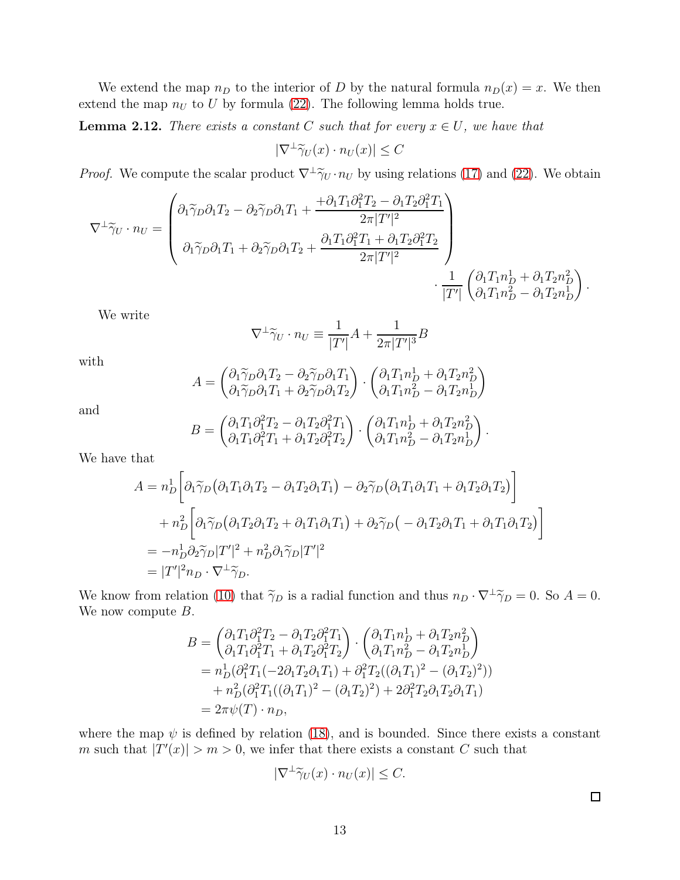We extend the map $n_D$ to the interior of $D$ by the natural formula $n_D(x) = x$. We then extend the map $n_U$ to $U$ by formula (22). The following lemma holds true.

**Lemma 2.12.** *There exists a constant $C$ such that for every $x \in U$, we have that*

$$|\nabla^\perp \widetilde{\gamma}_U(x) \cdot n_U(x)| \leq C$$

*Proof.* We compute the scalar product $\nabla^\perp \widetilde{\gamma}_U \cdot n_U$ by using relations (17) and (22). We obtain

$$\nabla^\perp \widetilde{\gamma}_U \cdot n_U = \begin{pmatrix} \partial_1 \widetilde{\gamma}_D \partial_1 T_2 - \partial_2 \widetilde{\gamma}_D \partial_1 T_1 + \dfrac{+\partial_1 T_1 \partial_1^2 T_2 - \partial_1 T_2 \partial_1^2 T_1}{2\pi |T'|^2} \\ \partial_1 \widetilde{\gamma}_D \partial_1 T_1 + \partial_2 \widetilde{\gamma}_D \partial_1 T_2 + \dfrac{\partial_1 T_1 \partial_1^2 T_1 + \partial_1 T_2 \partial_1^2 T_2}{2\pi |T'|^2} \end{pmatrix} \cdot \frac{1}{|T'|} \begin{pmatrix} \partial_1 T_1 n_D^1 + \partial_1 T_2 n_D^2 \\ \partial_1 T_1 n_D^2 - \partial_1 T_2 n_D^1 \end{pmatrix}.$$

We write

$$\nabla^\perp \widetilde{\gamma}_U \cdot n_U \equiv \frac{1}{|T'|} A + \frac{1}{2\pi |T'|^3} B$$

with

$$A = \begin{pmatrix} \partial_1 \widetilde{\gamma}_D \partial_1 T_2 - \partial_2 \widetilde{\gamma}_D \partial_1 T_1 \\ \partial_1 \widetilde{\gamma}_D \partial_1 T_1 + \partial_2 \widetilde{\gamma}_D \partial_1 T_2 \end{pmatrix} \cdot \begin{pmatrix} \partial_1 T_1 n_D^1 + \partial_1 T_2 n_D^2 \\ \partial_1 T_1 n_D^2 - \partial_1 T_2 n_D^1 \end{pmatrix}$$

and

$$B = \begin{pmatrix} \partial_1 T_1 \partial_1^2 T_2 - \partial_1 T_2 \partial_1^2 T_1 \\ \partial_1 T_1 \partial_1^2 T_1 + \partial_1 T_2 \partial_1^2 T_2 \end{pmatrix} \cdot \begin{pmatrix} \partial_1 T_1 n_D^1 + \partial_1 T_2 n_D^2 \\ \partial_1 T_1 n_D^2 - \partial_1 T_2 n_D^1 \end{pmatrix}.$$

We have that

$$\begin{aligned}
A &= n_D^1 \Big[ \partial_1 \widetilde{\gamma}_D \big( \partial_1 T_1 \partial_1 T_2 - \partial_1 T_2 \partial_1 T_1 \big) - \partial_2 \widetilde{\gamma}_D \big( \partial_1 T_1 \partial_1 T_1 + \partial_1 T_2 \partial_1 T_2 \big) \Big] \\
&\quad + n_D^2 \Big[ \partial_1 \widetilde{\gamma}_D \big( \partial_1 T_2 \partial_1 T_2 + \partial_1 T_1 \partial_1 T_1 \big) + \partial_2 \widetilde{\gamma}_D \big( -\partial_1 T_2 \partial_1 T_1 + \partial_1 T_1 \partial_1 T_2 \big) \Big] \\
&= -n_D^1 \partial_2 \widetilde{\gamma}_D |T'|^2 + n_D^2 \partial_1 \widetilde{\gamma}_D |T'|^2 \\
&= |T'|^2 n_D \cdot \nabla^\perp \widetilde{\gamma}_D.
\end{aligned}$$

We know from relation (10) that $\widetilde{\gamma}_D$ is a radial function and thus $n_D \cdot \nabla^\perp \widetilde{\gamma}_D = 0$. So $A = 0$. We now compute $B$.

$$\begin{aligned}
B &= \begin{pmatrix} \partial_1 T_1 \partial_1^2 T_2 - \partial_1 T_2 \partial_1^2 T_1 \\ \partial_1 T_1 \partial_1^2 T_1 + \partial_1 T_2 \partial_1^2 T_2 \end{pmatrix} \cdot \begin{pmatrix} \partial_1 T_1 n_D^1 + \partial_1 T_2 n_D^2 \\ \partial_1 T_1 n_D^2 - \partial_1 T_2 n_D^1 \end{pmatrix} \\
&= n_D^1 (\partial_1^2 T_1 (-2 \partial_1 T_2 \partial_1 T_1) + \partial_1^2 T_2 ((\partial_1 T_1)^2 - (\partial_1 T_2)^2)) \\
&\quad + n_D^2 (\partial_1^2 T_1 ((\partial_1 T_1)^2 - (\partial_1 T_2)^2) + 2 \partial_1^2 T_2 \partial_1 T_2 \partial_1 T_1) \\
&= 2\pi \psi(T) \cdot n_D,
\end{aligned}$$

where the map $\psi$ is defined by relation (18), and is bounded. Since there exists a constant $m$ such that $|T'(x)| > m > 0$, we infer that there exists a constant $C$ such that

$$|\nabla^\perp \widetilde{\gamma}_U(x) \cdot n_U(x)| \leq C.$$

$\square$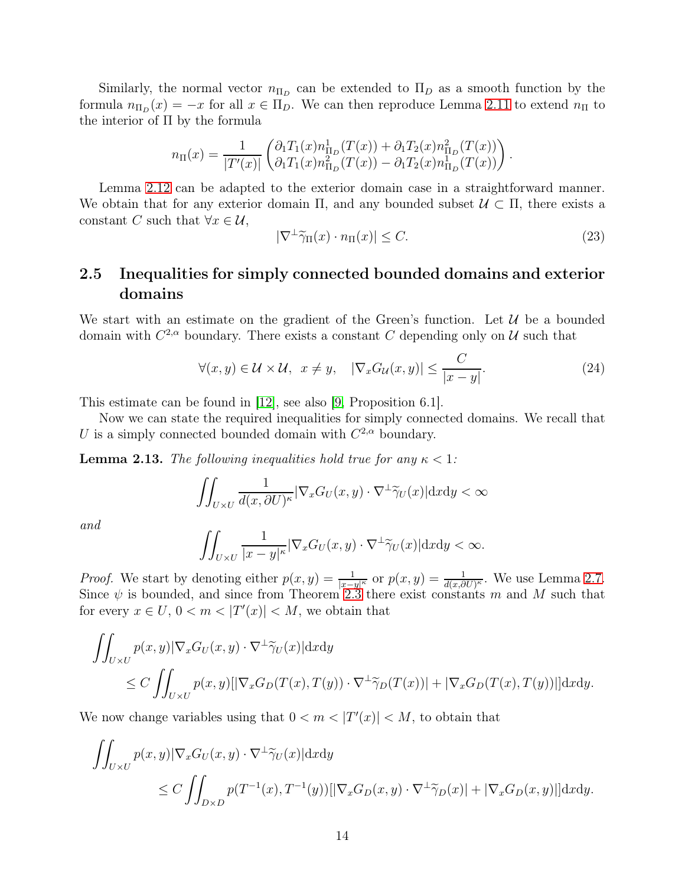Similarly, the normal vector $n_{\Pi_D}$ can be extended to $\Pi_D$ as a smooth function by the formula $n_{\Pi_D}(x) = -x$ for all $x \in \Pi_D$. We can then reproduce Lemma 2.11 to extend $n_\Pi$ to the interior of $\Pi$ by the formula

$$n_\Pi(x) = \frac{1}{|T'(x)|}\begin{pmatrix} \partial_1 T_1(x) n^1_{\Pi_D}(T(x)) + \partial_1 T_2(x) n^2_{\Pi_D}(T(x)) \\ \partial_1 T_1(x) n^2_{\Pi_D}(T(x)) - \partial_1 T_2(x) n^1_{\Pi_D}(T(x)) \end{pmatrix}.$$

Lemma 2.12 can be adapted to the exterior domain case in a straightforward manner. We obtain that for any exterior domain $\Pi$, and any bounded subset $\mathcal{U} \subset \Pi$, there exists a constant $C$ such that $\forall x \in \mathcal{U}$,

$$|\nabla^\perp \widetilde{\gamma}_\Pi(x) \cdot n_\Pi(x)| \leq C. \tag{23}$$

## 2.5 Inequalities for simply connected bounded domains and exterior domains

We start with an estimate on the gradient of the Green's function. Let $\mathcal{U}$ be a bounded domain with $C^{2,\alpha}$ boundary. There exists a constant $C$ depending only on $\mathcal{U}$ such that

$$\forall (x,y) \in \mathcal{U} \times \mathcal{U}, \ \ x \neq y, \quad |\nabla_x G_{\mathcal{U}}(x,y)| \leq \frac{C}{|x-y|}. \tag{24}$$

This estimate can be found in [12], see also [9, Proposition 6.1].

Now we can state the required inequalities for simply connected domains. We recall that $U$ is a simply connected bounded domain with $C^{2,\alpha}$ boundary.

**Lemma 2.13.** *The following inequalities hold true for any $\kappa < 1$:*

$$\iint_{U\times U} \frac{1}{d(x,\partial U)^\kappa} |\nabla_x G_U(x,y) \cdot \nabla^\perp \widetilde{\gamma}_U(x)| \mathrm{d}x\mathrm{d}y < \infty$$

*and*

$$\iint_{U\times U} \frac{1}{|x-y|^\kappa} |\nabla_x G_U(x,y) \cdot \nabla^\perp \widetilde{\gamma}_U(x)| \mathrm{d}x\mathrm{d}y < \infty.$$

*Proof.* We start by denoting either $p(x,y) = \frac{1}{|x-y|^\kappa}$ or $p(x,y) = \frac{1}{d(x,\partial U)^\kappa}$. We use Lemma 2.7. Since $\psi$ is bounded, and since from Theorem 2.3 there exist constants $m$ and $M$ such that for every $x \in U$, $0 < m < |T'(x)| < M$, we obtain that

$$\iint_{U\times U} p(x,y)|\nabla_x G_U(x,y) \cdot \nabla^\perp \widetilde{\gamma}_U(x)| \mathrm{d}x\mathrm{d}y$$
$$\leq C \iint_{U\times U} p(x,y)[|\nabla_x G_D(T(x),T(y)) \cdot \nabla^\perp \widetilde{\gamma}_D(T(x))| + |\nabla_x G_D(T(x),T(y))|] \mathrm{d}x\mathrm{d}y.$$

We now change variables using that $0 < m < |T'(x)| < M$, to obtain that

$$\iint_{U\times U} p(x,y)|\nabla_x G_U(x,y) \cdot \nabla^\perp \widetilde{\gamma}_U(x)| \mathrm{d}x\mathrm{d}y$$
$$\leq C \iint_{D\times D} p(T^{-1}(x),T^{-1}(y))[|\nabla_x G_D(x,y) \cdot \nabla^\perp \widetilde{\gamma}_D(x)| + |\nabla_x G_D(x,y)|] \mathrm{d}x\mathrm{d}y.$$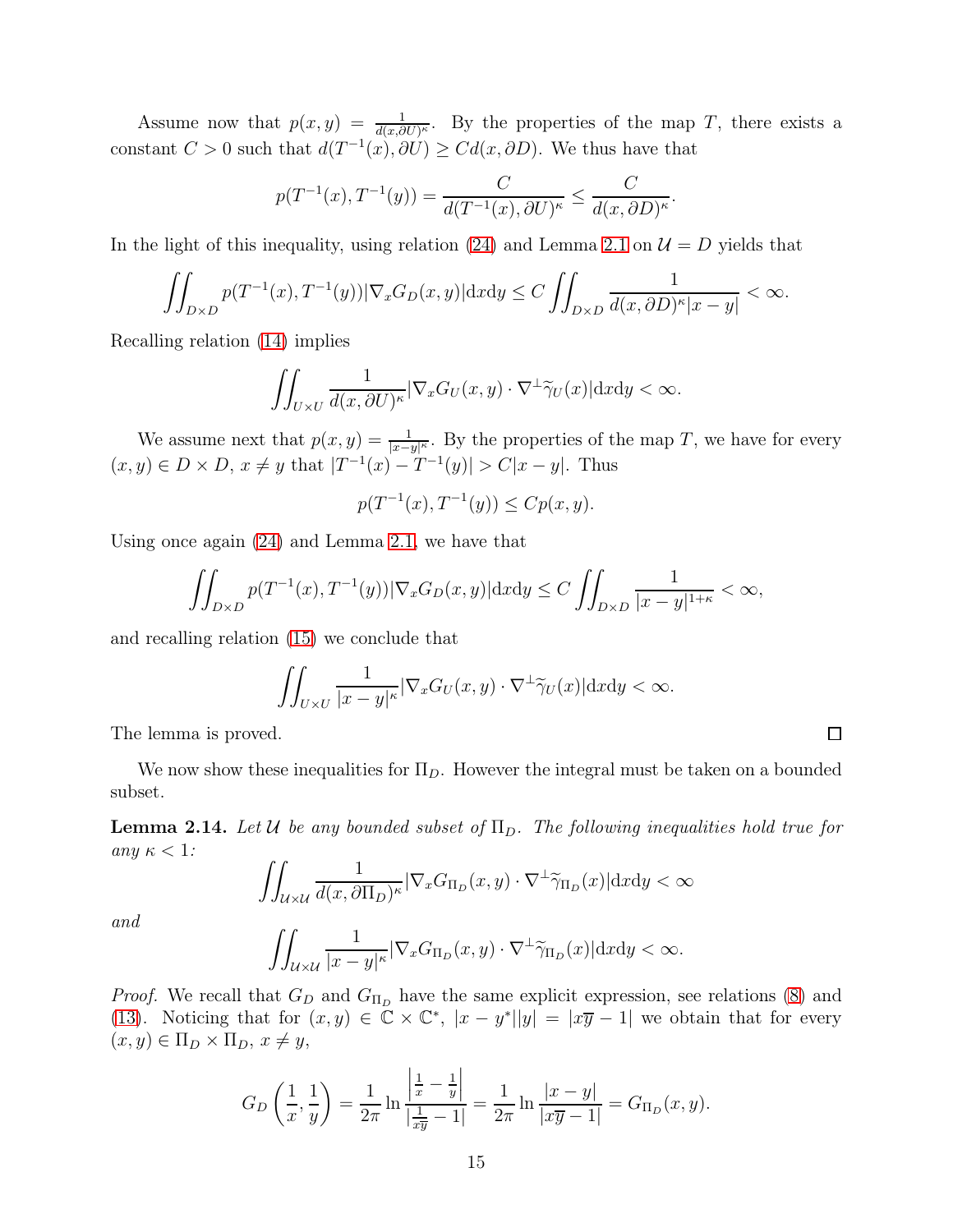Assume now that $p(x, y) = \frac{1}{d(x,\partial U)^\kappa}$. By the properties of the map $T$, there exists a constant $C > 0$ such that $d(T^{-1}(x), \partial U) \geq C d(x, \partial D)$. We thus have that

$$p(T^{-1}(x), T^{-1}(y)) = \frac{C}{d(T^{-1}(x), \partial U)^\kappa} \leq \frac{C}{d(x, \partial D)^\kappa}.$$

In the light of this inequality, using relation (24) and Lemma 2.1 on $\mathcal{U} = D$ yields that

$$\iint_{D\times D} p(T^{-1}(x), T^{-1}(y)) |\nabla_x G_D(x, y)| \mathrm{d}x\mathrm{d}y \leq C \iint_{D\times D} \frac{1}{d(x, \partial D)^\kappa |x - y|} < \infty.$$

Recalling relation (14) implies

$$\iint_{U\times U} \frac{1}{d(x, \partial U)^\kappa} |\nabla_x G_U(x, y) \cdot \nabla^\perp \widetilde{\gamma}_U(x)| \mathrm{d}x\mathrm{d}y < \infty.$$

We assume next that $p(x, y) = \frac{1}{|x-y|^\kappa}$. By the properties of the map $T$, we have for every $(x, y) \in D \times D$, $x \neq y$ that $|T^{-1}(x) - T^{-1}(y)| > C|x - y|$. Thus

$$p(T^{-1}(x), T^{-1}(y)) \leq C p(x, y).$$

Using once again (24) and Lemma 2.1, we have that

$$\iint_{D\times D} p(T^{-1}(x), T^{-1}(y)) |\nabla_x G_D(x, y)| \mathrm{d}x\mathrm{d}y \leq C \iint_{D\times D} \frac{1}{|x - y|^{1+\kappa}} < \infty,$$

and recalling relation (15) we conclude that

$$\iint_{U\times U} \frac{1}{|x - y|^\kappa} |\nabla_x G_U(x, y) \cdot \nabla^\perp \widetilde{\gamma}_U(x)| \mathrm{d}x\mathrm{d}y < \infty.$$

The lemma is proved. ☐

We now show these inequalities for $\Pi_D$. However the integral must be taken on a bounded subset.

**Lemma 2.14.** *Let $\mathcal{U}$ be any bounded subset of $\Pi_D$. The following inequalities hold true for any $\kappa < 1$:*

$$\iint_{\mathcal{U}\times\mathcal{U}} \frac{1}{d(x, \partial\Pi_D)^\kappa} |\nabla_x G_{\Pi_D}(x, y) \cdot \nabla^\perp \widetilde{\gamma}_{\Pi_D}(x)| \mathrm{d}x\mathrm{d}y < \infty$$

*and*

$$\iint_{\mathcal{U}\times\mathcal{U}} \frac{1}{|x - y|^\kappa} |\nabla_x G_{\Pi_D}(x, y) \cdot \nabla^\perp \widetilde{\gamma}_{\Pi_D}(x)| \mathrm{d}x\mathrm{d}y < \infty.$$

*Proof.* We recall that $G_D$ and $G_{\Pi_D}$ have the same explicit expression, see relations (8) and (13). Noticing that for $(x, y) \in \mathbb{C} \times \mathbb{C}^*$, $|x - y^*||y| = |x\overline{y} - 1|$ we obtain that for every $(x, y) \in \Pi_D \times \Pi_D$, $x \neq y$,

$$G_D\left(\frac{1}{x}, \frac{1}{y}\right) = \frac{1}{2\pi} \ln \frac{\left|\frac{1}{x} - \frac{1}{y}\right|}{\left|\frac{1}{x\overline{y}} - 1\right|} = \frac{1}{2\pi} \ln \frac{|x - y|}{|x\overline{y} - 1|} = G_{\Pi_D}(x, y).$$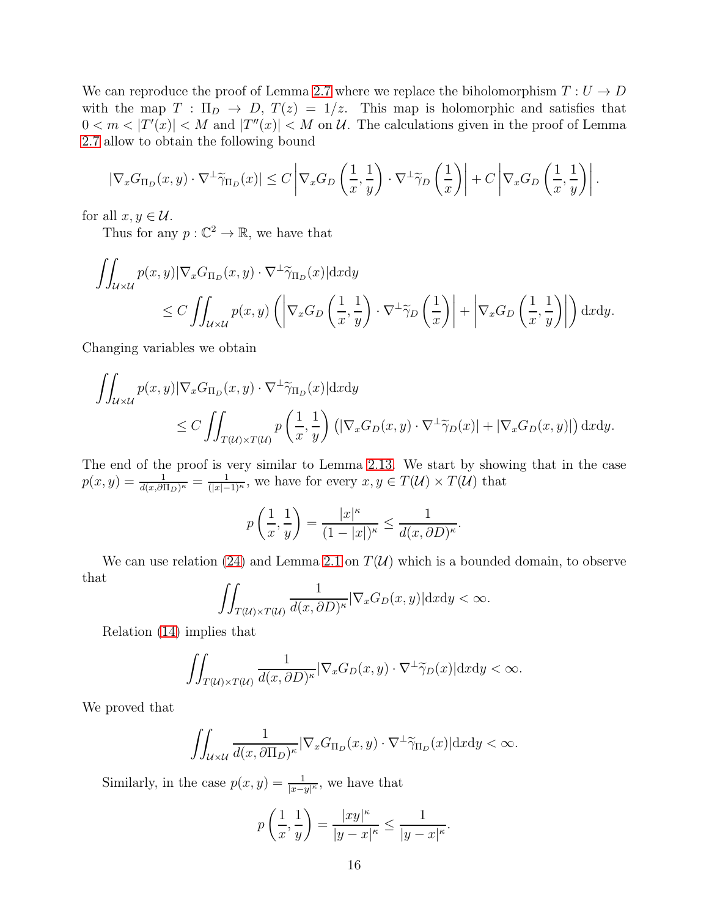We can reproduce the proof of Lemma 2.7 where we replace the biholomorphism $T : U \to D$ with the map $T : \Pi_D \to D$, $T(z) = 1/z$. This map is holomorphic and satisfies that $0 < m < |T'(x)| < M$ and $|T''(x)| < M$ on $\mathcal{U}$. The calculations given in the proof of Lemma 2.7 allow to obtain the following bound

$$|\nabla_x G_{\Pi_D}(x,y) \cdot \nabla^\perp \widetilde{\gamma}_{\Pi_D}(x)| \leq C \left| \nabla_x G_D\left(\frac{1}{x}, \frac{1}{y}\right) \cdot \nabla^\perp \widetilde{\gamma}_D\left(\frac{1}{x}\right) \right| + C \left| \nabla_x G_D\left(\frac{1}{x}, \frac{1}{y}\right) \right|.$$

for all $x, y \in \mathcal{U}$.

Thus for any $p : \mathbb{C}^2 \to \mathbb{R}$, we have that

$$\iint_{\mathcal{U}\times\mathcal{U}} p(x,y) |\nabla_x G_{\Pi_D}(x,y) \cdot \nabla^\perp \widetilde{\gamma}_{\Pi_D}(x)| \mathrm{d}x\mathrm{d}y \\ \leq C \iint_{\mathcal{U}\times\mathcal{U}} p(x,y) \left( \left| \nabla_x G_D\left(\frac{1}{x}, \frac{1}{y}\right) \cdot \nabla^\perp \widetilde{\gamma}_D\left(\frac{1}{x}\right) \right| + \left| \nabla_x G_D\left(\frac{1}{x}, \frac{1}{y}\right) \right| \right) \mathrm{d}x\mathrm{d}y.$$

Changing variables we obtain

$$\iint_{\mathcal{U}\times\mathcal{U}} p(x,y) |\nabla_x G_{\Pi_D}(x,y) \cdot \nabla^\perp \widetilde{\gamma}_{\Pi_D}(x)| \mathrm{d}x\mathrm{d}y \\ \leq C \iint_{T(\mathcal{U})\times T(\mathcal{U})} p\left(\frac{1}{x}, \frac{1}{y}\right) \left( |\nabla_x G_D(x,y) \cdot \nabla^\perp \widetilde{\gamma}_D(x)| + |\nabla_x G_D(x,y)| \right) \mathrm{d}x\mathrm{d}y.$$

The end of the proof is very similar to Lemma 2.13. We start by showing that in the case $p(x,y) = \frac{1}{d(x,\partial\Pi_D)^\kappa} = \frac{1}{(|x|-1)^\kappa}$, we have for every $x, y \in T(\mathcal{U}) \times T(\mathcal{U})$ that

$$p\left(\frac{1}{x}, \frac{1}{y}\right) = \frac{|x|^\kappa}{(1-|x|)^\kappa} \leq \frac{1}{d(x,\partial D)^\kappa}.$$

We can use relation (24) and Lemma 2.1 on $T(\mathcal{U})$ which is a bounded domain, to observe that

$$\iint_{T(\mathcal{U})\times T(\mathcal{U})} \frac{1}{d(x,\partial D)^\kappa} |\nabla_x G_D(x,y)| \mathrm{d}x\mathrm{d}y < \infty.$$

Relation (14) implies that

$$\iint_{T(\mathcal{U})\times T(\mathcal{U})} \frac{1}{d(x,\partial D)^\kappa} |\nabla_x G_D(x,y) \cdot \nabla^\perp \widetilde{\gamma}_D(x)| \mathrm{d}x\mathrm{d}y < \infty.$$

We proved that

$$\iint_{\mathcal{U}\times\mathcal{U}} \frac{1}{d(x,\partial\Pi_D)^\kappa} |\nabla_x G_{\Pi_D}(x,y) \cdot \nabla^\perp \widetilde{\gamma}_{\Pi_D}(x)| \mathrm{d}x\mathrm{d}y < \infty.$$

Similarly, in the case $p(x,y) = \frac{1}{|x-y|^\kappa}$, we have that

$$p\left(\frac{1}{x}, \frac{1}{y}\right) = \frac{|xy|^\kappa}{|y-x|^\kappa} \leq \frac{1}{|y-x|^\kappa}.$$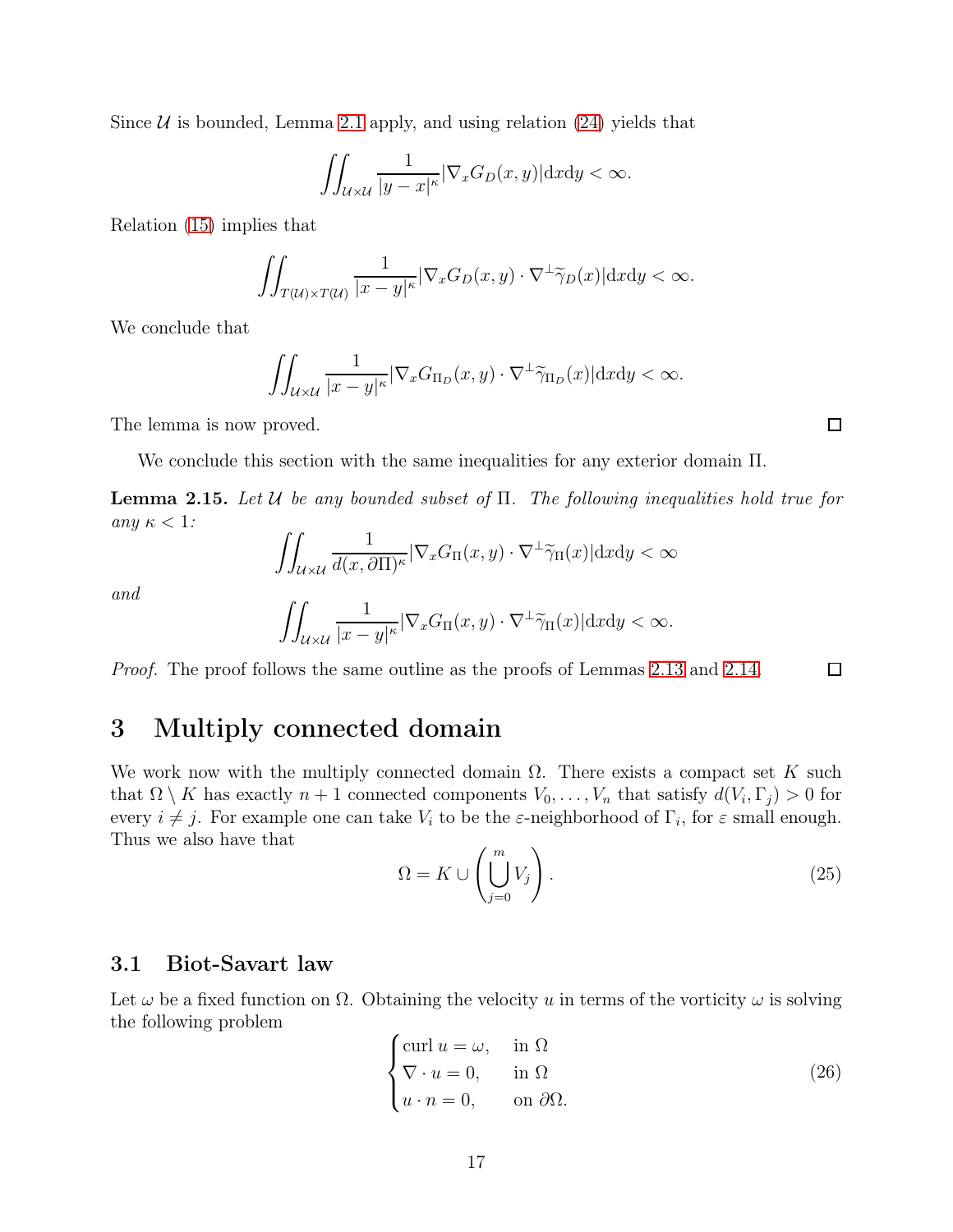Since $\mathcal{U}$ is bounded, Lemma 2.1 apply, and using relation (24) yields that

$$\iint_{\mathcal{U}\times\mathcal{U}} \frac{1}{|y-x|^{\kappa}} |\nabla_x G_D(x,y)| \mathrm{d}x\mathrm{d}y < \infty.$$

Relation (15) implies that

$$\iint_{T(\mathcal{U})\times T(\mathcal{U})} \frac{1}{|x-y|^{\kappa}} |\nabla_x G_D(x,y) \cdot \nabla^{\perp}\widetilde{\gamma}_D(x)| \mathrm{d}x\mathrm{d}y < \infty.$$

We conclude that

$$\iint_{\mathcal{U}\times\mathcal{U}} \frac{1}{|x-y|^{\kappa}} |\nabla_x G_{\Pi_D}(x,y) \cdot \nabla^{\perp}\widetilde{\gamma}_{\Pi_D}(x)| \mathrm{d}x\mathrm{d}y < \infty.$$

The lemma is now proved. ◻

We conclude this section with the same inequalities for any exterior domain $\Pi$.

**Lemma 2.15.** *Let $\mathcal{U}$ be any bounded subset of $\Pi$. The following inequalities hold true for any $\kappa < 1$:*

$$\iint_{\mathcal{U}\times\mathcal{U}} \frac{1}{d(x,\partial\Pi)^{\kappa}} |\nabla_x G_{\Pi}(x,y) \cdot \nabla^{\perp}\widetilde{\gamma}_{\Pi}(x)| \mathrm{d}x\mathrm{d}y < \infty$$

*and*

$$\iint_{\mathcal{U}\times\mathcal{U}} \frac{1}{|x-y|^{\kappa}} |\nabla_x G_{\Pi}(x,y) \cdot \nabla^{\perp}\widetilde{\gamma}_{\Pi}(x)| \mathrm{d}x\mathrm{d}y < \infty.$$

*Proof.* The proof follows the same outline as the proofs of Lemmas 2.13 and 2.14. ◻

# 3 Multiply connected domain

We work now with the multiply connected domain $\Omega$. There exists a compact set $K$ such that $\Omega \setminus K$ has exactly $n+1$ connected components $V_0, \dots, V_n$ that satisfy $d(V_i, \Gamma_j) > 0$ for every $i \neq j$. For example one can take $V_i$ to be the $\varepsilon$-neighborhood of $\Gamma_i$, for $\varepsilon$ small enough. Thus we also have that

$$\Omega = K \cup \left( \bigcup_{j=0}^{m} V_j \right). \tag{25}$$

## 3.1 Biot-Savart law

Let $\omega$ be a fixed function on $\Omega$. Obtaining the velocity $u$ in terms of the vorticity $\omega$ is solving the following problem

$$\begin{cases} \operatorname{curl} u = \omega, & \text{in } \Omega \\ \nabla \cdot u = 0, & \text{in } \Omega \\ u \cdot n = 0, & \text{on } \partial\Omega. \end{cases} \tag{26}$$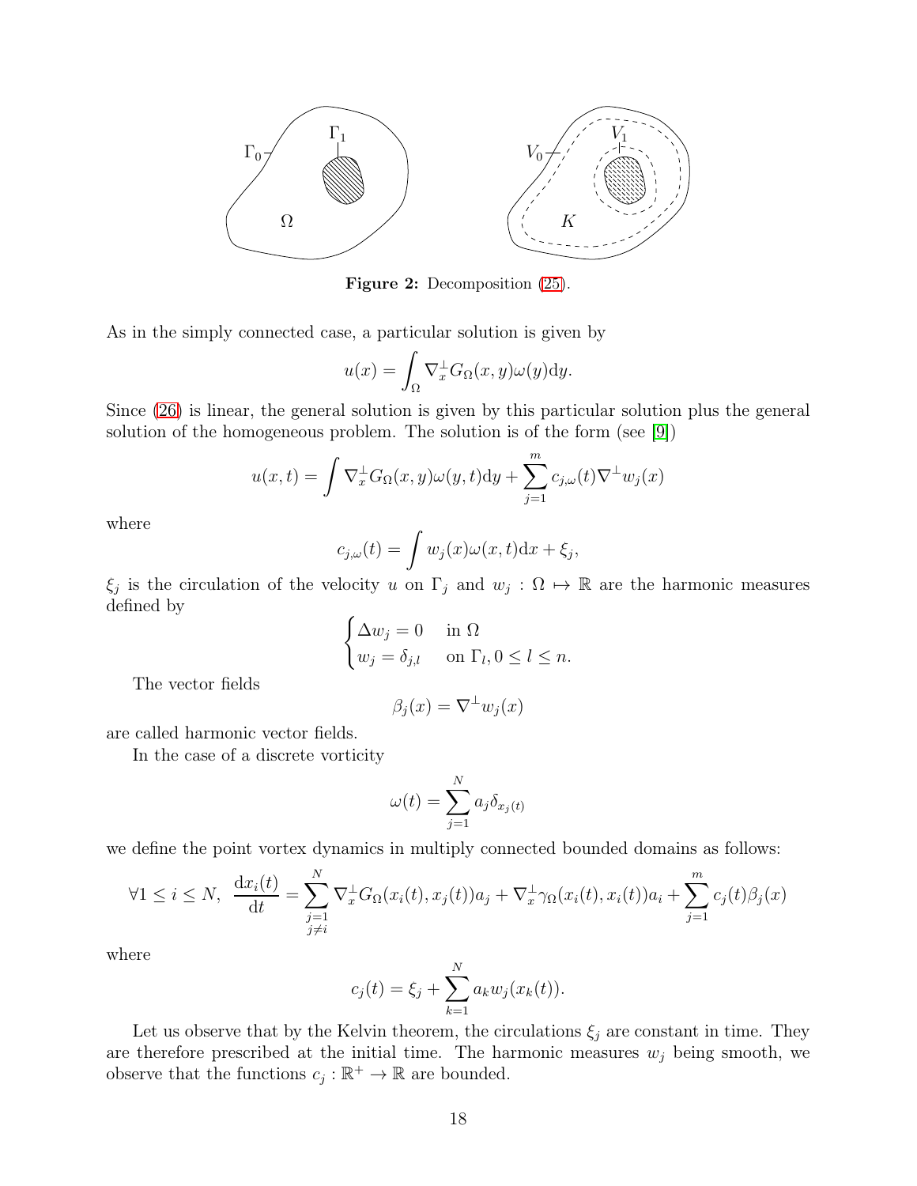Figure 2: Decomposition (25).

As in the simply connected case, a particular solution is given by

$$u(x) = \int_\Omega \nabla_x^\perp G_\Omega(x,y)\omega(y)\mathrm{d}y.$$

Since (26) is linear, the general solution is given by this particular solution plus the general solution of the homogeneous problem. The solution is of the form (see [9])

$$u(x,t) = \int \nabla_x^\perp G_\Omega(x,y)\omega(y,t)\mathrm{d}y + \sum_{j=1}^m c_{j,\omega}(t)\nabla^\perp w_j(x)$$

where

$$c_{j,\omega}(t) = \int w_j(x)\omega(x,t)\mathrm{d}x + \xi_j,$$

$\xi_j$ is the circulation of the velocity $u$ on $\Gamma_j$ and $w_j : \Omega \mapsto \mathbb{R}$ are the harmonic measures defined by

$$\begin{cases} \Delta w_j = 0 & \text{in } \Omega \\ w_j = \delta_{j,l} & \text{on } \Gamma_l, 0 \leq l \leq n. \end{cases}$$

The vector fields

$$\beta_j(x) = \nabla^\perp w_j(x)$$

are called harmonic vector fields.

In the case of a discrete vorticity

$$\omega(t) = \sum_{j=1}^N a_j \delta_{x_j(t)}$$

we define the point vortex dynamics in multiply connected bounded domains as follows:

$$\forall 1 \leq i \leq N, \;\; \frac{\mathrm{d}x_i(t)}{\mathrm{d}t} = \sum_{\substack{j=1 \\ j\neq i}}^N \nabla_x^\perp G_\Omega(x_i(t), x_j(t))a_j + \nabla_x^\perp \gamma_\Omega(x_i(t), x_i(t))a_i + \sum_{j=1}^m c_j(t)\beta_j(x)$$

where

$$c_j(t) = \xi_j + \sum_{k=1}^N a_k w_j(x_k(t)).$$

Let us observe that by the Kelvin theorem, the circulations $\xi_j$ are constant in time. They are therefore prescribed at the initial time. The harmonic measures $w_j$ being smooth, we observe that the functions $c_j : \mathbb{R}^+ \to \mathbb{R}$ are bounded.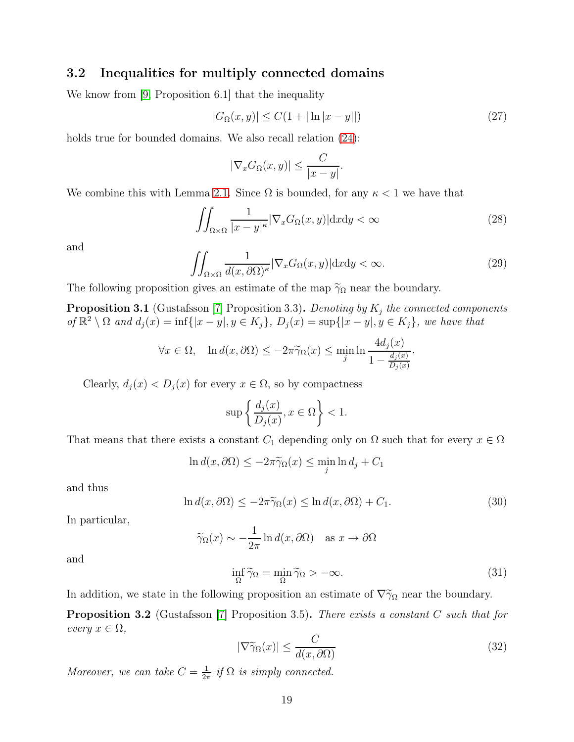## 3.2 Inequalities for multiply connected domains

We know from [9, Proposition 6.1] that the inequality

$$|G_\Omega(x,y)| \leq C(1 + |\ln|x-y||) \tag{27}$$

holds true for bounded domains. We also recall relation (24):

$$|\nabla_x G_\Omega(x,y)| \leq \frac{C}{|x-y|}.$$

We combine this with Lemma 2.1. Since $\Omega$ is bounded, for any $\kappa < 1$ we have that

$$\iint_{\Omega\times\Omega} \frac{1}{|x-y|^\kappa} |\nabla_x G_\Omega(x,y)| \mathrm{d}x\mathrm{d}y < \infty \tag{28}$$

and

$$\iint_{\Omega\times\Omega} \frac{1}{d(x,\partial\Omega)^\kappa} |\nabla_x G_\Omega(x,y)| \mathrm{d}x\mathrm{d}y < \infty. \tag{29}$$

The following proposition gives an estimate of the map $\widetilde{\gamma}_\Omega$ near the boundary.

**Proposition 3.1** (Gustafsson [7] Proposition 3.3)**.** *Denoting by $K_j$ the connected components of $\mathbb{R}^2 \setminus \Omega$ and $d_j(x) = \inf\{|x-y|, y \in K_j\}$, $D_j(x) = \sup\{|x-y|, y \in K_j\}$, we have that*

$$\forall x \in \Omega, \quad \ln d(x,\partial\Omega) \leq -2\pi\widetilde{\gamma}_\Omega(x) \leq \min_j \ln \frac{4d_j(x)}{1 - \frac{d_j(x)}{D_j(x)}}.$$

Clearly, $d_j(x) < D_j(x)$ for every $x \in \Omega$, so by compactness

$$\sup\left\{\frac{d_j(x)}{D_j(x)}, x \in \Omega\right\} < 1.$$

That means that there exists a constant $C_1$ depending only on $\Omega$ such that for every $x \in \Omega$

$$\ln d(x,\partial\Omega) \leq -2\pi\widetilde{\gamma}_\Omega(x) \leq \min_j \ln d_j + C_1$$

and thus

$$\ln d(x,\partial\Omega) \leq -2\pi\widetilde{\gamma}_\Omega(x) \leq \ln d(x,\partial\Omega) + C_1. \tag{30}$$

In particular,

$$\widetilde{\gamma}_\Omega(x) \sim -\frac{1}{2\pi}\ln d(x,\partial\Omega) \quad \text{as } x \to \partial\Omega$$

and

$$\inf_\Omega \widetilde{\gamma}_\Omega = \min_\Omega \widetilde{\gamma}_\Omega > -\infty. \tag{31}$$

In addition, we state in the following proposition an estimate of $\nabla\widetilde{\gamma}_\Omega$ near the boundary.

**Proposition 3.2** (Gustafsson [7] Proposition 3.5)**.** *There exists a constant $C$ such that for every $x \in \Omega$,*

$$|\nabla\widetilde{\gamma}_\Omega(x)| \leq \frac{C}{d(x,\partial\Omega)} \tag{32}$$

*Moreover, we can take $C = \frac{1}{2\pi}$ if $\Omega$ is simply connected.*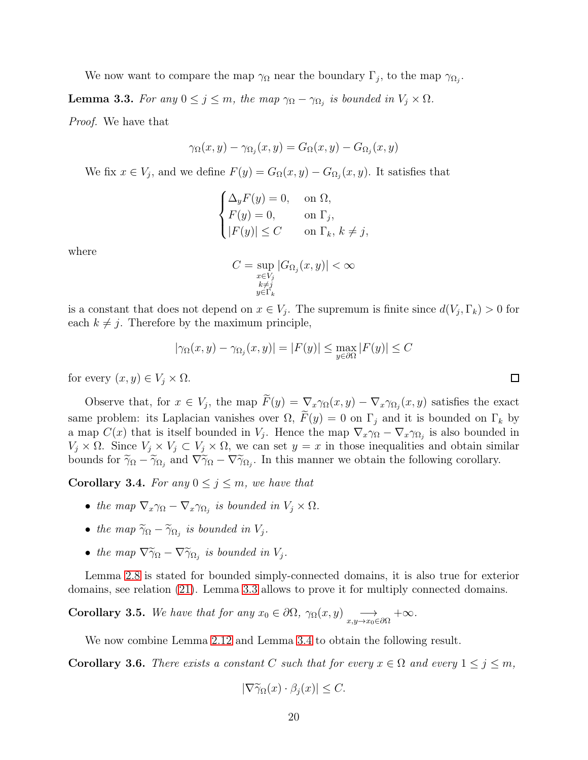We now want to compare the map $\gamma_\Omega$ near the boundary $\Gamma_j$, to the map $\gamma_{\Omega_j}$.

**Lemma 3.3.** *For any $0 \le j \le m$, the map $\gamma_\Omega - \gamma_{\Omega_j}$ is bounded in $V_j \times \Omega$.*

*Proof.* We have that

$$\gamma_\Omega(x,y) - \gamma_{\Omega_j}(x,y) = G_\Omega(x,y) - G_{\Omega_j}(x,y)$$

We fix $x \in V_j$, and we define $F(y) = G_\Omega(x,y) - G_{\Omega_j}(x,y)$. It satisfies that

$$\begin{cases} \Delta_y F(y) = 0, & \text{on } \Omega, \\ F(y) = 0, & \text{on } \Gamma_j, \\ |F(y)| \le C & \text{on } \Gamma_k,\ k \neq j, \end{cases}$$

where

$$C = \sup_{\substack{x \in V_j \\ k \neq j \\ y \in \Gamma_k}} |G_{\Omega_j}(x,y)| < \infty$$

is a constant that does not depend on $x \in V_j$. The supremum is finite since $d(V_j, \Gamma_k) > 0$ for each $k \neq j$. Therefore by the maximum principle,

$$|\gamma_\Omega(x,y) - \gamma_{\Omega_j}(x,y)| = |F(y)| \le \max_{y \in \partial\Omega} |F(y)| \le C$$

for every $(x,y) \in V_j \times \Omega$. $\square$

Observe that, for $x \in V_j$, the map $\widetilde{F}(y) = \nabla_x \gamma_\Omega(x,y) - \nabla_x \gamma_{\Omega_j}(x,y)$ satisfies the exact same problem: its Laplacian vanishes over $\Omega$, $\widetilde{F}(y) = 0$ on $\Gamma_j$ and it is bounded on $\Gamma_k$ by a map $C(x)$ that is itself bounded in $V_j$. Hence the map $\nabla_x \gamma_\Omega - \nabla_x \gamma_{\Omega_j}$ is also bounded in $V_j \times \Omega$. Since $V_j \times V_j \subset V_j \times \Omega$, we can set $y = x$ in those inequalities and obtain similar bounds for $\widetilde{\gamma}_\Omega - \widetilde{\gamma}_{\Omega_j}$ and $\nabla \widetilde{\gamma}_\Omega - \nabla \widetilde{\gamma}_{\Omega_j}$. In this manner we obtain the following corollary.

**Corollary 3.4.** *For any $0 \le j \le m$, we have that*

- *the map $\nabla_x \gamma_\Omega - \nabla_x \gamma_{\Omega_j}$ is bounded in $V_j \times \Omega$.*
- *the map $\widetilde{\gamma}_\Omega - \widetilde{\gamma}_{\Omega_j}$ is bounded in $V_j$.*
- *the map $\nabla \widetilde{\gamma}_\Omega - \nabla \widetilde{\gamma}_{\Omega_j}$ is bounded in $V_j$.*

Lemma 2.8 is stated for bounded simply-connected domains, it is also true for exterior domains, see relation (21). Lemma 3.3 allows to prove it for multiply connected domains.

**Corollary 3.5.** *We have that for any $x_0 \in \partial\Omega$, $\gamma_\Omega(x,y) \underset{x,y \to x_0 \in \partial\Omega}{\longrightarrow} +\infty$.*

We now combine Lemma 2.12 and Lemma 3.4 to obtain the following result.

**Corollary 3.6.** *There exists a constant $C$ such that for every $x \in \Omega$ and every $1 \le j \le m$,*

$$|\nabla \widetilde{\gamma}_\Omega(x) \cdot \beta_j(x)| \le C.$$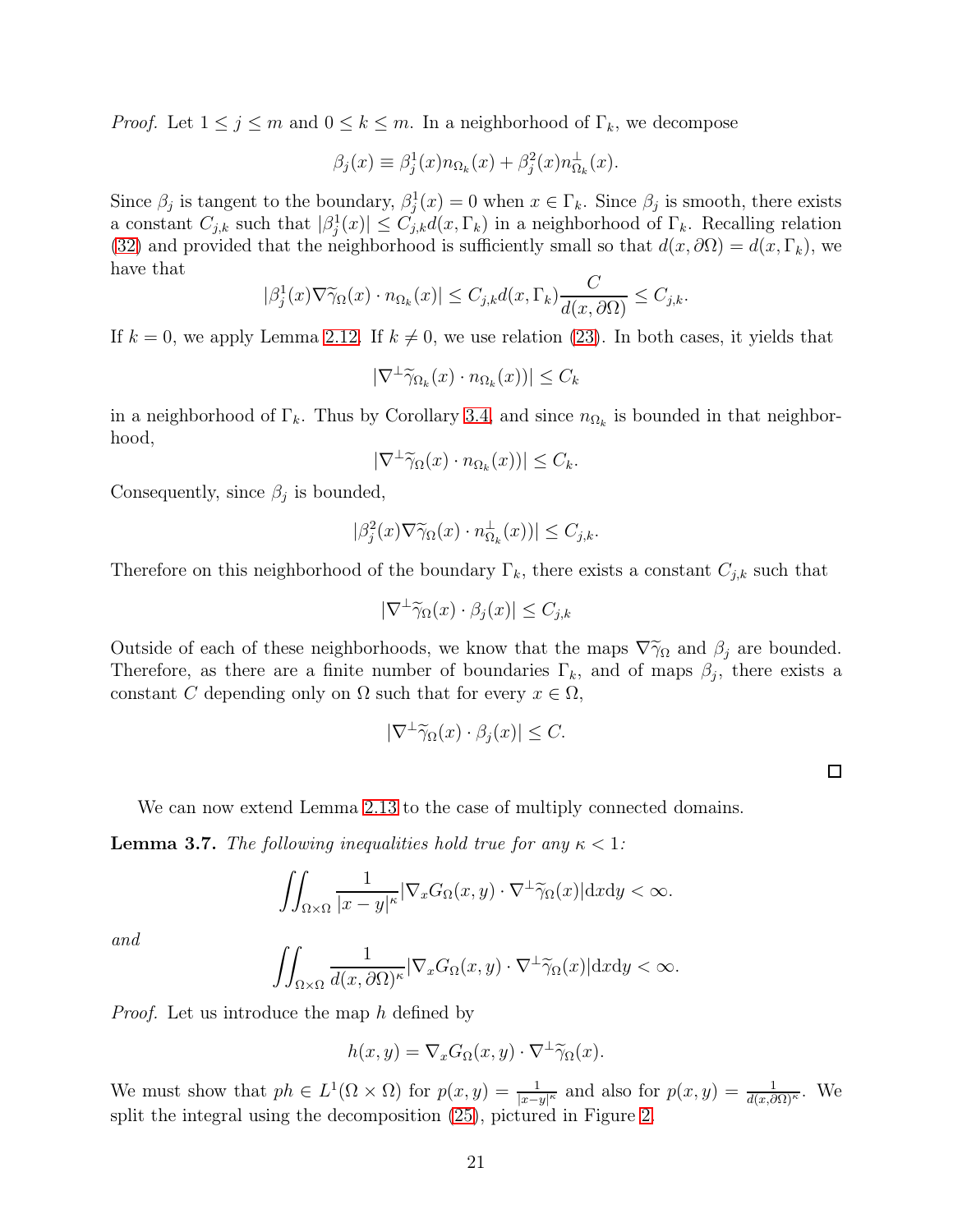*Proof.* Let $1 \le j \le m$ and $0 \le k \le m$. In a neighborhood of $\Gamma_k$, we decompose

$$\beta_j(x) \equiv \beta_j^1(x) n_{\Omega_k}(x) + \beta_j^2(x) n_{\Omega_k}^\perp(x).$$

Since $\beta_j$ is tangent to the boundary, $\beta_j^1(x) = 0$ when $x \in \Gamma_k$. Since $\beta_j$ is smooth, there exists a constant $C_{j,k}$ such that $|\beta_j^1(x)| \le C_{j,k} d(x, \Gamma_k)$ in a neighborhood of $\Gamma_k$. Recalling relation (32) and provided that the neighborhood is sufficiently small so that $d(x, \partial\Omega) = d(x, \Gamma_k)$, we have that

$$|\beta_j^1(x) \nabla\widetilde{\gamma}_\Omega(x) \cdot n_{\Omega_k}(x)| \le C_{j,k} d(x, \Gamma_k) \frac{C}{d(x, \partial\Omega)} \le C_{j,k}.$$

If $k = 0$, we apply Lemma 2.12. If $k \ne 0$, we use relation (23). In both cases, it yields that

$$|\nabla^\perp \widetilde{\gamma}_{\Omega_k}(x) \cdot n_{\Omega_k}(x))| \le C_k$$

in a neighborhood of $\Gamma_k$. Thus by Corollary 3.4, and since $n_{\Omega_k}$ is bounded in that neighborhood,

$$|\nabla^\perp \widetilde{\gamma}_\Omega(x) \cdot n_{\Omega_k}(x))| \le C_k.$$

Consequently, since $\beta_j$ is bounded,

$$|\beta_j^2(x) \nabla\widetilde{\gamma}_\Omega(x) \cdot n_{\Omega_k}^\perp(x))| \le C_{j,k}.$$

Therefore on this neighborhood of the boundary $\Gamma_k$, there exists a constant $C_{j,k}$ such that

$$|\nabla^\perp \widetilde{\gamma}_\Omega(x) \cdot \beta_j(x)| \le C_{j,k}$$

Outside of each of these neighborhoods, we know that the maps $\nabla\widetilde{\gamma}_\Omega$ and $\beta_j$ are bounded. Therefore, as there are a finite number of boundaries $\Gamma_k$, and of maps $\beta_j$, there exists a constant $C$ depending only on $\Omega$ such that for every $x \in \Omega$,

$$|\nabla^\perp \widetilde{\gamma}_\Omega(x) \cdot \beta_j(x)| \le C.$$

□

We can now extend Lemma 2.13 to the case of multiply connected domains.

**Lemma 3.7.** *The following inequalities hold true for any $\kappa < 1$:*

$$\iint_{\Omega\times\Omega} \frac{1}{|x-y|^\kappa} |\nabla_x G_\Omega(x,y) \cdot \nabla^\perp \widetilde{\gamma}_\Omega(x)| \mathrm{d}x\mathrm{d}y < \infty.$$

*and*

$$\iint_{\Omega\times\Omega} \frac{1}{d(x,\partial\Omega)^\kappa} |\nabla_x G_\Omega(x,y) \cdot \nabla^\perp \widetilde{\gamma}_\Omega(x)| \mathrm{d}x\mathrm{d}y < \infty.$$

*Proof.* Let us introduce the map $h$ defined by

$$h(x,y) = \nabla_x G_\Omega(x,y) \cdot \nabla^\perp \widetilde{\gamma}_\Omega(x).$$

We must show that $ph \in L^1(\Omega \times \Omega)$ for $p(x,y) = \frac{1}{|x-y|^\kappa}$ and also for $p(x,y) = \frac{1}{d(x,\partial\Omega)^\kappa}$. We split the integral using the decomposition (25), pictured in Figure 2.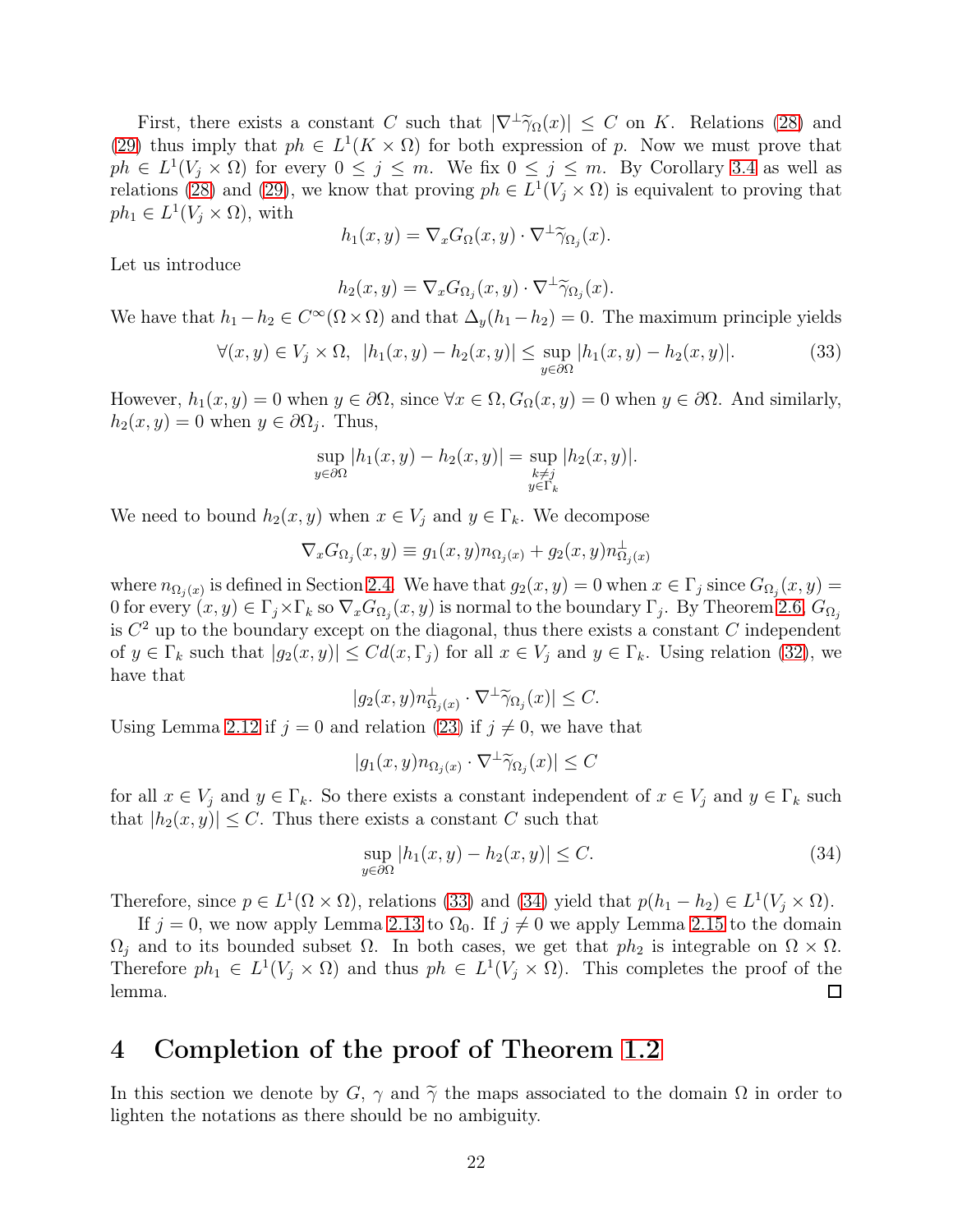First, there exists a constant $C$ such that $|\nabla^\perp \widetilde{\gamma}_\Omega(x)| \leq C$ on $K$. Relations (28) and (29) thus imply that $ph \in L^1(K \times \Omega)$ for both expression of $p$. Now we must prove that $ph \in L^1(V_j \times \Omega)$ for every $0 \leq j \leq m$. We fix $0 \leq j \leq m$. By Corollary 3.4 as well as relations (28) and (29), we know that proving $ph \in L^1(V_j \times \Omega)$ is equivalent to proving that $ph_1 \in L^1(V_j \times \Omega)$, with

$$h_1(x, y) = \nabla_x G_\Omega(x, y) \cdot \nabla^\perp \widetilde{\gamma}_{\Omega_j}(x).$$

Let us introduce

$$h_2(x, y) = \nabla_x G_{\Omega_j}(x, y) \cdot \nabla^\perp \widetilde{\gamma}_{\Omega_j}(x).$$

We have that $h_1 - h_2 \in C^\infty(\Omega \times \Omega)$ and that $\Delta_y(h_1 - h_2) = 0$. The maximum principle yields

$$\forall (x, y) \in V_j \times \Omega, \;\; |h_1(x, y) - h_2(x, y)| \leq \sup_{y \in \partial\Omega} |h_1(x, y) - h_2(x, y)|. \tag{33}$$

However, $h_1(x, y) = 0$ when $y \in \partial\Omega$, since $\forall x \in \Omega, G_\Omega(x, y) = 0$ when $y \in \partial\Omega$. And similarly, $h_2(x, y) = 0$ when $y \in \partial\Omega_j$. Thus,

$$\sup_{y \in \partial\Omega} |h_1(x, y) - h_2(x, y)| = \sup_{\substack{k \neq j \\ y \in \Gamma_k}} |h_2(x, y)|.$$

We need to bound $h_2(x, y)$ when $x \in V_j$ and $y \in \Gamma_k$. We decompose

$$\nabla_x G_{\Omega_j}(x, y) \equiv g_1(x, y) n_{\Omega_j(x)} + g_2(x, y) n^\perp_{\Omega_j(x)}$$

where $n_{\Omega_j(x)}$ is defined in Section 2.4. We have that $g_2(x, y) = 0$ when $x \in \Gamma_j$ since $G_{\Omega_j}(x, y) = 0$ for every $(x, y) \in \Gamma_j \times \Gamma_k$ so $\nabla_x G_{\Omega_j}(x, y)$ is normal to the boundary $\Gamma_j$. By Theorem 2.6, $G_{\Omega_j}$ is $C^2$ up to the boundary except on the diagonal, thus there exists a constant $C$ independent of $y \in \Gamma_k$ such that $|g_2(x, y)| \leq C d(x, \Gamma_j)$ for all $x \in V_j$ and $y \in \Gamma_k$. Using relation (32), we have that

$$|g_2(x, y) n^\perp_{\Omega_j(x)} \cdot \nabla^\perp \widetilde{\gamma}_{\Omega_j}(x)| \leq C.$$

Using Lemma 2.12 if $j = 0$ and relation (23) if $j \neq 0$, we have that

$$|g_1(x, y) n_{\Omega_j(x)} \cdot \nabla^\perp \widetilde{\gamma}_{\Omega_j}(x)| \leq C$$

for all $x \in V_j$ and $y \in \Gamma_k$. So there exists a constant independent of $x \in V_j$ and $y \in \Gamma_k$ such that $|h_2(x, y)| \leq C$. Thus there exists a constant $C$ such that

$$\sup_{y \in \partial\Omega} |h_1(x, y) - h_2(x, y)| \leq C. \tag{34}$$

Therefore, since $p \in L^1(\Omega \times \Omega)$, relations (33) and (34) yield that $p(h_1 - h_2) \in L^1(V_j \times \Omega)$.

If $j = 0$, we now apply Lemma 2.13 to $\Omega_0$. If $j \neq 0$ we apply Lemma 2.15 to the domain $\Omega_j$ and to its bounded subset $\Omega$. In both cases, we get that $ph_2$ is integrable on $\Omega \times \Omega$. Therefore $ph_1 \in L^1(V_j \times \Omega)$ and thus $ph \in L^1(V_j \times \Omega)$. This completes the proof of the lemma. □

# 4 Completion of the proof of Theorem 1.2

In this section we denote by $G$, $\gamma$ and $\widetilde{\gamma}$ the maps associated to the domain $\Omega$ in order to lighten the notations as there should be no ambiguity.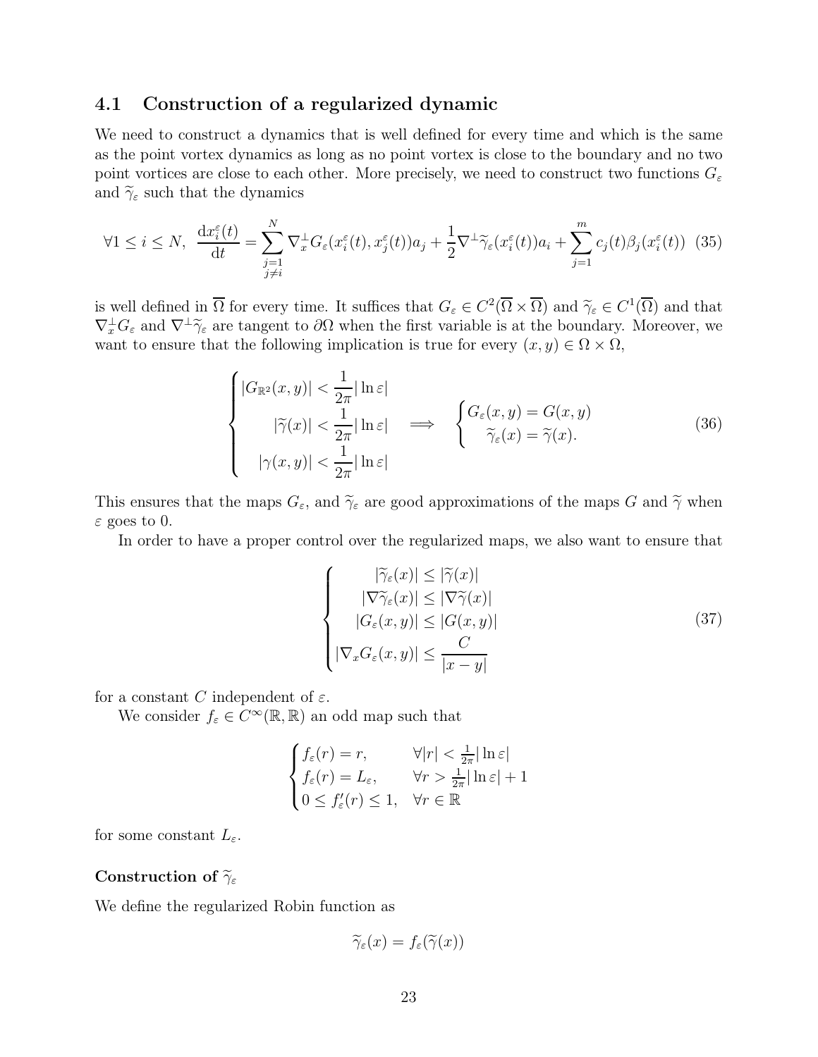## 4.1 Construction of a regularized dynamic

We need to construct a dynamics that is well defined for every time and which is the same as the point vortex dynamics as long as no point vortex is close to the boundary and no two point vortices are close to each other. More precisely, we need to construct two functions $G_\varepsilon$ and $\widetilde{\gamma}_\varepsilon$ such that the dynamics

$$
\forall 1 \leq i \leq N,\ \frac{\mathrm{d}x_i^\varepsilon(t)}{\mathrm{d}t} = \sum_{\substack{j=1\\ j\neq i}}^{N} \nabla_x^\perp G_\varepsilon(x_i^\varepsilon(t), x_j^\varepsilon(t))a_j + \frac{1}{2}\nabla^\perp \widetilde{\gamma}_\varepsilon(x_i^\varepsilon(t))a_i + \sum_{j=1}^{m} c_j(t)\beta_j(x_i^\varepsilon(t)) \quad (35)
$$

is well defined in $\overline{\Omega}$ for every time. It suffices that $G_\varepsilon \in C^2(\overline{\Omega}\times\overline{\Omega})$ and $\widetilde{\gamma}_\varepsilon \in C^1(\overline{\Omega})$ and that $\nabla_x^\perp G_\varepsilon$ and $\nabla^\perp \widetilde{\gamma}_\varepsilon$ are tangent to $\partial\Omega$ when the first variable is at the boundary. Moreover, we want to ensure that the following implication is true for every $(x, y) \in \Omega \times \Omega$,

$$
\begin{cases} |G_{\mathbb{R}^2}(x,y)| < \dfrac{1}{2\pi}|\ln \varepsilon| \\ \qquad |\widetilde{\gamma}(x)| < \dfrac{1}{2\pi}|\ln \varepsilon| \\ \quad |\gamma(x,y)| < \dfrac{1}{2\pi}|\ln \varepsilon| \end{cases} \implies \begin{cases} G_\varepsilon(x,y) = G(x,y) \\ \quad \widetilde{\gamma}_\varepsilon(x) = \widetilde{\gamma}(x). \end{cases} \quad (36)
$$

This ensures that the maps $G_\varepsilon$, and $\widetilde{\gamma}_\varepsilon$ are good approximations of the maps $G$ and $\widetilde{\gamma}$ when $\varepsilon$ goes to 0.

In order to have a proper control over the regularized maps, we also want to ensure that

$$
\begin{cases} \qquad |\widetilde{\gamma}_\varepsilon(x)| \leq |\widetilde{\gamma}(x)| \\ \quad |\nabla\widetilde{\gamma}_\varepsilon(x)| \leq |\nabla\widetilde{\gamma}(x)| \\ \quad |G_\varepsilon(x,y)| \leq |G(x,y)| \\ |\nabla_x G_\varepsilon(x,y)| \leq \dfrac{C}{|x-y|} \end{cases} \quad (37)
$$

for a constant $C$ independent of $\varepsilon$.

We consider $f_\varepsilon \in C^\infty(\mathbb{R}, \mathbb{R})$ an odd map such that

$$
\begin{cases} f_\varepsilon(r) = r, & \forall |r| < \frac{1}{2\pi}|\ln \varepsilon| \\ f_\varepsilon(r) = L_\varepsilon, & \forall r > \frac{1}{2\pi}|\ln \varepsilon| + 1 \\ 0 \leq f_\varepsilon'(r) \leq 1, & \forall r \in \mathbb{R} \end{cases}
$$

for some constant $L_\varepsilon$.

### Construction of $\widetilde{\gamma}_\varepsilon$

We define the regularized Robin function as

$$
\widetilde{\gamma}_\varepsilon(x) = f_\varepsilon(\widetilde{\gamma}(x))
$$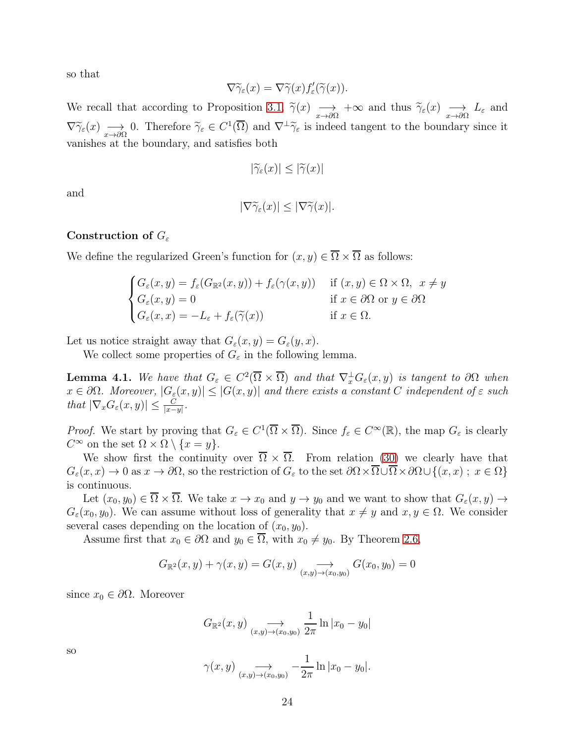so that

$$\nabla\widetilde{\gamma}_\varepsilon(x) = \nabla\widetilde{\gamma}(x) f_\varepsilon'(\widetilde{\gamma}(x)).$$

We recall that according to Proposition 3.1, $\widetilde{\gamma}(x) \underset{x\to\partial\Omega}{\longrightarrow} +\infty$ and thus $\widetilde{\gamma}_\varepsilon(x) \underset{x\to\partial\Omega}{\longrightarrow} L_\varepsilon$ and $\nabla\widetilde{\gamma}_\varepsilon(x) \underset{x\to\partial\Omega}{\longrightarrow} 0$. Therefore $\widetilde{\gamma}_\varepsilon \in C^1(\overline{\Omega})$ and $\nabla^\perp\widetilde{\gamma}_\varepsilon$ is indeed tangent to the boundary since it vanishes at the boundary, and satisfies both

$$|\widetilde{\gamma}_\varepsilon(x)| \leq |\widetilde{\gamma}(x)|$$

and

$$|\nabla\widetilde{\gamma}_\varepsilon(x)| \leq |\nabla\widetilde{\gamma}(x)|.$$

**Construction of $G_\varepsilon$**

We define the regularized Green's function for $(x,y) \in \overline{\Omega}\times\overline{\Omega}$ as follows:

$$\begin{cases} G_\varepsilon(x,y) = f_\varepsilon(G_{\mathbb{R}^2}(x,y)) + f_\varepsilon(\gamma(x,y)) & \text{if } (x,y)\in\Omega\times\Omega,\ x\neq y \\ G_\varepsilon(x,y) = 0 & \text{if } x\in\partial\Omega \text{ or } y\in\partial\Omega \\ G_\varepsilon(x,x) = -L_\varepsilon + f_\varepsilon(\widetilde{\gamma}(x)) & \text{if } x\in\Omega. \end{cases}$$

Let us notice straight away that $G_\varepsilon(x,y) = G_\varepsilon(y,x)$.

We collect some properties of $G_\varepsilon$ in the following lemma.

**Lemma 4.1.** *We have that $G_\varepsilon \in C^2(\overline{\Omega}\times\overline{\Omega})$ and that $\nabla_x^\perp G_\varepsilon(x,y)$ is tangent to $\partial\Omega$ when $x\in\partial\Omega$. Moreover, $|G_\varepsilon(x,y)| \leq |G(x,y)|$ and there exists a constant $C$ independent of $\varepsilon$ such that $|\nabla_x G_\varepsilon(x,y)| \leq \frac{C}{|x-y|}$.*

*Proof.* We start by proving that $G_\varepsilon \in C^1(\overline{\Omega}\times\overline{\Omega})$. Since $f_\varepsilon \in C^\infty(\mathbb{R})$, the map $G_\varepsilon$ is clearly $C^\infty$ on the set $\Omega\times\Omega\setminus\{x=y\}$.

We show first the continuity over $\overline{\Omega}\times\overline{\Omega}$. From relation (30) we clearly have that $G_\varepsilon(x,x)\to 0$ as $x\to\partial\Omega$, so the restriction of $G_\varepsilon$ to the set $\partial\Omega\times\overline{\Omega}\cup\overline{\Omega}\times\partial\Omega\cup\{(x,x)\ ;\ x\in\Omega\}$ is continuous.

Let $(x_0,y_0)\in\overline{\Omega}\times\overline{\Omega}$. We take $x\to x_0$ and $y\to y_0$ and we want to show that $G_\varepsilon(x,y)\to G_\varepsilon(x_0,y_0)$. We can assume without loss of generality that $x\neq y$ and $x,y\in\Omega$. We consider several cases depending on the location of $(x_0,y_0)$.

Assume first that $x_0\in\partial\Omega$ and $y_0\in\overline{\Omega}$, with $x_0\neq y_0$. By Theorem 2.6,

$$G_{\mathbb{R}^2}(x,y) + \gamma(x,y) = G(x,y) \underset{(x,y)\to(x_0,y_0)}{\longrightarrow} G(x_0,y_0) = 0$$

since $x_0\in\partial\Omega$. Moreover

$$G_{\mathbb{R}^2}(x,y) \underset{(x,y)\to(x_0,y_0)}{\longrightarrow} \frac{1}{2\pi}\ln|x_0-y_0|$$

so

$$\gamma(x,y) \underset{(x,y)\to(x_0,y_0)}{\longrightarrow} -\frac{1}{2\pi}\ln|x_0-y_0|.$$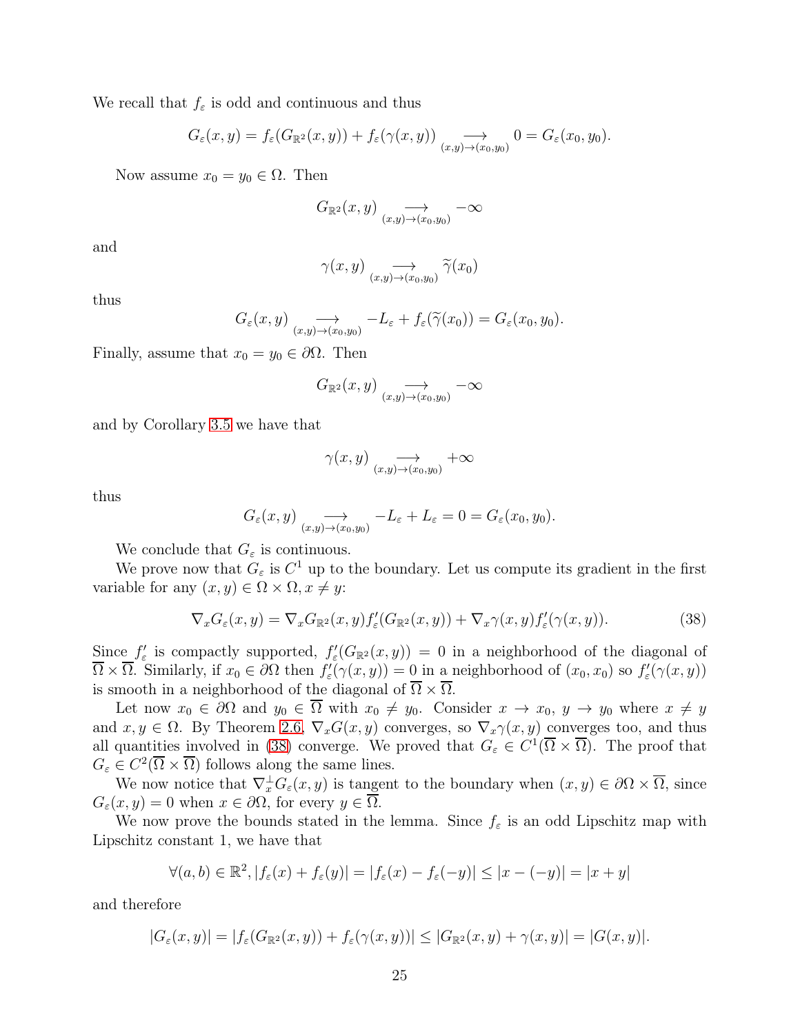We recall that $f_\varepsilon$ is odd and continuous and thus

$$G_\varepsilon(x,y) = f_\varepsilon(G_{\mathbb{R}^2}(x,y)) + f_\varepsilon(\gamma(x,y)) \underset{(x,y)\to(x_0,y_0)}{\longrightarrow} 0 = G_\varepsilon(x_0,y_0).$$

Now assume $x_0 = y_0 \in \Omega$. Then

$$G_{\mathbb{R}^2}(x,y) \underset{(x,y)\to(x_0,y_0)}{\longrightarrow} -\infty$$

and

$$\gamma(x,y) \underset{(x,y)\to(x_0,y_0)}{\longrightarrow} \widetilde{\gamma}(x_0)$$

thus

$$G_\varepsilon(x,y) \underset{(x,y)\to(x_0,y_0)}{\longrightarrow} -L_\varepsilon + f_\varepsilon(\widetilde{\gamma}(x_0)) = G_\varepsilon(x_0,y_0).$$

Finally, assume that $x_0 = y_0 \in \partial\Omega$. Then

$$G_{\mathbb{R}^2}(x,y) \underset{(x,y)\to(x_0,y_0)}{\longrightarrow} -\infty$$

and by Corollary 3.5 we have that

$$\gamma(x,y) \underset{(x,y)\to(x_0,y_0)}{\longrightarrow} +\infty$$

thus

$$G_\varepsilon(x,y) \underset{(x,y)\to(x_0,y_0)}{\longrightarrow} -L_\varepsilon + L_\varepsilon = 0 = G_\varepsilon(x_0,y_0).$$

We conclude that $G_\varepsilon$ is continuous.

We prove now that $G_\varepsilon$ is $C^1$ up to the boundary. Let us compute its gradient in the first variable for any $(x,y) \in \Omega\times\Omega, x \neq y$:

$$\nabla_x G_\varepsilon(x,y) = \nabla_x G_{\mathbb{R}^2}(x,y) f_\varepsilon'(G_{\mathbb{R}^2}(x,y)) + \nabla_x \gamma(x,y) f_\varepsilon'(\gamma(x,y)). \tag{38}$$

Since $f_\varepsilon'$ is compactly supported, $f_\varepsilon'(G_{\mathbb{R}^2}(x,y)) = 0$ in a neighborhood of the diagonal of $\overline{\Omega}\times\overline{\Omega}$. Similarly, if $x_0 \in \partial\Omega$ then $f_\varepsilon'(\gamma(x,y)) = 0$ in a neighborhood of $(x_0,x_0)$ so $f_\varepsilon'(\gamma(x,y))$ is smooth in a neighborhood of the diagonal of $\overline{\Omega}\times\overline{\Omega}$.

Let now $x_0 \in \partial\Omega$ and $y_0 \in \overline{\Omega}$ with $x_0 \neq y_0$. Consider $x \to x_0$, $y \to y_0$ where $x \neq y$ and $x, y \in \Omega$. By Theorem 2.6, $\nabla_x G(x,y)$ converges, so $\nabla_x\gamma(x,y)$ converges too, and thus all quantities involved in (38) converge. We proved that $G_\varepsilon \in C^1(\overline{\Omega}\times\overline{\Omega})$. The proof that $G_\varepsilon \in C^2(\overline{\Omega}\times\overline{\Omega})$ follows along the same lines.

We now notice that $\nabla_x^\perp G_\varepsilon(x,y)$ is tangent to the boundary when $(x,y) \in \partial\Omega\times\overline{\Omega}$, since $G_\varepsilon(x,y) = 0$ when $x \in \partial\Omega$, for every $y \in \overline{\Omega}$.

We now prove the bounds stated in the lemma. Since $f_\varepsilon$ is an odd Lipschitz map with Lipschitz constant 1, we have that

$$\forall (a,b) \in \mathbb{R}^2, |f_\varepsilon(x) + f_\varepsilon(y)| = |f_\varepsilon(x) - f_\varepsilon(-y)| \leq |x - (-y)| = |x+y|$$

and therefore

$$|G_\varepsilon(x,y)| = |f_\varepsilon(G_{\mathbb{R}^2}(x,y)) + f_\varepsilon(\gamma(x,y))| \leq |G_{\mathbb{R}^2}(x,y) + \gamma(x,y)| = |G(x,y)|.$$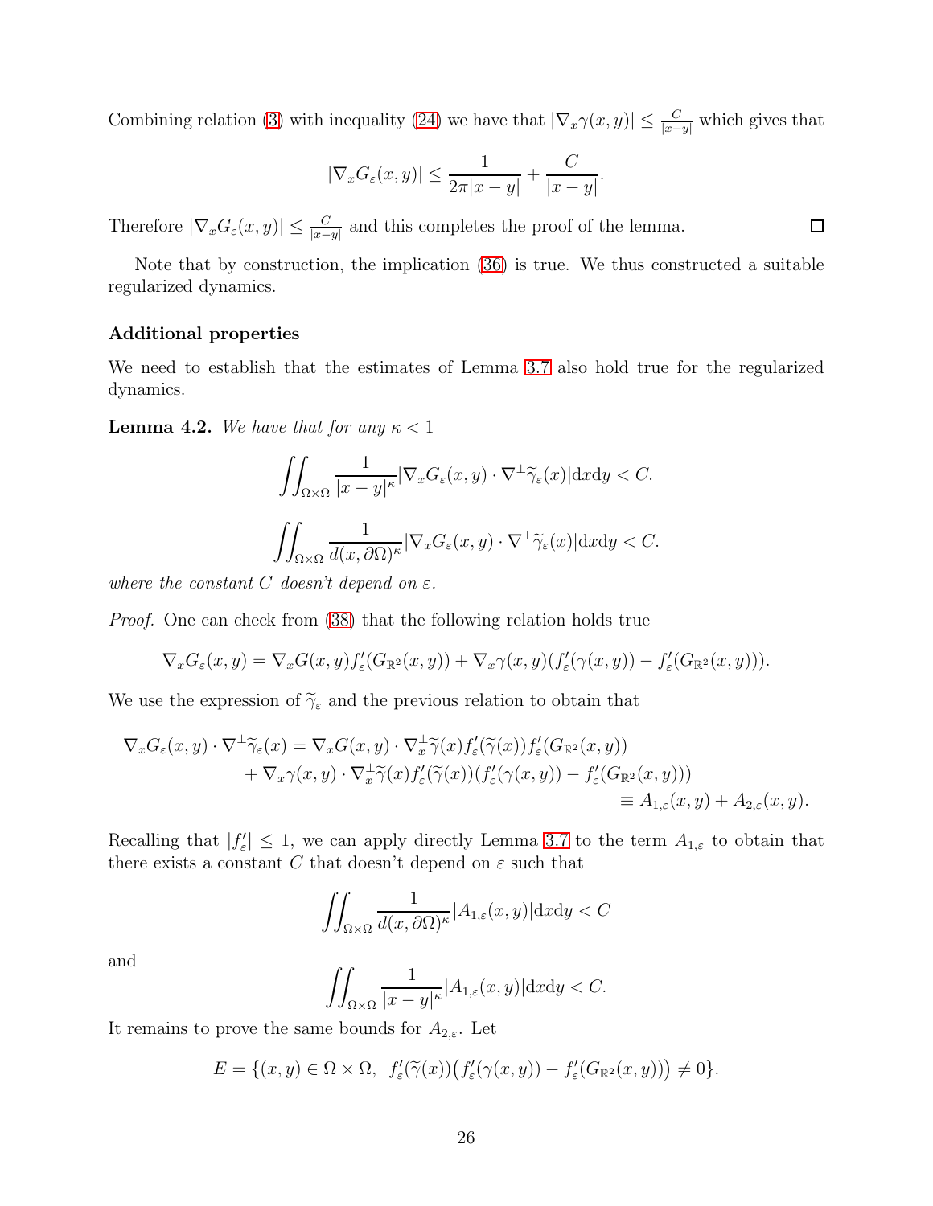Combining relation (3) with inequality (24) we have that $|\nabla_x \gamma(x,y)| \leq \frac{C}{|x-y|}$ which gives that

$$|\nabla_x G_\varepsilon(x,y)| \leq \frac{1}{2\pi|x-y|} + \frac{C}{|x-y|}.$$

Therefore $|\nabla_x G_\varepsilon(x,y)| \leq \frac{C}{|x-y|}$ and this completes the proof of the lemma. $\square$

Note that by construction, the implication (36) is true. We thus constructed a suitable regularized dynamics.

### Additional properties

We need to establish that the estimates of Lemma 3.7 also hold true for the regularized dynamics.

**Lemma 4.2.** *We have that for any $\kappa < 1$*

$$\iint_{\Omega\times\Omega} \frac{1}{|x-y|^\kappa} |\nabla_x G_\varepsilon(x,y)\cdot \nabla^\perp \widetilde{\gamma}_\varepsilon(x)| \mathrm{d}x\mathrm{d}y < C.$$

$$\iint_{\Omega\times\Omega} \frac{1}{d(x,\partial\Omega)^\kappa} |\nabla_x G_\varepsilon(x,y)\cdot \nabla^\perp \widetilde{\gamma}_\varepsilon(x)| \mathrm{d}x\mathrm{d}y < C.$$

*where the constant $C$ doesn't depend on $\varepsilon$.*

*Proof.* One can check from (38) that the following relation holds true

$$\nabla_x G_\varepsilon(x,y) = \nabla_x G(x,y) f_\varepsilon'(G_{\mathbb{R}^2}(x,y)) + \nabla_x \gamma(x,y)(f_\varepsilon'(\gamma(x,y)) - f_\varepsilon'(G_{\mathbb{R}^2}(x,y))).$$

We use the expression of $\widetilde{\gamma}_\varepsilon$ and the previous relation to obtain that

$$\begin{aligned}
\nabla_x G_\varepsilon(x,y)\cdot \nabla^\perp \widetilde{\gamma}_\varepsilon(x) = \nabla_x G(x,y)\cdot \nabla_x^\perp \widetilde{\gamma}(x) f_\varepsilon'(\widetilde{\gamma}(x)) f_\varepsilon'(G_{\mathbb{R}^2}(x,y))& \\
+ \nabla_x \gamma(x,y)\cdot \nabla_x^\perp \widetilde{\gamma}(x) f_\varepsilon'(\widetilde{\gamma}(x))(f_\varepsilon'(\gamma(x,y)) - f_\varepsilon'(G_{\mathbb{R}^2}(x,y)))& \\
\equiv A_{1,\varepsilon}(x,y) + A_{2,\varepsilon}(x,y)&.
\end{aligned}$$

Recalling that $|f_\varepsilon'| \leq 1$, we can apply directly Lemma 3.7 to the term $A_{1,\varepsilon}$ to obtain that there exists a constant $C$ that doesn't depend on $\varepsilon$ such that

$$\iint_{\Omega\times\Omega} \frac{1}{d(x,\partial\Omega)^\kappa} |A_{1,\varepsilon}(x,y)| \mathrm{d}x\mathrm{d}y < C$$

and

$$\iint_{\Omega\times\Omega} \frac{1}{|x-y|^\kappa} |A_{1,\varepsilon}(x,y)| \mathrm{d}x\mathrm{d}y < C.$$

It remains to prove the same bounds for $A_{2,\varepsilon}$. Let

$$E = \{(x,y)\in\Omega\times\Omega,\ \ f_\varepsilon'(\widetilde{\gamma}(x))\big(f_\varepsilon'(\gamma(x,y)) - f_\varepsilon'(G_{\mathbb{R}^2}(x,y))\big) \neq 0\}.$$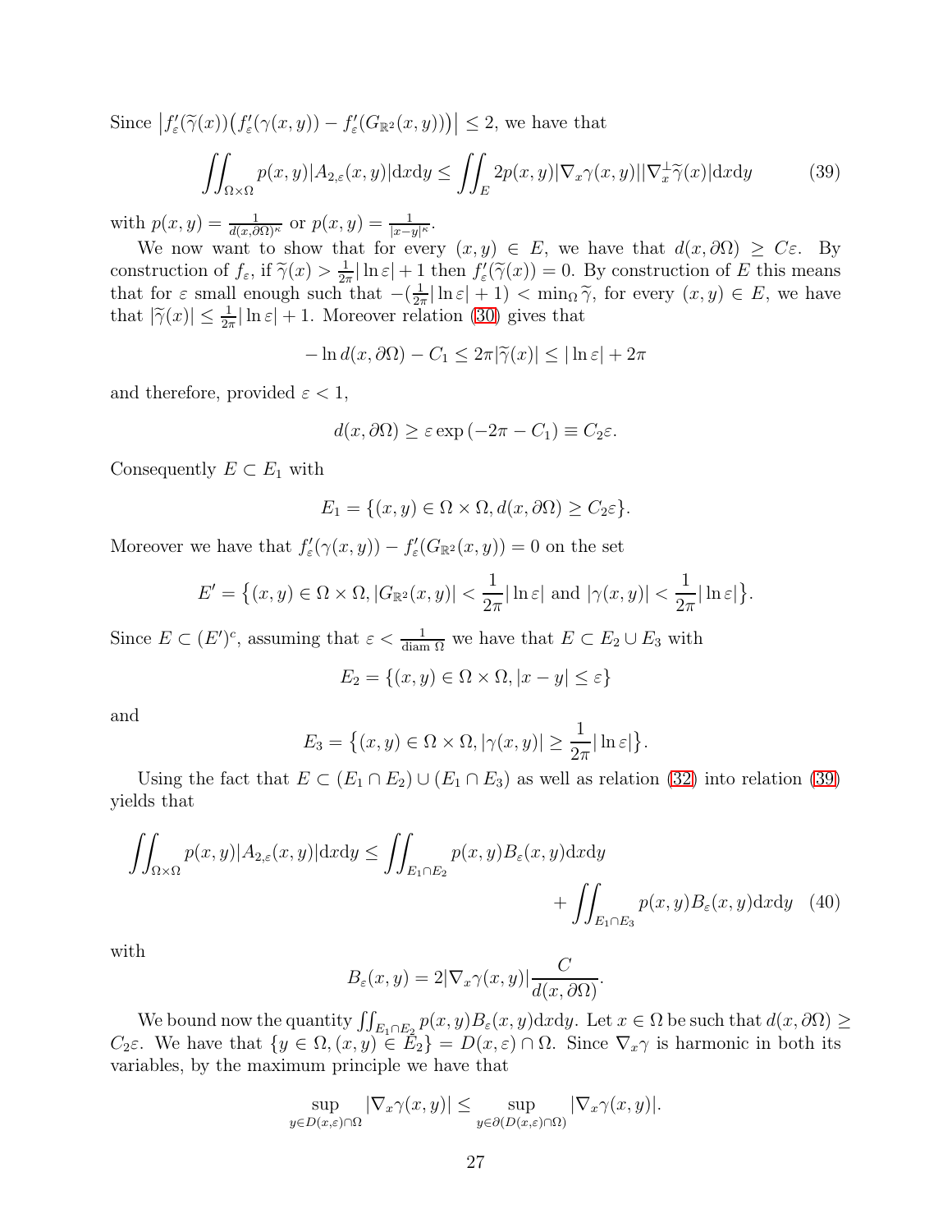Since $\left|f_\varepsilon'(\widetilde{\gamma}(x))\big(f_\varepsilon'(\gamma(x,y)) - f_\varepsilon'(G_{\mathbb{R}^2}(x,y))\big)\right| \leq 2$, we have that

$$\iint_{\Omega\times\Omega} p(x,y)|A_{2,\varepsilon}(x,y)|\mathrm{d}x\mathrm{d}y \leq \iint_E 2p(x,y)|\nabla_x\gamma(x,y)||\nabla_x^\perp\widetilde{\gamma}(x)|\mathrm{d}x\mathrm{d}y \tag{39}$$

with $p(x,y) = \frac{1}{d(x,\partial\Omega)^\kappa}$ or $p(x,y) = \frac{1}{|x-y|^\kappa}$.

We now want to show that for every $(x,y) \in E$, we have that $d(x,\partial\Omega) \geq C\varepsilon$. By construction of $f_\varepsilon$, if $\widetilde{\gamma}(x) > \frac{1}{2\pi}|\ln\varepsilon| + 1$ then $f_\varepsilon'(\widetilde{\gamma}(x)) = 0$. By construction of $E$ this means that for $\varepsilon$ small enough such that $-(\frac{1}{2\pi}|\ln\varepsilon| + 1) < \min_\Omega \widetilde{\gamma}$, for every $(x,y) \in E$, we have that $|\widetilde{\gamma}(x)| \leq \frac{1}{2\pi}|\ln\varepsilon| + 1$. Moreover relation (30) gives that

$$-\ln d(x,\partial\Omega) - C_1 \leq 2\pi|\widetilde{\gamma}(x)| \leq |\ln\varepsilon| + 2\pi$$

and therefore, provided $\varepsilon < 1$,

$$d(x,\partial\Omega) \geq \varepsilon\exp\left(-2\pi - C_1\right) \equiv C_2\varepsilon.$$

Consequently $E \subset E_1$ with

$$E_1 = \{(x,y) \in \Omega\times\Omega, d(x,\partial\Omega) \geq C_2\varepsilon\}.$$

Moreover we have that $f_\varepsilon'(\gamma(x,y)) - f_\varepsilon'(G_{\mathbb{R}^2}(x,y)) = 0$ on the set

$$E' = \big\{(x,y) \in \Omega\times\Omega, |G_{\mathbb{R}^2}(x,y)| < \frac{1}{2\pi}|\ln\varepsilon| \text{ and } |\gamma(x,y)| < \frac{1}{2\pi}|\ln\varepsilon|\big\}.$$

Since $E \subset (E')^c$, assuming that $\varepsilon < \frac{1}{\operatorname{diam}\,\Omega}$ we have that $E \subset E_2 \cup E_3$ with

$$E_2 = \{(x,y) \in \Omega\times\Omega, |x-y| \leq \varepsilon\}$$

and

$$E_3 = \big\{(x,y) \in \Omega\times\Omega, |\gamma(x,y)| \geq \frac{1}{2\pi}|\ln\varepsilon|\big\}.$$

Using the fact that $E \subset (E_1 \cap E_2) \cup (E_1 \cap E_3)$ as well as relation (32) into relation (39) yields that

$$\iint_{\Omega\times\Omega} p(x,y)|A_{2,\varepsilon}(x,y)|\mathrm{d}x\mathrm{d}y \leq \iint_{E_1\cap E_2} p(x,y)B_\varepsilon(x,y)\mathrm{d}x\mathrm{d}y + \iint_{E_1\cap E_3} p(x,y)B_\varepsilon(x,y)\mathrm{d}x\mathrm{d}y \tag{40}$$

with

$$B_\varepsilon(x,y) = 2|\nabla_x\gamma(x,y)|\frac{C}{d(x,\partial\Omega)}.$$

We bound now the quantity $\iint_{E_1\cap E_2} p(x,y)B_\varepsilon(x,y)\mathrm{d}x\mathrm{d}y$. Let $x \in \Omega$ be such that $d(x,\partial\Omega) \geq C_2\varepsilon$. We have that $\{y \in \Omega, (x,y) \in E_2\} = D(x,\varepsilon) \cap \Omega$. Since $\nabla_x\gamma$ is harmonic in both its variables, by the maximum principle we have that

$$\sup_{y\in D(x,\varepsilon)\cap\Omega} |\nabla_x\gamma(x,y)| \leq \sup_{y\in\partial(D(x,\varepsilon)\cap\Omega)} |\nabla_x\gamma(x,y)|.$$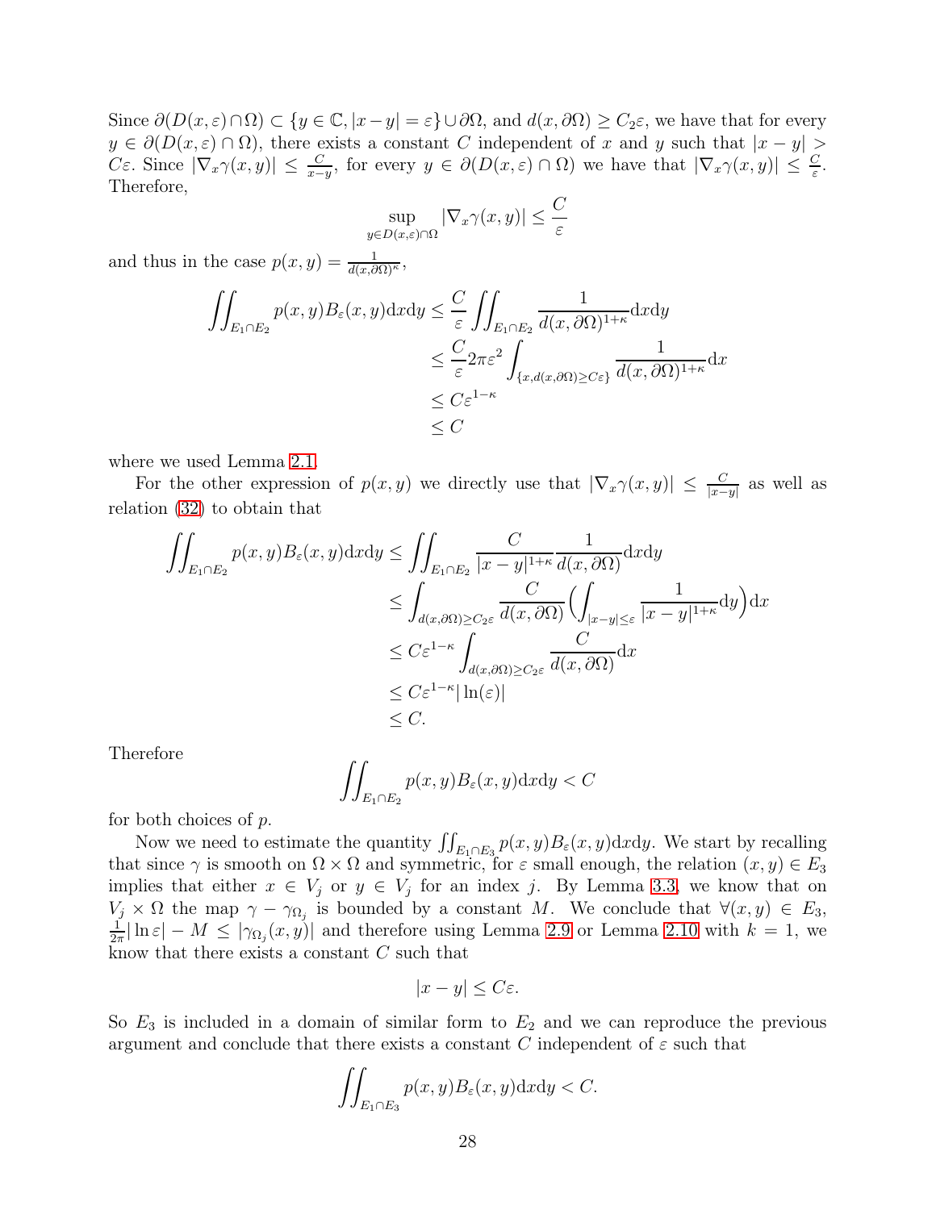Since $\partial(D(x,\varepsilon)\cap\Omega) \subset \{y \in \mathbb{C}, |x-y| = \varepsilon\} \cup \partial\Omega$, and $d(x,\partial\Omega) \geq C_2\varepsilon$, we have that for every $y \in \partial(D(x,\varepsilon)\cap\Omega)$, there exists a constant $C$ independent of $x$ and $y$ such that $|x-y| > C\varepsilon$. Since $|\nabla_x \gamma(x,y)| \leq \frac{C}{x-y}$, for every $y \in \partial(D(x,\varepsilon)\cap\Omega)$ we have that $|\nabla_x\gamma(x,y)| \leq \frac{C}{\varepsilon}$. Therefore,

$$\sup_{y\in D(x,\varepsilon)\cap\Omega} |\nabla_x \gamma(x,y)| \leq \frac{C}{\varepsilon}$$

and thus in the case $p(x,y) = \frac{1}{d(x,\partial\Omega)^\kappa}$,

$$\begin{aligned}
\iint_{E_1\cap E_2} p(x,y) B_\varepsilon(x,y)\mathrm{d}x\mathrm{d}y &\leq \frac{C}{\varepsilon}\iint_{E_1\cap E_2} \frac{1}{d(x,\partial\Omega)^{1+\kappa}}\mathrm{d}x\mathrm{d}y \\
&\leq \frac{C}{\varepsilon}2\pi\varepsilon^2 \int_{\{x, d(x,\partial\Omega)\geq C\varepsilon\}} \frac{1}{d(x,\partial\Omega)^{1+\kappa}}\mathrm{d}x \\
&\leq C\varepsilon^{1-\kappa} \\
&\leq C
\end{aligned}$$

where we used Lemma 2.1.

For the other expression of $p(x,y)$ we directly use that $|\nabla_x\gamma(x,y)| \leq \frac{C}{|x-y|}$ as well as relation (32) to obtain that

$$\begin{aligned}
\iint_{E_1\cap E_2} p(x,y)B_\varepsilon(x,y)\mathrm{d}x\mathrm{d}y &\leq \iint_{E_1\cap E_2} \frac{C}{|x-y|^{1+\kappa}}\frac{1}{d(x,\partial\Omega)}\mathrm{d}x\mathrm{d}y \\
&\leq \int_{d(x,\partial\Omega)\geq C_2\varepsilon} \frac{C}{d(x,\partial\Omega)}\Big(\int_{|x-y|\leq\varepsilon}\frac{1}{|x-y|^{1+\kappa}}\mathrm{d}y\Big)\mathrm{d}x \\
&\leq C\varepsilon^{1-\kappa}\int_{d(x,\partial\Omega)\geq C_2\varepsilon}\frac{C}{d(x,\partial\Omega)}\mathrm{d}x \\
&\leq C\varepsilon^{1-\kappa}|\ln(\varepsilon)| \\
&\leq C.
\end{aligned}$$

Therefore

$$\iint_{E_1\cap E_2} p(x,y)B_\varepsilon(x,y)\mathrm{d}x\mathrm{d}y < C$$

for both choices of $p$.

Now we need to estimate the quantity $\iint_{E_1\cap E_3} p(x,y)B_\varepsilon(x,y)\mathrm{d}x\mathrm{d}y$. We start by recalling that since $\gamma$ is smooth on $\Omega\times\Omega$ and symmetric, for $\varepsilon$ small enough, the relation $(x,y)\in E_3$ implies that either $x\in V_j$ or $y\in V_j$ for an index $j$. By Lemma 3.3, we know that on $V_j\times\Omega$ the map $\gamma - \gamma_{\Omega_j}$ is bounded by a constant $M$. We conclude that $\forall(x,y)\in E_3$, $\frac{1}{2\pi}|\ln\varepsilon| - M \leq |\gamma_{\Omega_j}(x,y)|$ and therefore using Lemma 2.9 or Lemma 2.10 with $k=1$, we know that there exists a constant $C$ such that

$$|x-y| \leq C\varepsilon.$$

So $E_3$ is included in a domain of similar form to $E_2$ and we can reproduce the previous argument and conclude that there exists a constant $C$ independent of $\varepsilon$ such that

$$\iint_{E_1\cap E_3} p(x,y)B_\varepsilon(x,y)\mathrm{d}x\mathrm{d}y < C.$$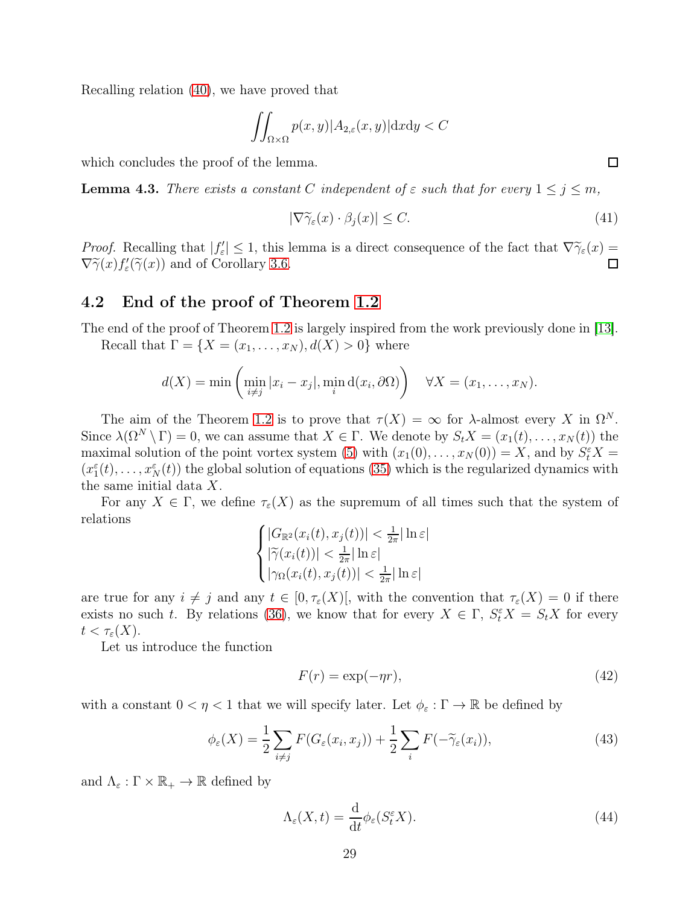Recalling relation (40), we have proved that

$$\iint_{\Omega\times\Omega} p(x,y)|A_{2,\varepsilon}(x,y)|\mathrm{d}x\mathrm{d}y < C$$

which concludes the proof of the lemma. □

**Lemma 4.3.** *There exists a constant $C$ independent of $\varepsilon$ such that for every $1 \le j \le m$,*

$$|\nabla\widetilde{\gamma}_\varepsilon(x)\cdot\beta_j(x)| \le C. \tag{41}$$

*Proof.* Recalling that $|f'_\varepsilon| \le 1$, this lemma is a direct consequence of the fact that $\nabla\widetilde{\gamma}_\varepsilon(x) = \nabla\widetilde{\gamma}(x)f'_\varepsilon(\widetilde{\gamma}(x))$ and of Corollary 3.6. □

## 4.2 End of the proof of Theorem 1.2

The end of the proof of Theorem 1.2 is largely inspired from the work previously done in [13].

Recall that $\Gamma = \{X = (x_1,\dots,x_N), d(X) > 0\}$ where

$$d(X) = \min\left(\min_{i\neq j}|x_i - x_j|, \min_i \mathrm{d}(x_i,\partial\Omega)\right) \quad \forall X = (x_1,\dots,x_N).$$

The aim of the Theorem 1.2 is to prove that $\tau(X) = \infty$ for $\lambda$-almost every $X$ in $\Omega^N$. Since $\lambda(\Omega^N\setminus\Gamma) = 0$, we can assume that $X\in\Gamma$. We denote by $S_tX = (x_1(t),\dots,x_N(t))$ the maximal solution of the point vortex system (5) with $(x_1(0),\dots,x_N(0)) = X$, and by $S^\varepsilon_t X = (x^\varepsilon_1(t),\dots,x^\varepsilon_N(t))$ the global solution of equations (35) which is the regularized dynamics with the same initial data $X$.

For any $X\in\Gamma$, we define $\tau_\varepsilon(X)$ as the supremum of all times such that the system of relations

$$\begin{cases} |G_{\mathbb{R}^2}(x_i(t),x_j(t))| < \frac{1}{2\pi}|\ln\varepsilon| \\ |\widetilde{\gamma}(x_i(t))| < \frac{1}{2\pi}|\ln\varepsilon| \\ |\gamma_\Omega(x_i(t),x_j(t))| < \frac{1}{2\pi}|\ln\varepsilon| \end{cases}$$

are true for any $i\neq j$ and any $t\in[0,\tau_\varepsilon(X)[$, with the convention that $\tau_\varepsilon(X) = 0$ if there exists no such $t$. By relations (36), we know that for every $X\in\Gamma$, $S^\varepsilon_t X = S_tX$ for every $t < \tau_\varepsilon(X)$.

Let us introduce the function

$$F(r) = \exp(-\eta r), \tag{42}$$

with a constant $0 < \eta < 1$ that we will specify later. Let $\phi_\varepsilon : \Gamma\to\mathbb{R}$ be defined by

$$\phi_\varepsilon(X) = \frac{1}{2}\sum_{i\neq j}F(G_\varepsilon(x_i,x_j)) + \frac{1}{2}\sum_i F(-\widetilde{\gamma}_\varepsilon(x_i)), \tag{43}$$

and $\Lambda_\varepsilon : \Gamma\times\mathbb{R}_+\to\mathbb{R}$ defined by

$$\Lambda_\varepsilon(X,t) = \frac{\mathrm{d}}{\mathrm{d}t}\phi_\varepsilon(S^\varepsilon_t X). \tag{44}$$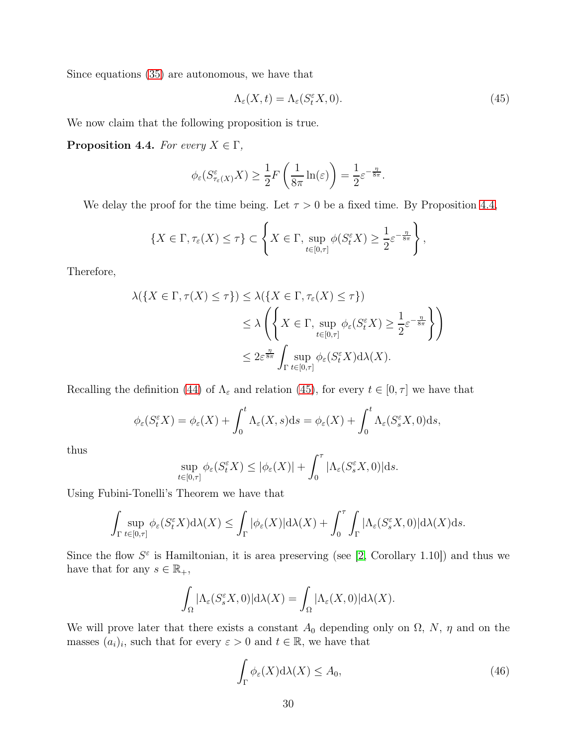Since equations (35) are autonomous, we have that

$$\Lambda_\varepsilon(X,t) = \Lambda_\varepsilon(S^\varepsilon_t X, 0). \tag{45}$$

We now claim that the following proposition is true.

**Proposition 4.4.** *For every $X \in \Gamma$,*

$$\phi_\varepsilon(S^\varepsilon_{\tau_\varepsilon(X)} X) \geq \frac{1}{2} F\left(\frac{1}{8\pi}\ln(\varepsilon)\right) = \frac{1}{2}\varepsilon^{-\frac{\eta}{8\pi}}.$$

We delay the proof for the time being. Let $\tau > 0$ be a fixed time. By Proposition 4.4,

$$\{X \in \Gamma, \tau_\varepsilon(X) \leq \tau\} \subset \left\{ X \in \Gamma, \sup_{t\in[0,\tau]} \phi(S^\varepsilon_t X) \geq \frac{1}{2}\varepsilon^{-\frac{\eta}{8\pi}} \right\},$$

Therefore,

$$\begin{aligned}
\lambda(\{X \in \Gamma, \tau(X) \leq \tau\}) &\leq \lambda(\{X \in \Gamma, \tau_\varepsilon(X) \leq \tau\}) \\
&\leq \lambda\left( \left\{ X \in \Gamma, \sup_{t\in[0,\tau]} \phi_\varepsilon(S^\varepsilon_t X) \geq \frac{1}{2}\varepsilon^{-\frac{\eta}{8\pi}} \right\} \right) \\
&\leq 2\varepsilon^{\frac{\eta}{8\pi}} \int_\Gamma \sup_{t\in[0,\tau]} \phi_\varepsilon(S^\varepsilon_t X) \mathrm{d}\lambda(X).
\end{aligned}$$

Recalling the definition (44) of $\Lambda_\varepsilon$ and relation (45), for every $t \in [0,\tau]$ we have that

$$\phi_\varepsilon(S^\varepsilon_t X) = \phi_\varepsilon(X) + \int_0^t \Lambda_\varepsilon(X,s)\mathrm{d}s = \phi_\varepsilon(X) + \int_0^t \Lambda_\varepsilon(S^\varepsilon_s X, 0)\mathrm{d}s,$$

thus

$$\sup_{t\in[0,\tau]} \phi_\varepsilon(S^\varepsilon_t X) \leq |\phi_\varepsilon(X)| + \int_0^\tau |\Lambda_\varepsilon(S^\varepsilon_s X, 0)|\mathrm{d}s.$$

Using Fubini-Tonelli's Theorem we have that

$$\int_\Gamma \sup_{t\in[0,\tau]} \phi_\varepsilon(S^\varepsilon_t X)\mathrm{d}\lambda(X) \leq \int_\Gamma |\phi_\varepsilon(X)|\mathrm{d}\lambda(X) + \int_0^\tau \int_\Gamma |\Lambda_\varepsilon(S^\varepsilon_s X, 0)|\mathrm{d}\lambda(X)\mathrm{d}s.$$

Since the flow $S^\varepsilon$ is Hamiltonian, it is area preserving (see [2, Corollary 1.10]) and thus we have that for any $s \in \mathbb{R}_+$,

$$\int_\Omega |\Lambda_\varepsilon(S^\varepsilon_s X, 0)|\mathrm{d}\lambda(X) = \int_\Omega |\Lambda_\varepsilon(X,0)|\mathrm{d}\lambda(X).$$

We will prove later that there exists a constant $A_0$ depending only on $\Omega$, $N$, $\eta$ and on the masses $(a_i)_i$, such that for every $\varepsilon > 0$ and $t \in \mathbb{R}$, we have that

$$\int_\Gamma \phi_\varepsilon(X)\mathrm{d}\lambda(X) \leq A_0, \tag{46}$$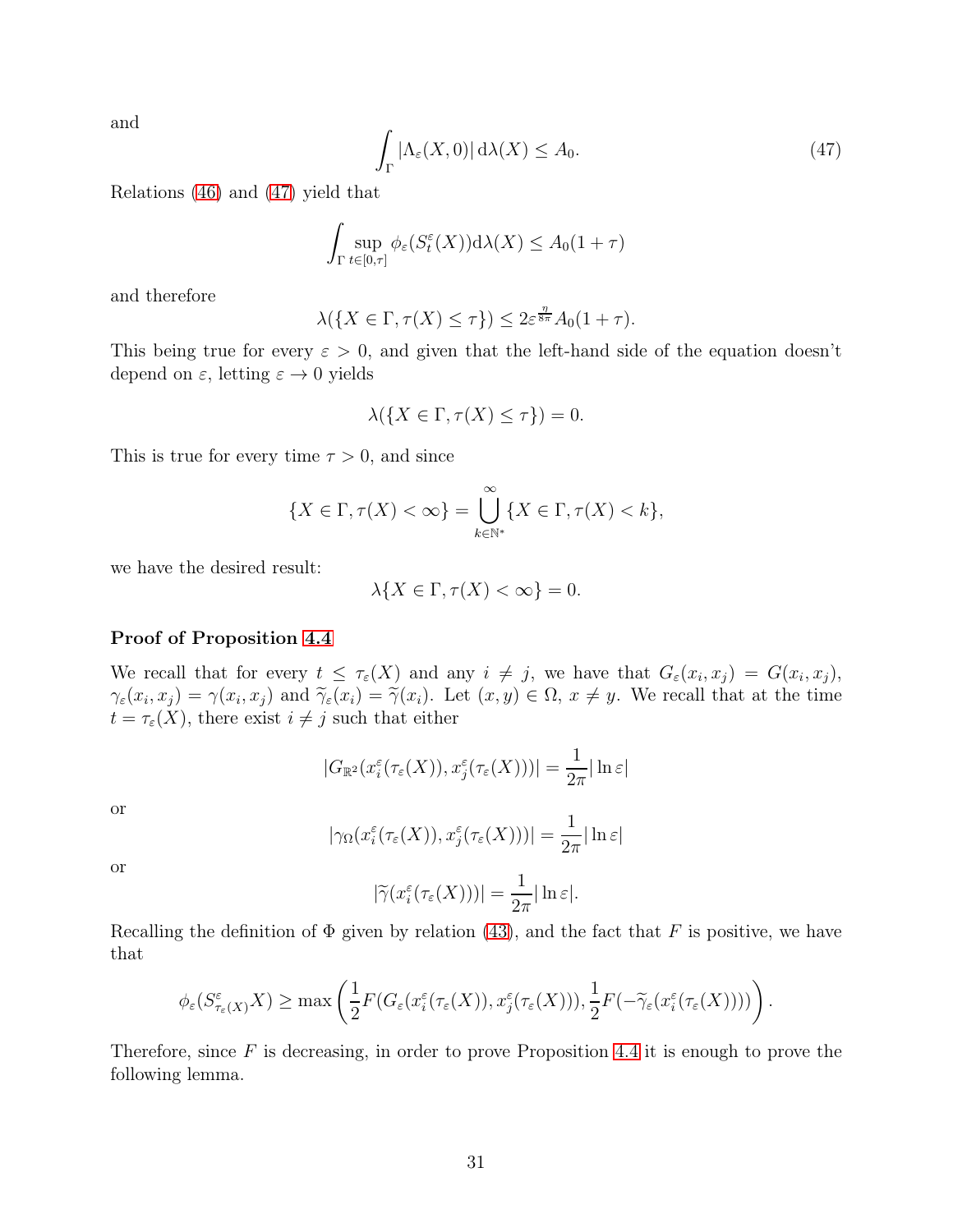and

$$
\int_{\Gamma} |\Lambda_\varepsilon(X,0)| \, \mathrm{d}\lambda(X) \leq A_0. \tag{47}
$$

Relations (46) and (47) yield that

$$
\int_{\Gamma} \sup_{t\in[0,\tau]} \phi_\varepsilon(S^\varepsilon_t(X)) \mathrm{d}\lambda(X) \leq A_0(1+\tau)
$$

and therefore

$$
\lambda(\{X \in \Gamma, \tau(X) \leq \tau\}) \leq 2\varepsilon^{\frac{\eta}{8\pi}} A_0(1+\tau).
$$

This being true for every $\varepsilon > 0$, and given that the left-hand side of the equation doesn't depend on $\varepsilon$, letting $\varepsilon \to 0$ yields

$$
\lambda(\{X \in \Gamma, \tau(X) \leq \tau\}) = 0.
$$

This is true for every time $\tau > 0$, and since

$$
\{X \in \Gamma, \tau(X) < \infty\} = \bigcup_{k\in\mathbb{N}^*}^{\infty} \{X \in \Gamma, \tau(X) < k\},
$$

we have the desired result:

$$
\lambda\{X \in \Gamma, \tau(X) < \infty\} = 0.
$$

**Proof of Proposition 4.4**

We recall that for every $t \leq \tau_\varepsilon(X)$ and any $i \neq j$, we have that $G_\varepsilon(x_i, x_j) = G(x_i, x_j)$, $\gamma_\varepsilon(x_i, x_j) = \gamma(x_i, x_j)$ and $\widetilde{\gamma}_\varepsilon(x_i) = \widetilde{\gamma}(x_i)$. Let $(x, y) \in \Omega$, $x \neq y$. We recall that at the time $t = \tau_\varepsilon(X)$, there exist $i \neq j$ such that either

$$
|G_{\mathbb{R}^2}(x^\varepsilon_i(\tau_\varepsilon(X)), x^\varepsilon_j(\tau_\varepsilon(X)))| = \frac{1}{2\pi}|\ln \varepsilon|
$$

or

$$
|\gamma_\Omega(x^\varepsilon_i(\tau_\varepsilon(X)), x^\varepsilon_j(\tau_\varepsilon(X)))| = \frac{1}{2\pi}|\ln \varepsilon|
$$

or

$$
|\widetilde{\gamma}(x^\varepsilon_i(\tau_\varepsilon(X)))| = \frac{1}{2\pi}|\ln \varepsilon|.
$$

Recalling the definition of $\Phi$ given by relation (43), and the fact that $F$ is positive, we have that

$$
\phi_\varepsilon(S^\varepsilon_{\tau_\varepsilon(X)}X) \geq \max\left(\frac{1}{2}F(G_\varepsilon(x^\varepsilon_i(\tau_\varepsilon(X)), x^\varepsilon_j(\tau_\varepsilon(X))), \frac{1}{2}F(-\widetilde{\gamma}_\varepsilon(x^\varepsilon_i(\tau_\varepsilon(X))))\right).
$$

Therefore, since $F$ is decreasing, in order to prove Proposition 4.4 it is enough to prove the following lemma.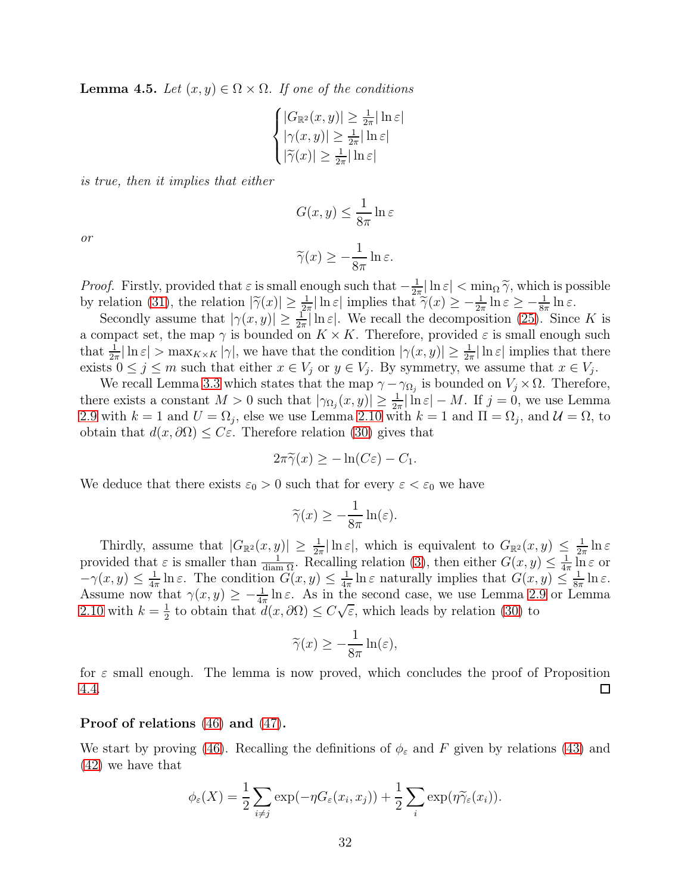**Lemma 4.5.** *Let $(x,y) \in \Omega \times \Omega$. If one of the conditions*

$$\begin{cases} |G_{\mathbb{R}^2}(x,y)| \geq \frac{1}{2\pi}|\ln\varepsilon| \\ |\gamma(x,y)| \geq \frac{1}{2\pi}|\ln\varepsilon| \\ |\widetilde{\gamma}(x)| \geq \frac{1}{2\pi}|\ln\varepsilon| \end{cases}$$

*is true, then it implies that either*

$$G(x,y) \leq \frac{1}{8\pi}\ln\varepsilon$$

*or*

$$\widetilde{\gamma}(x) \geq -\frac{1}{8\pi}\ln\varepsilon.$$

*Proof.* Firstly, provided that $\varepsilon$ is small enough such that $-\frac{1}{2\pi}|\ln\varepsilon| < \min_\Omega \widetilde{\gamma}$, which is possible by relation (31), the relation $|\widetilde{\gamma}(x)| \geq \frac{1}{2\pi}|\ln\varepsilon|$ implies that $\widetilde{\gamma}(x) \geq -\frac{1}{2\pi}\ln\varepsilon \geq -\frac{1}{8\pi}\ln\varepsilon$.

Secondly assume that $|\gamma(x,y)| \geq \frac{1}{2\pi}|\ln\varepsilon|$. We recall the decomposition (25). Since $K$ is a compact set, the map $\gamma$ is bounded on $K\times K$. Therefore, provided $\varepsilon$ is small enough such that $\frac{1}{2\pi}|\ln\varepsilon| > \max_{K\times K}|\gamma|$, we have that the condition $|\gamma(x,y)| \geq \frac{1}{2\pi}|\ln\varepsilon|$ implies that there exists $0 \leq j \leq m$ such that either $x \in V_j$ or $y \in V_j$. By symmetry, we assume that $x \in V_j$.

We recall Lemma 3.3 which states that the map $\gamma - \gamma_{\Omega_j}$ is bounded on $V_j \times \Omega$. Therefore, there exists a constant $M > 0$ such that $|\gamma_{\Omega_j}(x,y)| \geq \frac{1}{2\pi}|\ln\varepsilon| - M$. If $j = 0$, we use Lemma 2.9 with $k = 1$ and $U = \Omega_j$, else we use Lemma 2.10 with $k = 1$ and $\Pi = \Omega_j$, and $\mathcal{U} = \Omega$, to obtain that $d(x,\partial\Omega) \leq C\varepsilon$. Therefore relation (30) gives that

$$2\pi\widetilde{\gamma}(x) \geq -\ln(C\varepsilon) - C_1.$$

We deduce that there exists $\varepsilon_0 > 0$ such that for every $\varepsilon < \varepsilon_0$ we have

$$\widetilde{\gamma}(x) \geq -\frac{1}{8\pi}\ln(\varepsilon).$$

Thirdly, assume that $|G_{\mathbb{R}^2}(x,y)| \geq \frac{1}{2\pi}|\ln\varepsilon|$, which is equivalent to $G_{\mathbb{R}^2}(x,y) \leq \frac{1}{2\pi}\ln\varepsilon$ provided that $\varepsilon$ is smaller than $\frac{1}{\operatorname{diam}\Omega}$. Recalling relation (3), then either $G(x,y) \leq \frac{1}{4\pi}\ln\varepsilon$ or $-\gamma(x,y) \leq \frac{1}{4\pi}\ln\varepsilon$. The condition $G(x,y) \leq \frac{1}{4\pi}\ln\varepsilon$ naturally implies that $G(x,y) \leq \frac{1}{8\pi}\ln\varepsilon$. Assume now that $\gamma(x,y) \geq -\frac{1}{4\pi}\ln\varepsilon$. As in the second case, we use Lemma 2.9 or Lemma 2.10 with $k = \frac{1}{2}$ to obtain that $d(x,\partial\Omega) \leq C\sqrt{\varepsilon}$, which leads by relation (30) to

$$\widetilde{\gamma}(x) \geq -\frac{1}{8\pi}\ln(\varepsilon),$$

for $\varepsilon$ small enough. The lemma is now proved, which concludes the proof of Proposition 4.4. $\square$

**Proof of relations (46) and (47).**

We start by proving (46). Recalling the definitions of $\phi_\varepsilon$ and $F$ given by relations (43) and (42) we have that

$$\phi_\varepsilon(X) = \frac{1}{2}\sum_{i\neq j}\exp(-\eta G_\varepsilon(x_i,x_j)) + \frac{1}{2}\sum_i \exp(\eta\widetilde{\gamma}_\varepsilon(x_i)).$$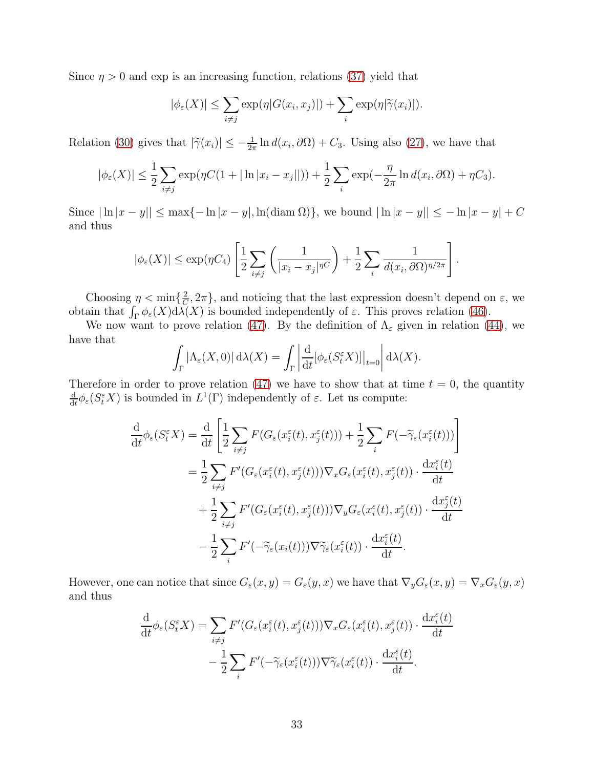Since $\eta > 0$ and exp is an increasing function, relations (37) yield that

$$|\phi_\varepsilon(X)| \le \sum_{i\neq j} \exp(\eta |G(x_i,x_j)|) + \sum_i \exp(\eta|\widetilde{\gamma}(x_i)|).$$

Relation (30) gives that $|\widetilde{\gamma}(x_i)| \le -\frac{1}{2\pi}\ln d(x_i,\partial\Omega) + C_3$. Using also (27), we have that

$$|\phi_\varepsilon(X)| \le \frac{1}{2}\sum_{i\neq j}\exp(\eta C(1+|\ln|x_i-x_j||)) + \frac{1}{2}\sum_i \exp(-\frac{\eta}{2\pi}\ln d(x_i,\partial\Omega) + \eta C_3).$$

Since $|\ln|x-y|| \le \max\{-\ln|x-y|, \ln(\operatorname{diam}\Omega)\}$, we bound $|\ln|x-y|| \le -\ln|x-y| + C$ and thus

$$|\phi_\varepsilon(X)| \le \exp(\eta C_4)\left[\frac{1}{2}\sum_{i\neq j}\left(\frac{1}{|x_i-x_j|^{\eta C}}\right) + \frac{1}{2}\sum_i \frac{1}{d(x_i,\partial\Omega)^{\eta/2\pi}}\right].$$

Choosing $\eta < \min\{\frac{2}{C}, 2\pi\}$, and noticing that the last expression doesn't depend on $\varepsilon$, we obtain that $\int_\Gamma \phi_\varepsilon(X)\mathrm{d}\lambda(X)$ is bounded independently of $\varepsilon$. This proves relation (46).

We now want to prove relation (47). By the definition of $\Lambda_\varepsilon$ given in relation (44), we have that

$$\int_\Gamma |\Lambda_\varepsilon(X,0)|\,\mathrm{d}\lambda(X) = \int_\Gamma \left|\frac{\mathrm{d}}{\mathrm{d}t}[\phi_\varepsilon(S_t^\varepsilon X)]\big|_{t=0}\right| \mathrm{d}\lambda(X).$$

Therefore in order to prove relation (47) we have to show that at time $t=0$, the quantity $\frac{\mathrm{d}}{\mathrm{d}t}\phi_\varepsilon(S_t^\varepsilon X)$ is bounded in $L^1(\Gamma)$ independently of $\varepsilon$. Let us compute:

$$\begin{aligned}
\frac{\mathrm{d}}{\mathrm{d}t}\phi_\varepsilon(S_t^\varepsilon X) &= \frac{\mathrm{d}}{\mathrm{d}t}\left[\frac{1}{2}\sum_{i\neq j} F(G_\varepsilon(x_i^\varepsilon(t),x_j^\varepsilon(t))) + \frac{1}{2}\sum_i F(-\widetilde{\gamma}_\varepsilon(x_i^\varepsilon(t)))\right] \\
&= \frac{1}{2}\sum_{i\neq j} F'(G_\varepsilon(x_i^\varepsilon(t),x_j^\varepsilon(t)))\nabla_x G_\varepsilon(x_i^\varepsilon(t),x_j^\varepsilon(t)) \cdot \frac{\mathrm{d}x_i^\varepsilon(t)}{\mathrm{d}t} \\
&\quad + \frac{1}{2}\sum_{i\neq j} F'(G_\varepsilon(x_i^\varepsilon(t),x_j^\varepsilon(t)))\nabla_y G_\varepsilon(x_i^\varepsilon(t),x_j^\varepsilon(t)) \cdot \frac{\mathrm{d}x_j^\varepsilon(t)}{\mathrm{d}t} \\
&\quad - \frac{1}{2}\sum_i F'(-\widetilde{\gamma}_\varepsilon(x_i(t)))\nabla\widetilde{\gamma}_\varepsilon(x_i^\varepsilon(t)) \cdot \frac{\mathrm{d}x_i^\varepsilon(t)}{\mathrm{d}t}.
\end{aligned}$$

However, one can notice that since $G_\varepsilon(x,y) = G_\varepsilon(y,x)$ we have that $\nabla_y G_\varepsilon(x,y) = \nabla_x G_\varepsilon(y,x)$ and thus

$$\begin{aligned}
\frac{\mathrm{d}}{\mathrm{d}t}\phi_\varepsilon(S_t^\varepsilon X) &= \sum_{i\neq j} F'(G_\varepsilon(x_i^\varepsilon(t),x_j^\varepsilon(t)))\nabla_x G_\varepsilon(x_i^\varepsilon(t),x_j^\varepsilon(t)) \cdot \frac{\mathrm{d}x_i^\varepsilon(t)}{\mathrm{d}t} \\
&\quad - \frac{1}{2}\sum_i F'(-\widetilde{\gamma}_\varepsilon(x_i^\varepsilon(t)))\nabla\widetilde{\gamma}_\varepsilon(x_i^\varepsilon(t)) \cdot \frac{\mathrm{d}x_i^\varepsilon(t)}{\mathrm{d}t}.
\end{aligned}$$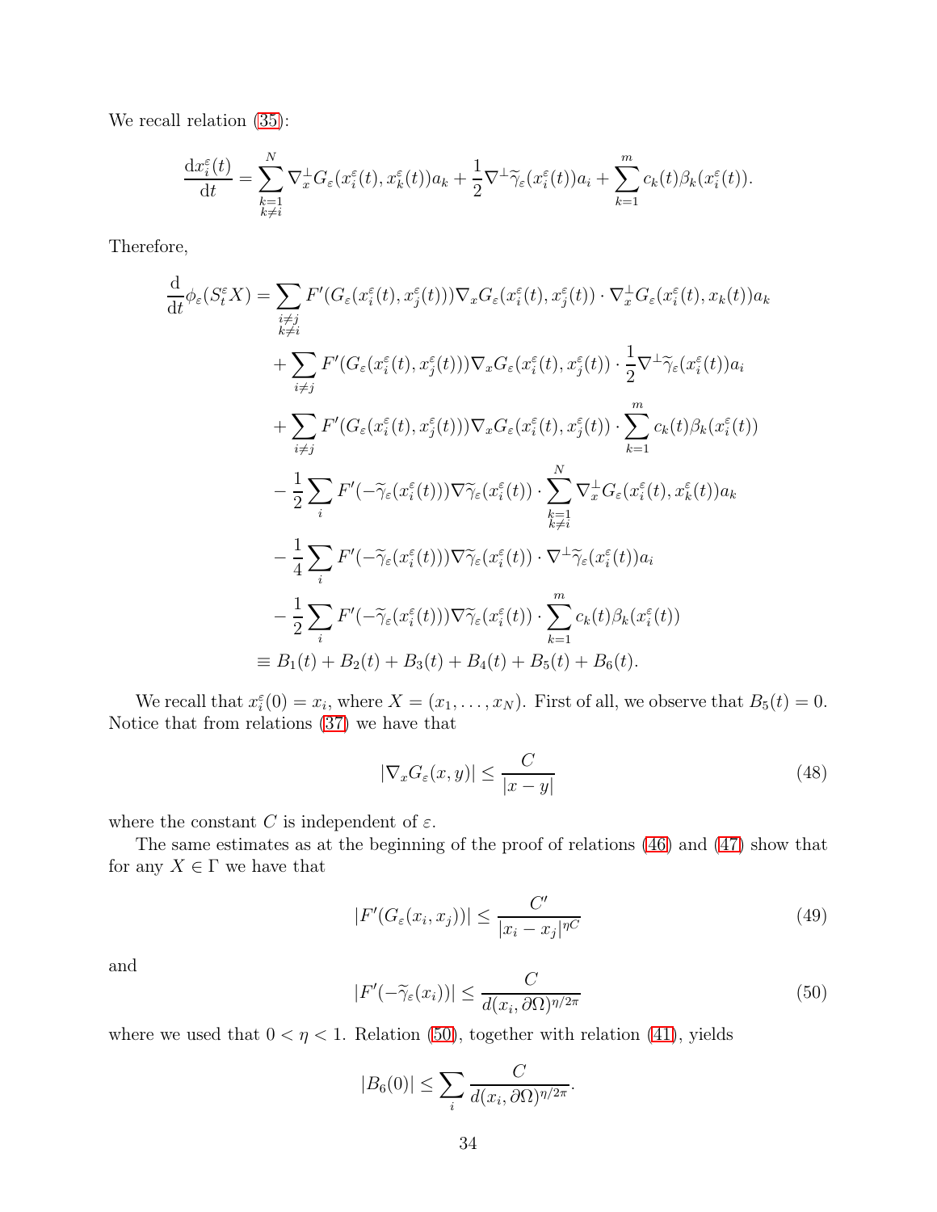We recall relation (35):

$$\frac{\mathrm{d}x_i^\varepsilon(t)}{\mathrm{d}t} = \sum_{\substack{k=1\\k\neq i}}^N \nabla_x^\perp G_\varepsilon(x_i^\varepsilon(t), x_k^\varepsilon(t))a_k + \frac{1}{2}\nabla^\perp \widetilde{\gamma}_\varepsilon(x_i^\varepsilon(t))a_i + \sum_{k=1}^m c_k(t)\beta_k(x_i^\varepsilon(t)).$$

Therefore,

$$\begin{aligned}
\frac{\mathrm{d}}{\mathrm{d}t}\phi_\varepsilon(S_t^\varepsilon X) &= \sum_{\substack{i\neq j\\k\neq i}} F'(G_\varepsilon(x_i^\varepsilon(t), x_j^\varepsilon(t)))\nabla_x G_\varepsilon(x_i^\varepsilon(t), x_j^\varepsilon(t)) \cdot \nabla_x^\perp G_\varepsilon(x_i^\varepsilon(t), x_k(t))a_k \\
&\quad + \sum_{i\neq j} F'(G_\varepsilon(x_i^\varepsilon(t), x_j^\varepsilon(t)))\nabla_x G_\varepsilon(x_i^\varepsilon(t), x_j^\varepsilon(t)) \cdot \frac{1}{2}\nabla^\perp \widetilde{\gamma}_\varepsilon(x_i^\varepsilon(t))a_i \\
&\quad + \sum_{i\neq j} F'(G_\varepsilon(x_i^\varepsilon(t), x_j^\varepsilon(t)))\nabla_x G_\varepsilon(x_i^\varepsilon(t), x_j^\varepsilon(t)) \cdot \sum_{k=1}^m c_k(t)\beta_k(x_i^\varepsilon(t)) \\
&\quad - \frac{1}{2}\sum_i F'(-\widetilde{\gamma}_\varepsilon(x_i^\varepsilon(t)))\nabla\widetilde{\gamma}_\varepsilon(x_i^\varepsilon(t)) \cdot \sum_{\substack{k=1\\k\neq i}}^N \nabla_x^\perp G_\varepsilon(x_i^\varepsilon(t), x_k^\varepsilon(t))a_k \\
&\quad - \frac{1}{4}\sum_i F'(-\widetilde{\gamma}_\varepsilon(x_i^\varepsilon(t)))\nabla\widetilde{\gamma}_\varepsilon(x_i^\varepsilon(t)) \cdot \nabla^\perp\widetilde{\gamma}_\varepsilon(x_i^\varepsilon(t))a_i \\
&\quad - \frac{1}{2}\sum_i F'(-\widetilde{\gamma}_\varepsilon(x_i^\varepsilon(t)))\nabla\widetilde{\gamma}_\varepsilon(x_i^\varepsilon(t)) \cdot \sum_{k=1}^m c_k(t)\beta_k(x_i^\varepsilon(t)) \\
&\equiv B_1(t) + B_2(t) + B_3(t) + B_4(t) + B_5(t) + B_6(t).
\end{aligned}$$

We recall that $x_i^\varepsilon(0) = x_i$, where $X = (x_1, \ldots, x_N)$. First of all, we observe that $B_5(t) = 0$. Notice that from relations (37) we have that

$$|\nabla_x G_\varepsilon(x,y)| \leq \frac{C}{|x-y|} \tag{48}$$

where the constant $C$ is independent of $\varepsilon$.

The same estimates as at the beginning of the proof of relations (46) and (47) show that for any $X \in \Gamma$ we have that

$$|F'(G_\varepsilon(x_i, x_j))| \leq \frac{C'}{|x_i - x_j|^{\eta C}} \tag{49}$$

and

$$|F'(-\widetilde{\gamma}_\varepsilon(x_i))| \leq \frac{C}{d(x_i, \partial\Omega)^{\eta/2\pi}} \tag{50}$$

where we used that $0 < \eta < 1$. Relation (50), together with relation (41), yields

$$|B_6(0)| \leq \sum_i \frac{C}{d(x_i, \partial\Omega)^{\eta/2\pi}}.$$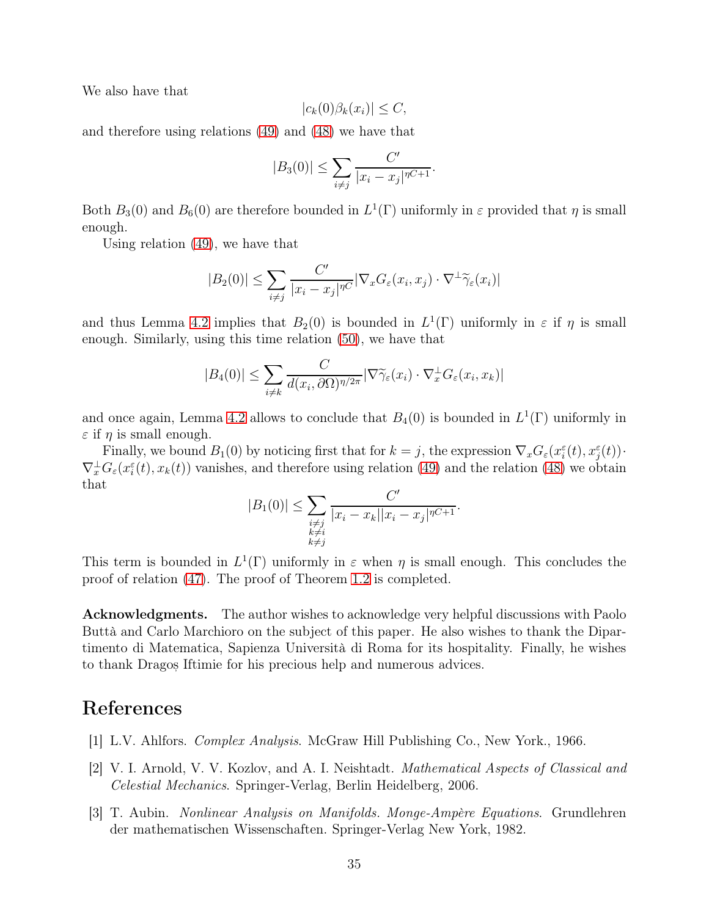We also have that

$$|c_k(0)\beta_k(x_i)| \leq C,$$

and therefore using relations (49) and (48) we have that

$$|B_3(0)| \leq \sum_{i \neq j} \frac{C'}{|x_i - x_j|^{\eta C+1}}.$$

Both $B_3(0)$ and $B_6(0)$ are therefore bounded in $L^1(\Gamma)$ uniformly in $\varepsilon$ provided that $\eta$ is small enough.

Using relation (49), we have that

$$|B_2(0)| \leq \sum_{i \neq j} \frac{C'}{|x_i - x_j|^{\eta C}} |\nabla_x G_\varepsilon(x_i, x_j) \cdot \nabla^\perp \widetilde{\gamma}_\varepsilon(x_i)|$$

and thus Lemma 4.2 implies that $B_2(0)$ is bounded in $L^1(\Gamma)$ uniformly in $\varepsilon$ if $\eta$ is small enough. Similarly, using this time relation (50), we have that

$$|B_4(0)| \leq \sum_{i \neq k} \frac{C}{d(x_i, \partial\Omega)^{\eta/2\pi}} |\nabla \widetilde{\gamma}_\varepsilon(x_i) \cdot \nabla_x^\perp G_\varepsilon(x_i, x_k)|$$

and once again, Lemma 4.2 allows to conclude that $B_4(0)$ is bounded in $L^1(\Gamma)$ uniformly in $\varepsilon$ if $\eta$ is small enough.

Finally, we bound $B_1(0)$ by noticing first that for $k = j$, the expression $\nabla_x G_\varepsilon(x_i^\varepsilon(t), x_j^\varepsilon(t)) \cdot \nabla_x^\perp G_\varepsilon(x_i^\varepsilon(t), x_k(t))$ vanishes, and therefore using relation (49) and the relation (48) we obtain that

$$|B_1(0)| \leq \sum_{\substack{i \neq j \\ k \neq i \\ k \neq j}} \frac{C'}{|x_i - x_k||x_i - x_j|^{\eta C+1}}.$$

This term is bounded in $L^1(\Gamma)$ uniformly in $\varepsilon$ when $\eta$ is small enough. This concludes the proof of relation (47). The proof of Theorem 1.2 is completed.

**Acknowledgments.** The author wishes to acknowledge very helpful discussions with Paolo Buttà and Carlo Marchioro on the subject of this paper. He also wishes to thank the Dipartimento di Matematica, Sapienza Università di Roma for its hospitality. Finally, he wishes to thank Dragoș Iftimie for his precious help and numerous advices.

# References

[1] L.V. Ahlfors. *Complex Analysis*. McGraw Hill Publishing Co., New York., 1966.

[2] V. I. Arnold, V. V. Kozlov, and A. I. Neishtadt. *Mathematical Aspects of Classical and Celestial Mechanics*. Springer-Verlag, Berlin Heidelberg, 2006.

[3] T. Aubin. *Nonlinear Analysis on Manifolds. Monge-Ampère Equations*. Grundlehren der mathematischen Wissenschaften. Springer-Verlag New York, 1982.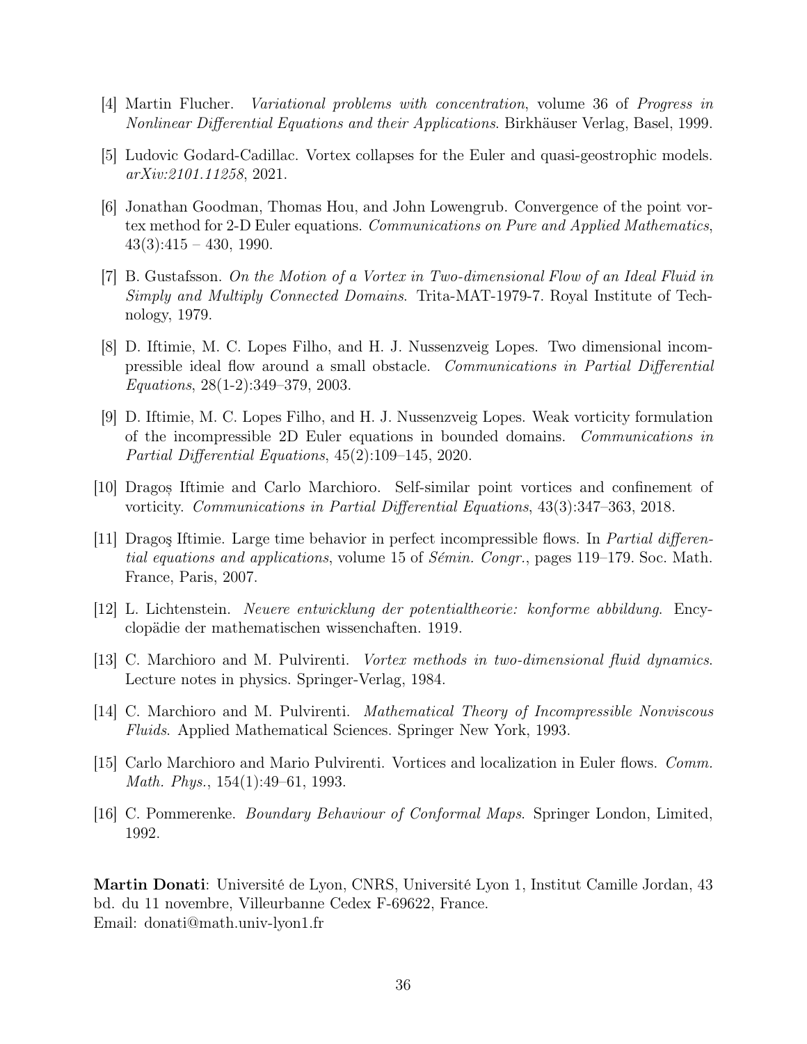[4] Martin Flucher. *Variational problems with concentration*, volume 36 of *Progress in Nonlinear Differential Equations and their Applications*. Birkhäuser Verlag, Basel, 1999.

[5] Ludovic Godard-Cadillac. Vortex collapses for the Euler and quasi-geostrophic models. *arXiv:2101.11258*, 2021.

[6] Jonathan Goodman, Thomas Hou, and John Lowengrub. Convergence of the point vortex method for 2-D Euler equations. *Communications on Pure and Applied Mathematics*, 43(3):415 – 430, 1990.

[7] B. Gustafsson. *On the Motion of a Vortex in Two-dimensional Flow of an Ideal Fluid in Simply and Multiply Connected Domains*. Trita-MAT-1979-7. Royal Institute of Technology, 1979.

[8] D. Iftimie, M. C. Lopes Filho, and H. J. Nussenzveig Lopes. Two dimensional incompressible ideal flow around a small obstacle. *Communications in Partial Differential Equations*, 28(1-2):349–379, 2003.

[9] D. Iftimie, M. C. Lopes Filho, and H. J. Nussenzveig Lopes. Weak vorticity formulation of the incompressible 2D Euler equations in bounded domains. *Communications in Partial Differential Equations*, 45(2):109–145, 2020.

[10] Dragoș Iftimie and Carlo Marchioro. Self-similar point vortices and confinement of vorticity. *Communications in Partial Differential Equations*, 43(3):347–363, 2018.

[11] Dragoş Iftimie. Large time behavior in perfect incompressible flows. In *Partial differential equations and applications*, volume 15 of *Sémin. Congr.*, pages 119–179. Soc. Math. France, Paris, 2007.

[12] L. Lichtenstein. *Neuere entwicklung der potentialtheorie: konforme abbildung*. Encyclopädie der mathematischen wissenchaften. 1919.

[13] C. Marchioro and M. Pulvirenti. *Vortex methods in two-dimensional fluid dynamics*. Lecture notes in physics. Springer-Verlag, 1984.

[14] C. Marchioro and M. Pulvirenti. *Mathematical Theory of Incompressible Nonviscous Fluids*. Applied Mathematical Sciences. Springer New York, 1993.

[15] Carlo Marchioro and Mario Pulvirenti. Vortices and localization in Euler flows. *Comm. Math. Phys.*, 154(1):49–61, 1993.

[16] C. Pommerenke. *Boundary Behaviour of Conformal Maps*. Springer London, Limited, 1992.

**Martin Donati**: Université de Lyon, CNRS, Université Lyon 1, Institut Camille Jordan, 43 bd. du 11 novembre, Villeurbanne Cedex F-69622, France.
Email: donati@math.univ-lyon1.fr